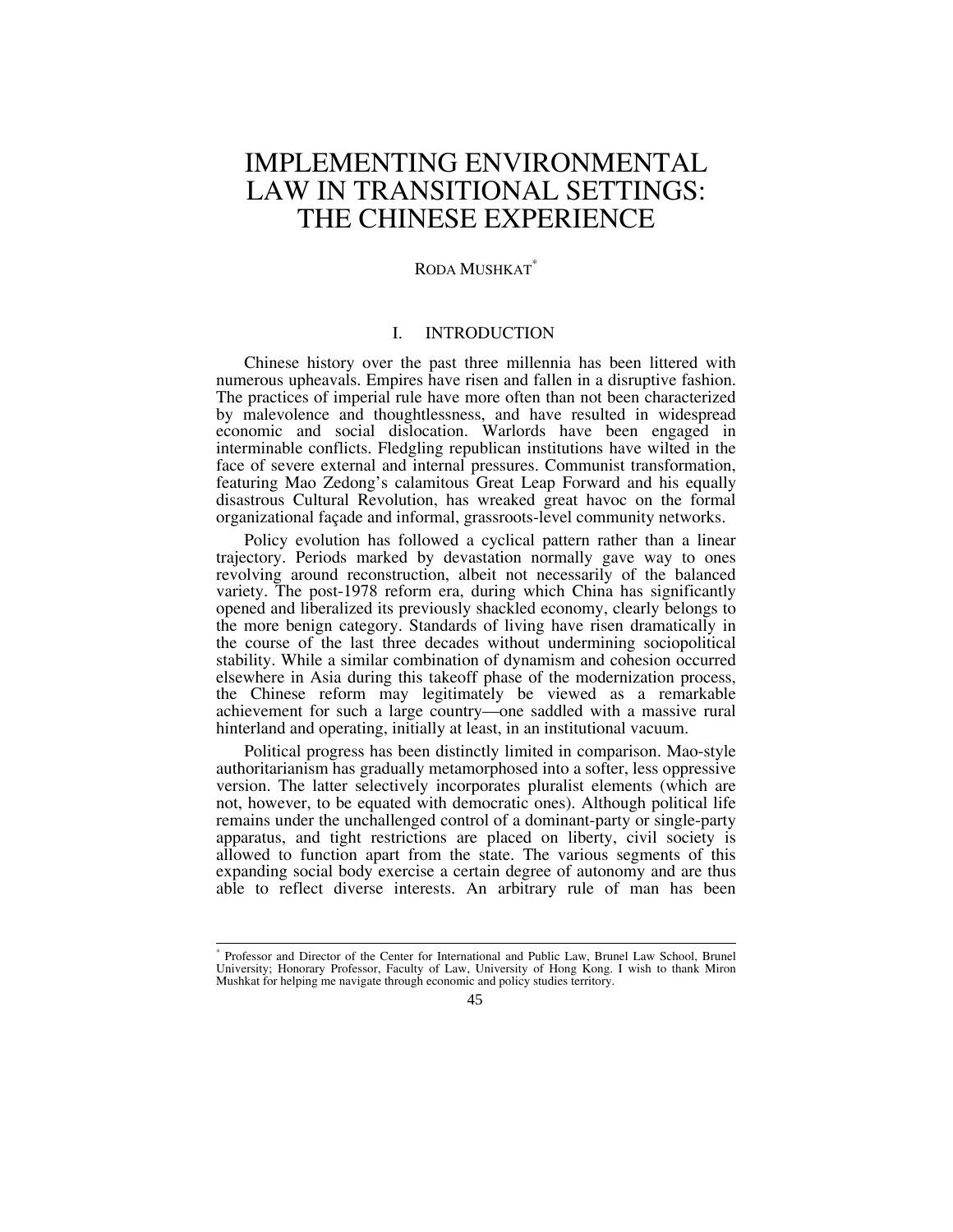# IMPLEMENTING ENVIRONMENTAL LAW IN TRANSITIONAL SETTINGS: THE CHINESE EXPERIENCE

RODA MUSHKAT[*]

## I. INTRODUCTION

Chinese history over the past three millennia has been littered with numerous upheavals. Empires have risen and fallen in a disruptive fashion. The practices of imperial rule have more often than not been characterized by malevolence and thoughtlessness, and have resulted in widespread economic and social dislocation. Warlords have been engaged in interminable conflicts. Fledgling republican institutions have wilted in the face of severe external and internal pressures. Communist transformation, featuring Mao Zedong's calamitous Great Leap Forward and his equally disastrous Cultural Revolution, has wreaked great havoc on the formal organizational façade and informal, grassroots-level community networks.

Policy evolution has followed a cyclical pattern rather than a linear trajectory. Periods marked by devastation normally gave way to ones revolving around reconstruction, albeit not necessarily of the balanced variety. The post-1978 reform era, during which China has significantly opened and liberalized its previously shackled economy, clearly belongs to the more benign category. Standards of living have risen dramatically in the course of the last three decades without undermining sociopolitical stability. While a similar combination of dynamism and cohesion occurred elsewhere in Asia during this takeoff phase of the modernization process, the Chinese reform may legitimately be viewed as a remarkable achievement for such a large country—one saddled with a massive rural hinterland and operating, initially at least, in an institutional vacuum.

Political progress has been distinctly limited in comparison. Mao-style authoritarianism has gradually metamorphosed into a softer, less oppressive version. The latter selectively incorporates pluralist elements (which are not, however, to be equated with democratic ones). Although political life remains under the unchallenged control of a dominant-party or single-party apparatus, and tight restrictions are placed on liberty, civil society is allowed to function apart from the state. The various segments of this expanding social body exercise a certain degree of autonomy and are thus able to reflect diverse interests. An arbitrary rule of man has been

---

[*] Professor and Director of the Center for International and Public Law, Brunel Law School, Brunel University; Honorary Professor, Faculty of Law, University of Hong Kong. I wish to thank Miron Mushkat for helping me navigate through economic and policy studies territory.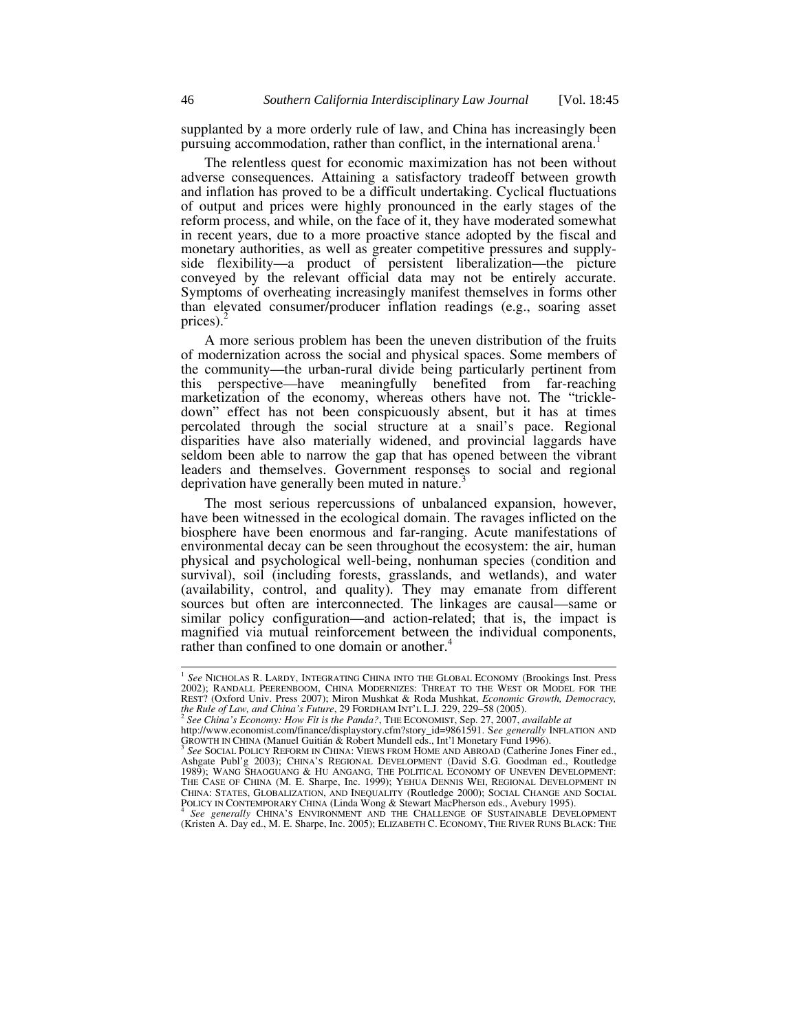supplanted by a more orderly rule of law, and China has increasingly been pursuing accommodation, rather than conflict, in the international arena.[1]

The relentless quest for economic maximization has not been without adverse consequences. Attaining a satisfactory tradeoff between growth and inflation has proved to be a difficult undertaking. Cyclical fluctuations of output and prices were highly pronounced in the early stages of the reform process, and while, on the face of it, they have moderated somewhat in recent years, due to a more proactive stance adopted by the fiscal and monetary authorities, as well as greater competitive pressures and supply-side flexibility—a product of persistent liberalization—the picture conveyed by the relevant official data may not be entirely accurate. Symptoms of overheating increasingly manifest themselves in forms other than elevated consumer/producer inflation readings (e.g., soaring asset prices).[2]

A more serious problem has been the uneven distribution of the fruits of modernization across the social and physical spaces. Some members of the community—the urban-rural divide being particularly pertinent from this perspective—have meaningfully benefited from far-reaching marketization of the economy, whereas others have not. The "trickle-down" effect has not been conspicuously absent, but it has at times percolated through the social structure at a snail's pace. Regional disparities have also materially widened, and provincial laggards have seldom been able to narrow the gap that has opened between the vibrant leaders and themselves. Government responses to social and regional deprivation have generally been muted in nature.[3]

The most serious repercussions of unbalanced expansion, however, have been witnessed in the ecological domain. The ravages inflicted on the biosphere have been enormous and far-ranging. Acute manifestations of environmental decay can be seen throughout the ecosystem: the air, human physical and psychological well-being, nonhuman species (condition and survival), soil (including forests, grasslands, and wetlands), and water (availability, control, and quality). They may emanate from different sources but often are interconnected. The linkages are causal—same or similar policy configuration—and action-related; that is, the impact is magnified via mutual reinforcement between the individual components, rather than confined to one domain or another.[4]

---

[1] *See* NICHOLAS R. LARDY, INTEGRATING CHINA INTO THE GLOBAL ECONOMY (Brookings Inst. Press 2002); RANDALL PEERENBOOM, CHINA MODERNIZES: THREAT TO THE WEST OR MODEL FOR THE REST? (Oxford Univ. Press 2007); Miron Mushkat & Roda Mushkat, *Economic Growth, Democracy, the Rule of Law, and China's Future*, 29 FORDHAM INT'L L.J. 229, 229–58 (2005).

[2] *See China's Economy: How Fit is the Panda?*, THE ECONOMIST, Sep. 27, 2007, *available at* http://www.economist.com/finance/displaystory.cfm?story_id=9861591. S*ee generally* INFLATION AND GROWTH IN CHINA (Manuel Guitián & Robert Mundell eds., Int'l Monetary Fund 1996).

[3] *See* SOCIAL POLICY REFORM IN CHINA: VIEWS FROM HOME AND ABROAD (Catherine Jones Finer ed., Ashgate Publ'g 2003); CHINA'S REGIONAL DEVELOPMENT (David S.G. Goodman ed., Routledge 1989); WANG SHAOGUANG & HU ANGANG, THE POLITICAL ECONOMY OF UNEVEN DEVELOPMENT: THE CASE OF CHINA (M. E. Sharpe, Inc. 1999); YEHUA DENNIS WEI, REGIONAL DEVELOPMENT IN CHINA: STATES, GLOBALIZATION, AND INEQUALITY (Routledge 2000); SOCIAL CHANGE AND SOCIAL POLICY IN CONTEMPORARY CHINA (Linda Wong & Stewart MacPherson eds., Avebury 1995).

[4] *See generally* CHINA'S ENVIRONMENT AND THE CHALLENGE OF SUSTAINABLE DEVELOPMENT (Kristen A. Day ed., M. E. Sharpe, Inc. 2005); ELIZABETH C. ECONOMY, THE RIVER RUNS BLACK: THE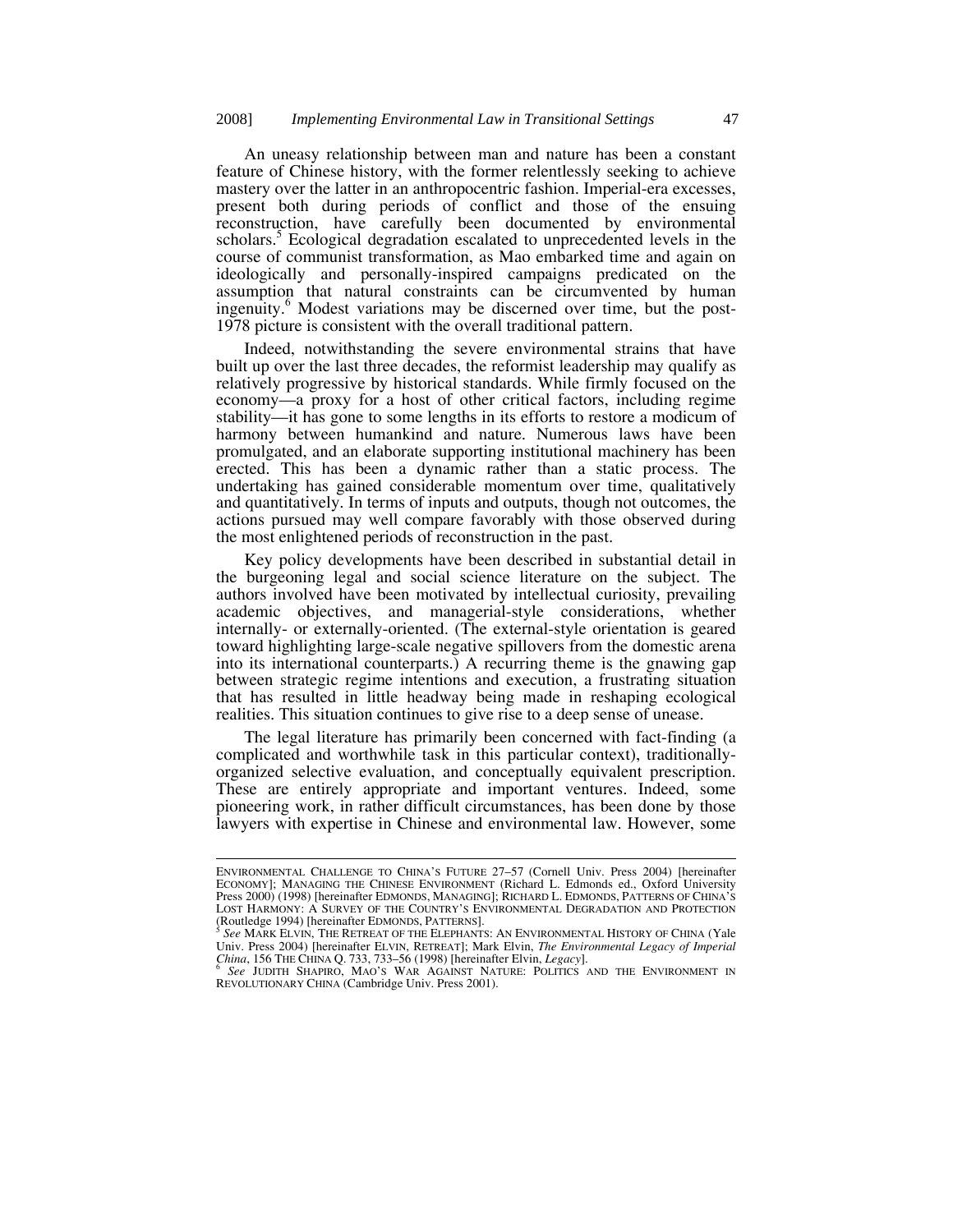An uneasy relationship between man and nature has been a constant feature of Chinese history, with the former relentlessly seeking to achieve mastery over the latter in an anthropocentric fashion. Imperial-era excesses, present both during periods of conflict and those of the ensuing reconstruction, have carefully been documented by environmental scholars.[5] Ecological degradation escalated to unprecedented levels in the course of communist transformation, as Mao embarked time and again on ideologically and personally-inspired campaigns predicated on the assumption that natural constraints can be circumvented by human ingenuity.[6] Modest variations may be discerned over time, but the post-1978 picture is consistent with the overall traditional pattern.

Indeed, notwithstanding the severe environmental strains that have built up over the last three decades, the reformist leadership may qualify as relatively progressive by historical standards. While firmly focused on the economy—a proxy for a host of other critical factors, including regime stability—it has gone to some lengths in its efforts to restore a modicum of harmony between humankind and nature. Numerous laws have been promulgated, and an elaborate supporting institutional machinery has been erected. This has been a dynamic rather than a static process. The undertaking has gained considerable momentum over time, qualitatively and quantitatively. In terms of inputs and outputs, though not outcomes, the actions pursued may well compare favorably with those observed during the most enlightened periods of reconstruction in the past.

Key policy developments have been described in substantial detail in the burgeoning legal and social science literature on the subject. The authors involved have been motivated by intellectual curiosity, prevailing academic objectives, and managerial-style considerations, whether internally- or externally-oriented. (The external-style orientation is geared toward highlighting large-scale negative spillovers from the domestic arena into its international counterparts.) A recurring theme is the gnawing gap between strategic regime intentions and execution, a frustrating situation that has resulted in little headway being made in reshaping ecological realities. This situation continues to give rise to a deep sense of unease.

The legal literature has primarily been concerned with fact-finding (a complicated and worthwhile task in this particular context), traditionally-organized selective evaluation, and conceptually equivalent prescription. These are entirely appropriate and important ventures. Indeed, some pioneering work, in rather difficult circumstances, has been done by those lawyers with expertise in Chinese and environmental law. However, some

---

ENVIRONMENTAL CHALLENGE TO CHINA'S FUTURE 27–57 (Cornell Univ. Press 2004) [hereinafter ECONOMY]; MANAGING THE CHINESE ENVIRONMENT (Richard L. Edmonds ed., Oxford University Press 2000) (1998) [hereinafter EDMONDS, MANAGING]; RICHARD L. EDMONDS, PATTERNS OF CHINA'S LOST HARMONY: A SURVEY OF THE COUNTRY'S ENVIRONMENTAL DEGRADATION AND PROTECTION (Routledge 1994) [hereinafter EDMONDS, PATTERNS].

[5] *See* MARK ELVIN, THE RETREAT OF THE ELEPHANTS: AN ENVIRONMENTAL HISTORY OF CHINA (Yale Univ. Press 2004) [hereinafter ELVIN, RETREAT]; Mark Elvin, *The Environmental Legacy of Imperial China*, 156 THE CHINA Q. 733, 733–56 (1998) [hereinafter Elvin, *Legacy*].

[6] *See* JUDITH SHAPIRO, MAO'S WAR AGAINST NATURE: POLITICS AND THE ENVIRONMENT IN REVOLUTIONARY CHINA (Cambridge Univ. Press 2001).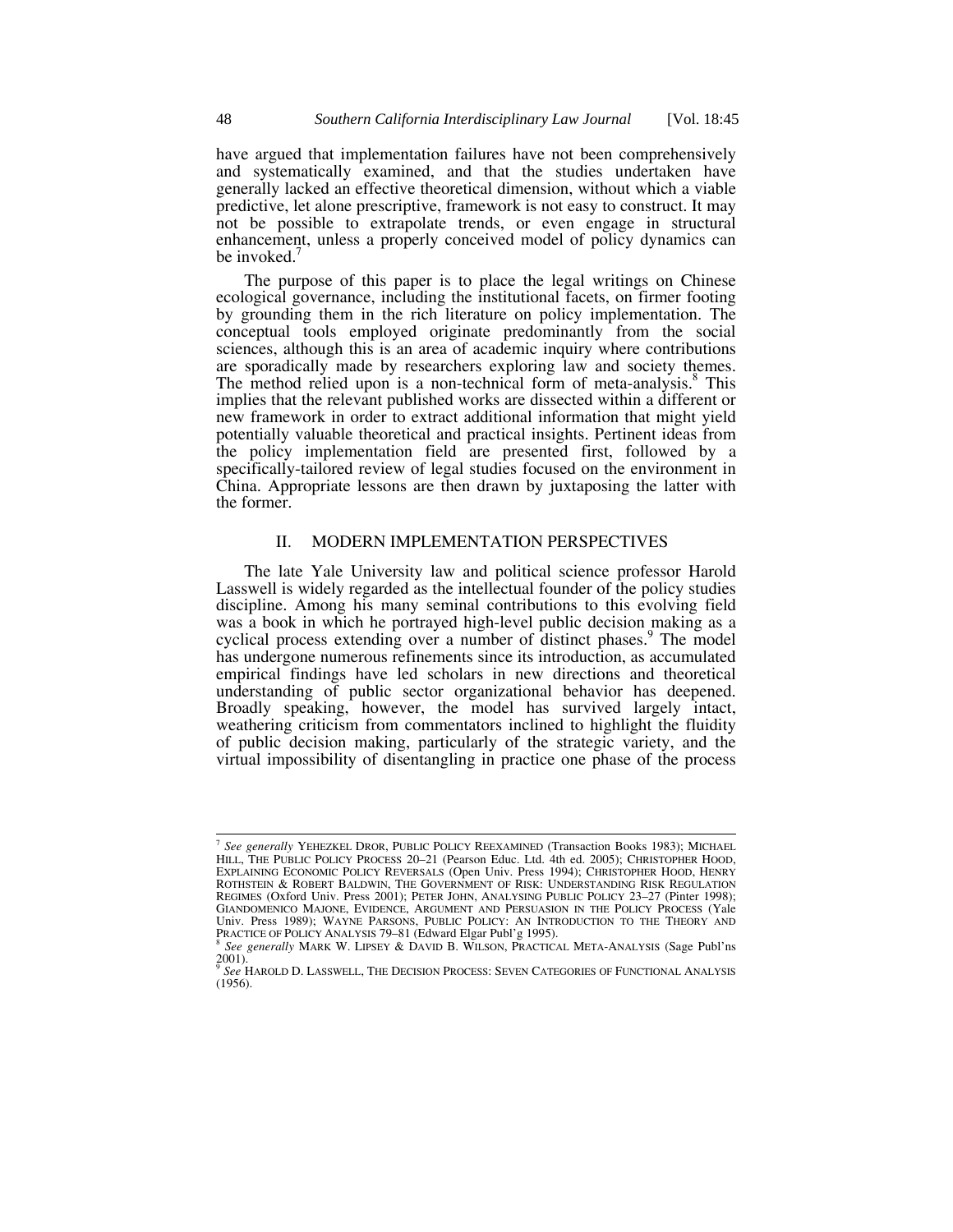have argued that implementation failures have not been comprehensively and systematically examined, and that the studies undertaken have generally lacked an effective theoretical dimension, without which a viable predictive, let alone prescriptive, framework is not easy to construct. It may not be possible to extrapolate trends, or even engage in structural enhancement, unless a properly conceived model of policy dynamics can be invoked.[7]

The purpose of this paper is to place the legal writings on Chinese ecological governance, including the institutional facets, on firmer footing by grounding them in the rich literature on policy implementation. The conceptual tools employed originate predominantly from the social sciences, although this is an area of academic inquiry where contributions are sporadically made by researchers exploring law and society themes. The method relied upon is a non-technical form of meta-analysis.[8] This implies that the relevant published works are dissected within a different or new framework in order to extract additional information that might yield potentially valuable theoretical and practical insights. Pertinent ideas from the policy implementation field are presented first, followed by a specifically-tailored review of legal studies focused on the environment in China. Appropriate lessons are then drawn by juxtaposing the latter with the former.

## II. MODERN IMPLEMENTATION PERSPECTIVES

The late Yale University law and political science professor Harold Lasswell is widely regarded as the intellectual founder of the policy studies discipline. Among his many seminal contributions to this evolving field was a book in which he portrayed high-level public decision making as a cyclical process extending over a number of distinct phases.[9] The model has undergone numerous refinements since its introduction, as accumulated empirical findings have led scholars in new directions and theoretical understanding of public sector organizational behavior has deepened. Broadly speaking, however, the model has survived largely intact, weathering criticism from commentators inclined to highlight the fluidity of public decision making, particularly of the strategic variety, and the virtual impossibility of disentangling in practice one phase of the process

---

[7] *See generally* YEHEZKEL DROR, PUBLIC POLICY REEXAMINED (Transaction Books 1983); MICHAEL HILL, THE PUBLIC POLICY PROCESS 20–21 (Pearson Educ. Ltd. 4th ed. 2005); CHRISTOPHER HOOD, EXPLAINING ECONOMIC POLICY REVERSALS (Open Univ. Press 1994); CHRISTOPHER HOOD, HENRY ROTHSTEIN & ROBERT BALDWIN, THE GOVERNMENT OF RISK: UNDERSTANDING RISK REGULATION REGIMES (Oxford Univ. Press 2001); PETER JOHN, ANALYSING PUBLIC POLICY 23–27 (Pinter 1998); GIANDOMENICO MAJONE, EVIDENCE, ARGUMENT AND PERSUASION IN THE POLICY PROCESS (Yale Univ. Press 1989); WAYNE PARSONS, PUBLIC POLICY: AN INTRODUCTION TO THE THEORY AND PRACTICE OF POLICY ANALYSIS 79–81 (Edward Elgar Publ'g 1995).

[8] *See generally* MARK W. LIPSEY & DAVID B. WILSON, PRACTICAL META-ANALYSIS (Sage Publ'ns 2001).

[9] *See* HAROLD D. LASSWELL, THE DECISION PROCESS: SEVEN CATEGORIES OF FUNCTIONAL ANALYSIS (1956).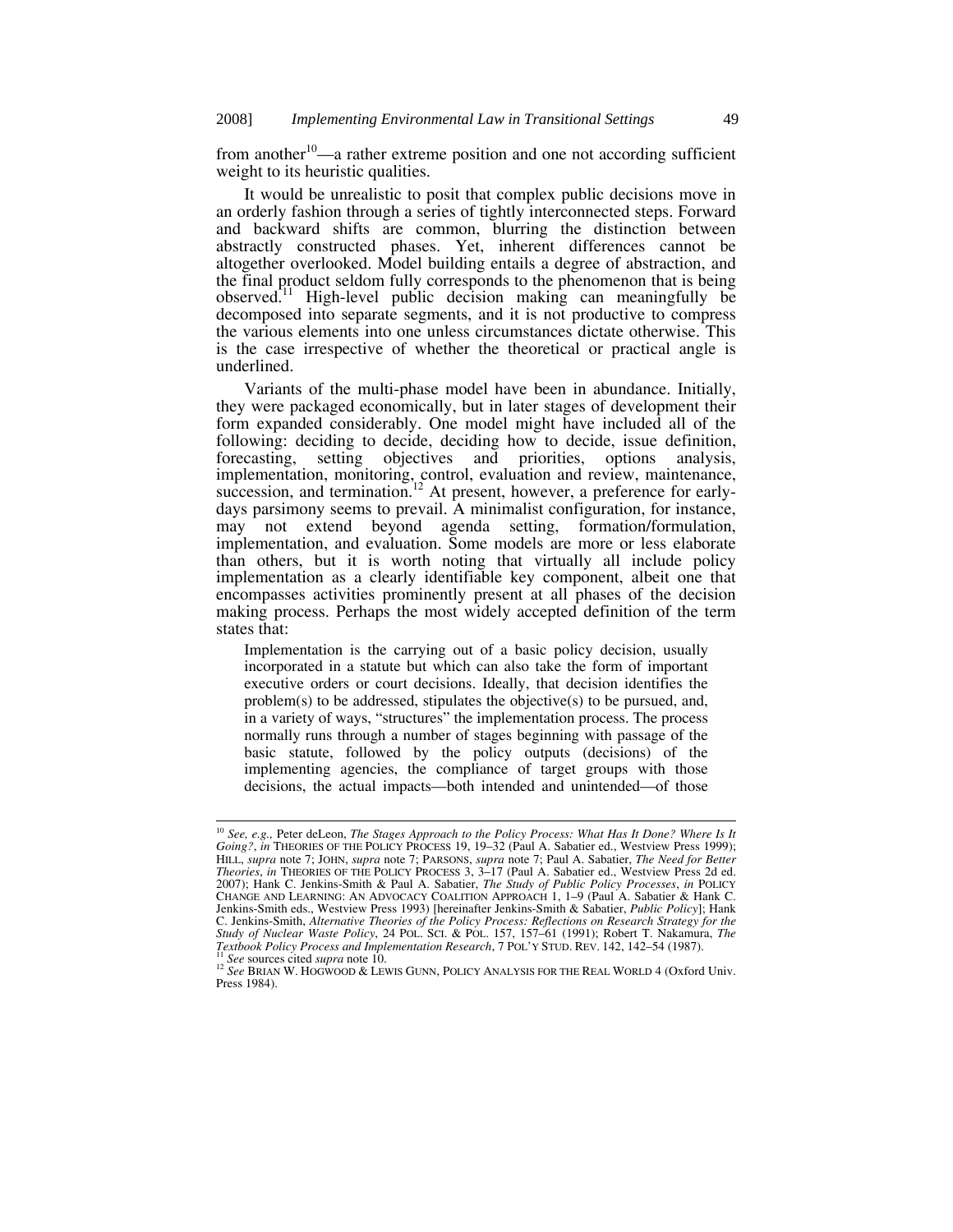from another[10]—a rather extreme position and one not according sufficient weight to its heuristic qualities.

It would be unrealistic to posit that complex public decisions move in an orderly fashion through a series of tightly interconnected steps. Forward and backward shifts are common, blurring the distinction between abstractly constructed phases. Yet, inherent differences cannot be altogether overlooked. Model building entails a degree of abstraction, and the final product seldom fully corresponds to the phenomenon that is being observed.[11] High-level public decision making can meaningfully be decomposed into separate segments, and it is not productive to compress the various elements into one unless circumstances dictate otherwise. This is the case irrespective of whether the theoretical or practical angle is underlined.

Variants of the multi-phase model have been in abundance. Initially, they were packaged economically, but in later stages of development their form expanded considerably. One model might have included all of the following: deciding to decide, deciding how to decide, issue definition, forecasting, setting objectives and priorities, options analysis, implementation, monitoring, control, evaluation and review, maintenance, succession, and termination.[12] At present, however, a preference for early-days parsimony seems to prevail. A minimalist configuration, for instance, may not extend beyond agenda setting, formation/formulation, implementation, and evaluation. Some models are more or less elaborate than others, but it is worth noting that virtually all include policy implementation as a clearly identifiable key component, albeit one that encompasses activities prominently present at all phases of the decision making process. Perhaps the most widely accepted definition of the term states that:

> Implementation is the carrying out of a basic policy decision, usually incorporated in a statute but which can also take the form of important executive orders or court decisions. Ideally, that decision identifies the problem(s) to be addressed, stipulates the objective(s) to be pursued, and, in a variety of ways, "structures" the implementation process. The process normally runs through a number of stages beginning with passage of the basic statute, followed by the policy outputs (decisions) of the implementing agencies, the compliance of target groups with those decisions, the actual impacts—both intended and unintended—of those

---

[10] *See, e.g.,* Peter deLeon, *The Stages Approach to the Policy Process: What Has It Done? Where Is It Going?*, *in* THEORIES OF THE POLICY PROCESS 19, 19–32 (Paul A. Sabatier ed., Westview Press 1999); HILL, *supra* note 7; JOHN, *supra* note 7; PARSONS, *supra* note 7; Paul A. Sabatier, *The Need for Better Theories*, *in* THEORIES OF THE POLICY PROCESS 3, 3–17 (Paul A. Sabatier ed., Westview Press 2d ed. 2007); Hank C. Jenkins-Smith & Paul A. Sabatier, *The Study of Public Policy Processes*, *in* POLICY CHANGE AND LEARNING: AN ADVOCACY COALITION APPROACH 1, 1–9 (Paul A. Sabatier & Hank C. Jenkins-Smith eds., Westview Press 1993) [hereinafter Jenkins-Smith & Sabatier, *Public Policy*]; Hank C. Jenkins-Smith, *Alternative Theories of the Policy Process: Reflections on Research Strategy for the Study of Nuclear Waste Policy*, 24 POL. SCI. & POL. 157, 157–61 (1991); Robert T. Nakamura, *The Textbook Policy Process and Implementation Research*, 7 POL'Y STUD. REV. 142, 142–54 (1987).

[11] *See* sources cited *supra* note 10.

[12] *See* BRIAN W. HOGWOOD & LEWIS GUNN, POLICY ANALYSIS FOR THE REAL WORLD 4 (Oxford Univ. Press 1984).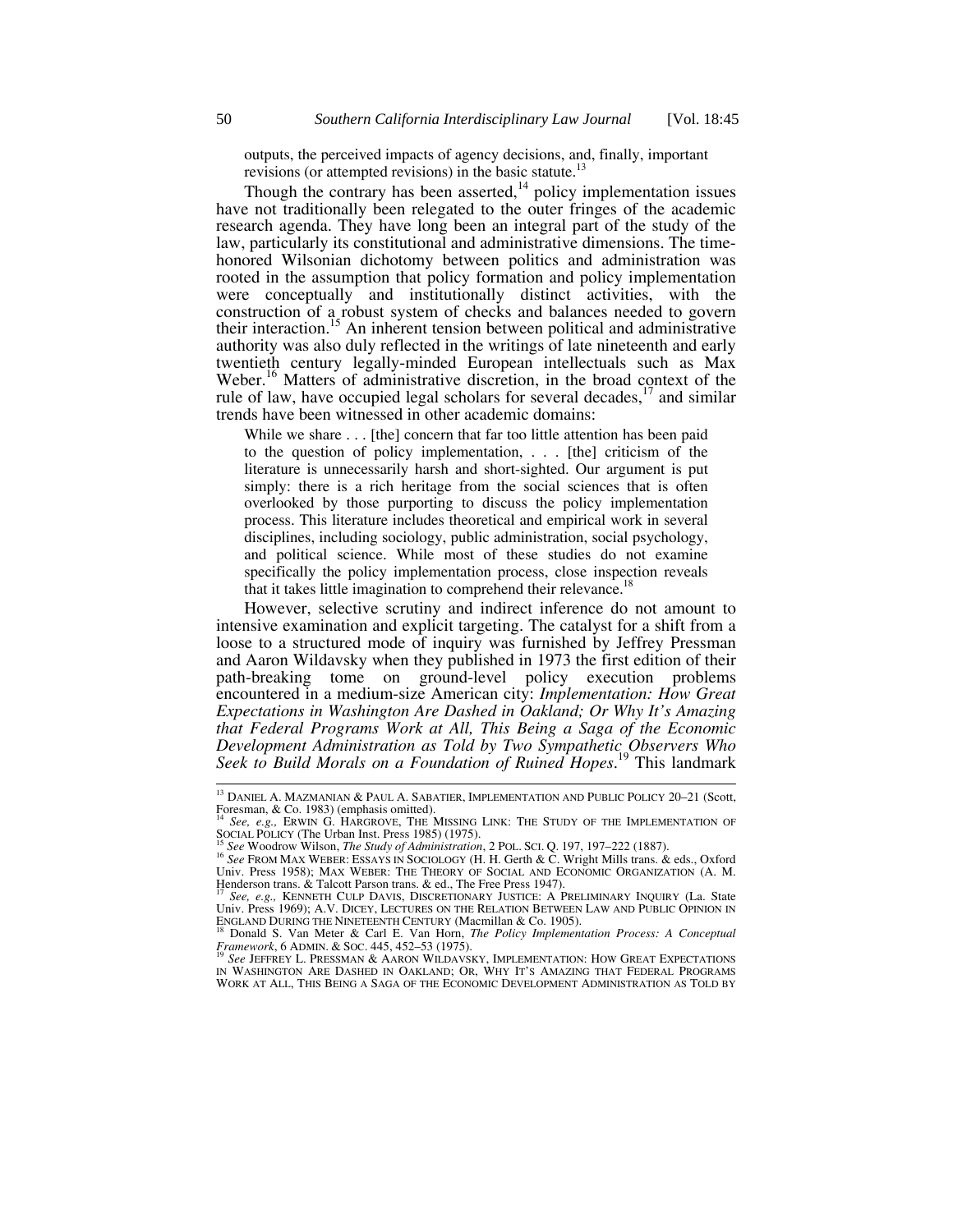outputs, the perceived impacts of agency decisions, and, finally, important revisions (or attempted revisions) in the basic statute.[13]

Though the contrary has been asserted,[14] policy implementation issues have not traditionally been relegated to the outer fringes of the academic research agenda. They have long been an integral part of the study of the law, particularly its constitutional and administrative dimensions. The time-honored Wilsonian dichotomy between politics and administration was rooted in the assumption that policy formation and policy implementation were conceptually and institutionally distinct activities, with the construction of a robust system of checks and balances needed to govern their interaction.[15] An inherent tension between political and administrative authority was also duly reflected in the writings of late nineteenth and early twentieth century legally-minded European intellectuals such as Max Weber.[16] Matters of administrative discretion, in the broad context of the rule of law, have occupied legal scholars for several decades,[17] and similar trends have been witnessed in other academic domains:

> While we share . . . [the] concern that far too little attention has been paid to the question of policy implementation, . . . [the] criticism of the literature is unnecessarily harsh and short-sighted. Our argument is put simply: there is a rich heritage from the social sciences that is often overlooked by those purporting to discuss the policy implementation process. This literature includes theoretical and empirical work in several disciplines, including sociology, public administration, social psychology, and political science. While most of these studies do not examine specifically the policy implementation process, close inspection reveals that it takes little imagination to comprehend their relevance.[18]

However, selective scrutiny and indirect inference do not amount to intensive examination and explicit targeting. The catalyst for a shift from a loose to a structured mode of inquiry was furnished by Jeffrey Pressman and Aaron Wildavsky when they published in 1973 the first edition of their path-breaking tome on ground-level policy execution problems encountered in a medium-size American city: *Implementation: How Great Expectations in Washington Are Dashed in Oakland; Or Why It's Amazing that Federal Programs Work at All, This Being a Saga of the Economic Development Administration as Told by Two Sympathetic Observers Who Seek to Build Morals on a Foundation of Ruined Hopes*.[19] This landmark

---

[13] DANIEL A. MAZMANIAN & PAUL A. SABATIER, IMPLEMENTATION AND PUBLIC POLICY 20–21 (Scott, Foresman, & Co. 1983) (emphasis omitted).

[14] *See, e.g.,* ERWIN G. HARGROVE, THE MISSING LINK: THE STUDY OF THE IMPLEMENTATION OF SOCIAL POLICY (The Urban Inst. Press 1985) (1975).

[15] *See* Woodrow Wilson, *The Study of Administration*, 2 POL. SCI. Q. 197, 197–222 (1887).

[16] *See* FROM MAX WEBER: ESSAYS IN SOCIOLOGY (H. H. Gerth & C. Wright Mills trans. & eds., Oxford Univ. Press 1958); MAX WEBER: THE THEORY OF SOCIAL AND ECONOMIC ORGANIZATION (A. M. Henderson trans. & Talcott Parson trans. & ed., The Free Press 1947).

[17] *See, e.g.,* KENNETH CULP DAVIS, DISCRETIONARY JUSTICE: A PRELIMINARY INQUIRY (La. State Univ. Press 1969); A.V. DICEY, LECTURES ON THE RELATION BETWEEN LAW AND PUBLIC OPINION IN ENGLAND DURING THE NINETEENTH CENTURY (Macmillan & Co. 1905).

[18] Donald S. Van Meter & Carl E. Van Horn, *The Policy Implementation Process: A Conceptual Framework*, 6 ADMIN. & SOC. 445, 452–53 (1975).

[19] *See* JEFFREY L. PRESSMAN & AARON WILDAVSKY, IMPLEMENTATION: HOW GREAT EXPECTATIONS IN WASHINGTON ARE DASHED IN OAKLAND; OR, WHY IT'S AMAZING THAT FEDERAL PROGRAMS WORK AT ALL, THIS BEING A SAGA OF THE ECONOMIC DEVELOPMENT ADMINISTRATION AS TOLD BY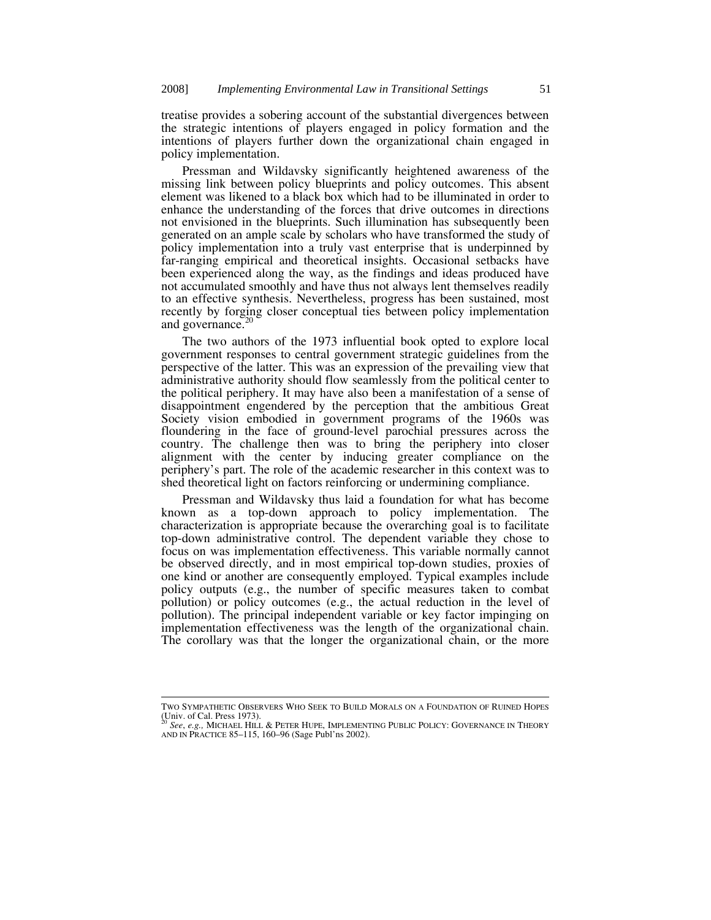treatise provides a sobering account of the substantial divergences between the strategic intentions of players engaged in policy formation and the intentions of players further down the organizational chain engaged in policy implementation.

Pressman and Wildavsky significantly heightened awareness of the missing link between policy blueprints and policy outcomes. This absent element was likened to a black box which had to be illuminated in order to enhance the understanding of the forces that drive outcomes in directions not envisioned in the blueprints. Such illumination has subsequently been generated on an ample scale by scholars who have transformed the study of policy implementation into a truly vast enterprise that is underpinned by far-ranging empirical and theoretical insights. Occasional setbacks have been experienced along the way, as the findings and ideas produced have not accumulated smoothly and have thus not always lent themselves readily to an effective synthesis. Nevertheless, progress has been sustained, most recently by forging closer conceptual ties between policy implementation and governance.[20]

The two authors of the 1973 influential book opted to explore local government responses to central government strategic guidelines from the perspective of the latter. This was an expression of the prevailing view that administrative authority should flow seamlessly from the political center to the political periphery. It may have also been a manifestation of a sense of disappointment engendered by the perception that the ambitious Great Society vision embodied in government programs of the 1960s was floundering in the face of ground-level parochial pressures across the country. The challenge then was to bring the periphery into closer alignment with the center by inducing greater compliance on the periphery's part. The role of the academic researcher in this context was to shed theoretical light on factors reinforcing or undermining compliance.

Pressman and Wildavsky thus laid a foundation for what has become known as a top-down approach to policy implementation. The characterization is appropriate because the overarching goal is to facilitate top-down administrative control. The dependent variable they chose to focus on was implementation effectiveness. This variable normally cannot be observed directly, and in most empirical top-down studies, proxies of one kind or another are consequently employed. Typical examples include policy outputs (e.g., the number of specific measures taken to combat pollution) or policy outcomes (e.g., the actual reduction in the level of pollution). The principal independent variable or key factor impinging on implementation effectiveness was the length of the organizational chain. The corollary was that the longer the organizational chain, or the more

---

TWO SYMPATHETIC OBSERVERS WHO SEEK TO BUILD MORALS ON A FOUNDATION OF RUINED HOPES (Univ. of Cal. Press 1973).

[20] *See, e.g.,* MICHAEL HILL & PETER HUPE, IMPLEMENTING PUBLIC POLICY: GOVERNANCE IN THEORY AND IN PRACTICE 85–115, 160–96 (Sage Publ'ns 2002).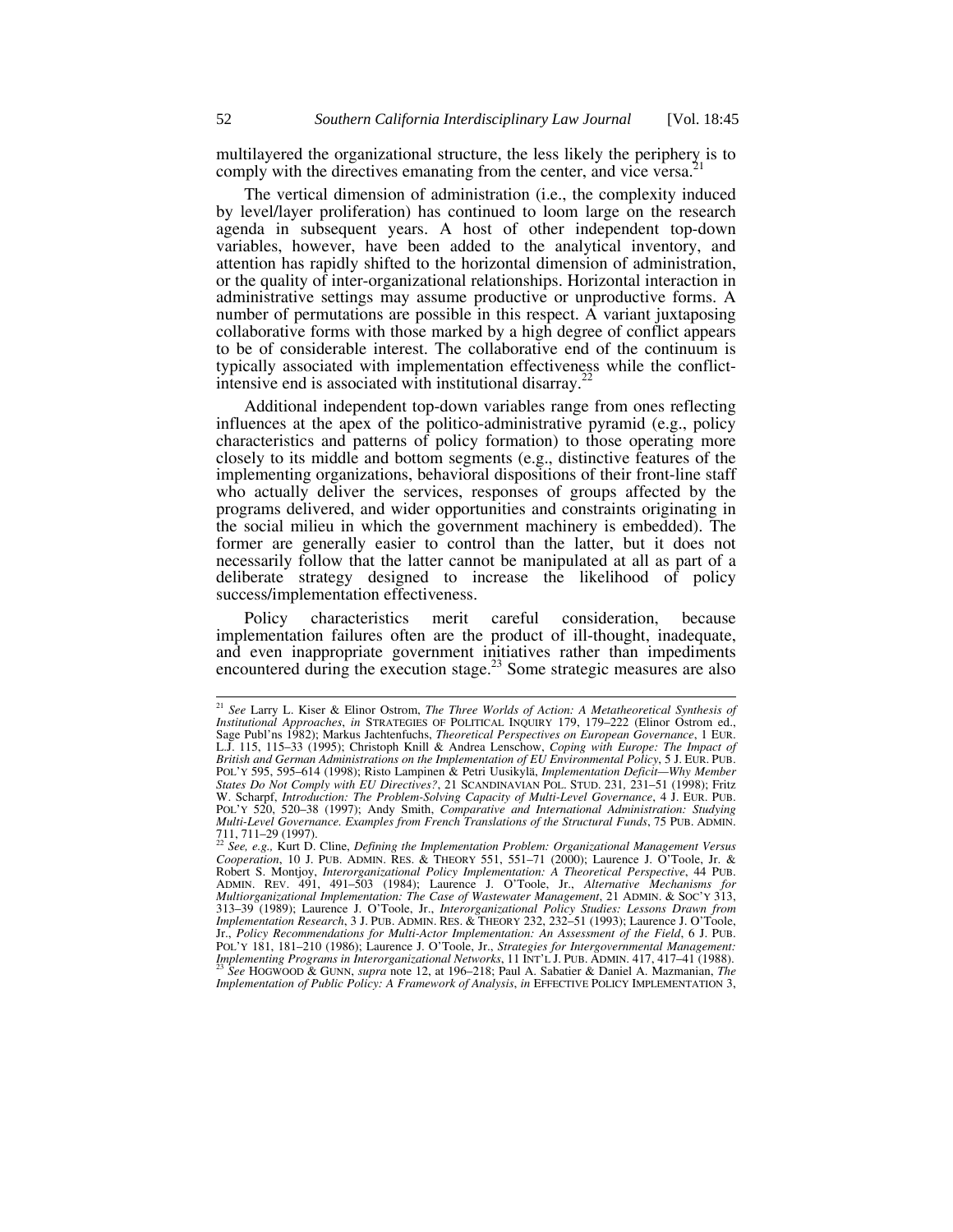multilayered the organizational structure, the less likely the periphery is to comply with the directives emanating from the center, and vice versa.[21]

The vertical dimension of administration (i.e., the complexity induced by level/layer proliferation) has continued to loom large on the research agenda in subsequent years. A host of other independent top-down variables, however, have been added to the analytical inventory, and attention has rapidly shifted to the horizontal dimension of administration, or the quality of inter-organizational relationships. Horizontal interaction in administrative settings may assume productive or unproductive forms. A number of permutations are possible in this respect. A variant juxtaposing collaborative forms with those marked by a high degree of conflict appears to be of considerable interest. The collaborative end of the continuum is typically associated with implementation effectiveness while the conflict-intensive end is associated with institutional disarray.[22]

Additional independent top-down variables range from ones reflecting influences at the apex of the politico-administrative pyramid (e.g., policy characteristics and patterns of policy formation) to those operating more closely to its middle and bottom segments (e.g., distinctive features of the implementing organizations, behavioral dispositions of their front-line staff who actually deliver the services, responses of groups affected by the programs delivered, and wider opportunities and constraints originating in the social milieu in which the government machinery is embedded). The former are generally easier to control than the latter, but it does not necessarily follow that the latter cannot be manipulated at all as part of a deliberate strategy designed to increase the likelihood of policy success/implementation effectiveness.

Policy characteristics merit careful consideration, because implementation failures often are the product of ill-thought, inadequate, and even inappropriate government initiatives rather than impediments encountered during the execution stage.[23] Some strategic measures are also

---

[21] *See* Larry L. Kiser & Elinor Ostrom, *The Three Worlds of Action: A Metatheoretical Synthesis of Institutional Approaches*, *in* STRATEGIES OF POLITICAL INQUIRY 179, 179–222 (Elinor Ostrom ed., Sage Publ'ns 1982); Markus Jachtenfuchs, *Theoretical Perspectives on European Governance*, 1 EUR. L.J. 115, 115–33 (1995); Christoph Knill & Andrea Lenschow, *Coping with Europe: The Impact of British and German Administrations on the Implementation of EU Environmental Policy*, 5 J. EUR. PUB. POL'Y 595, 595–614 (1998); Risto Lampinen & Petri Uusikylä, *Implementation Deficit—Why Member States Do Not Comply with EU Directives?*, 21 SCANDINAVIAN POL. STUD. 231, 231–51 (1998); Fritz W. Scharpf, *Introduction: The Problem-Solving Capacity of Multi-Level Governance*, 4 J. EUR. PUB. POL'Y 520, 520–38 (1997); Andy Smith, *Comparative and International Administration: Studying Multi-Level Governance. Examples from French Translations of the Structural Funds*, 75 PUB. ADMIN. 711, 711–29 (1997).

[22] *See, e.g.,* Kurt D. Cline, *Defining the Implementation Problem: Organizational Management Versus Cooperation*, 10 J. PUB. ADMIN. RES. & THEORY 551, 551–71 (2000); Laurence J. O'Toole, Jr. & Robert S. Montjoy, *Interorganizational Policy Implementation: A Theoretical Perspective*, 44 PUB. ADMIN. REV. 491, 491–503 (1984); Laurence J. O'Toole, Jr., *Alternative Mechanisms for Multiorganizational Implementation: The Case of Wastewater Management*, 21 ADMIN. & SOC'Y 313, 313–39 (1989); Laurence J. O'Toole, Jr., *Interorganizational Policy Studies: Lessons Drawn from Implementation Research*, 3 J. PUB. ADMIN. RES. & THEORY 232, 232–51 (1993); Laurence J. O'Toole, Jr., *Policy Recommendations for Multi-Actor Implementation: An Assessment of the Field*, 6 J. PUB. POL'Y 181, 181–210 (1986); Laurence J. O'Toole, Jr., *Strategies for Intergovernmental Management: Implementing Programs in Interorganizational Networks*, 11 INT'L J. PUB. ADMIN. 417, 417–41 (1988).

[23] *See* HOGWOOD & GUNN, *supra* note 12, at 196–218; Paul A. Sabatier & Daniel A. Mazmanian, *The Implementation of Public Policy: A Framework of Analysis*, *in* EFFECTIVE POLICY IMPLEMENTATION 3,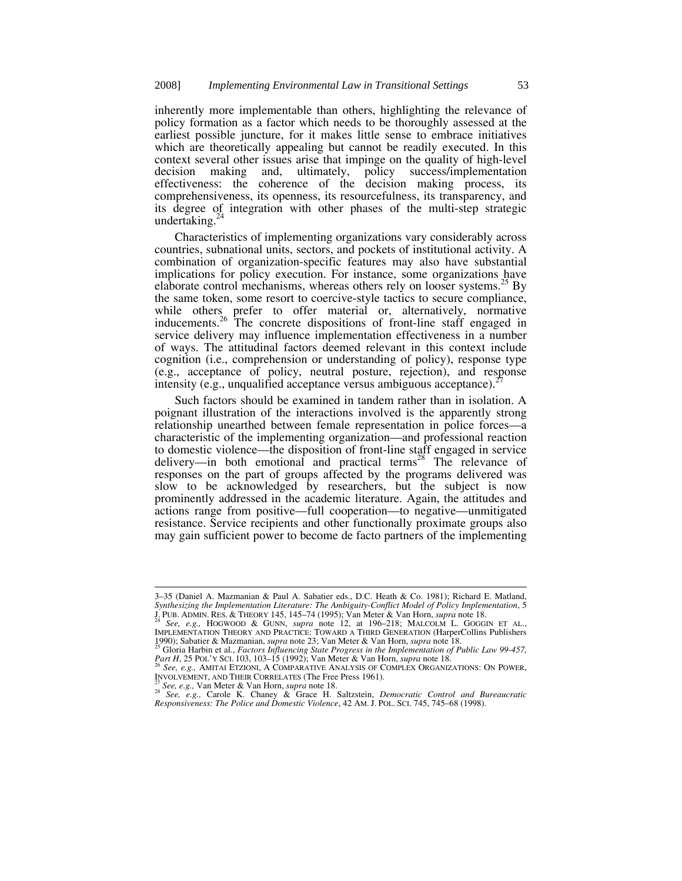inherently more implementable than others, highlighting the relevance of policy formation as a factor which needs to be thoroughly assessed at the earliest possible juncture, for it makes little sense to embrace initiatives which are theoretically appealing but cannot be readily executed. In this context several other issues arise that impinge on the quality of high-level decision making and, ultimately, policy success/implementation effectiveness: the coherence of the decision making process, its comprehensiveness, its openness, its resourcefulness, its transparency, and its degree of integration with other phases of the multi-step strategic undertaking.[24]

Characteristics of implementing organizations vary considerably across countries, subnational units, sectors, and pockets of institutional activity. A combination of organization-specific features may also have substantial implications for policy execution. For instance, some organizations have elaborate control mechanisms, whereas others rely on looser systems.[25] By the same token, some resort to coercive-style tactics to secure compliance, while others prefer to offer material or, alternatively, normative inducements.[26] The concrete dispositions of front-line staff engaged in service delivery may influence implementation effectiveness in a number of ways. The attitudinal factors deemed relevant in this context include cognition (i.e., comprehension or understanding of policy), response type (e.g., acceptance of policy, neutral posture, rejection), and response intensity (e.g., unqualified acceptance versus ambiguous acceptance).[27]

Such factors should be examined in tandem rather than in isolation. A poignant illustration of the interactions involved is the apparently strong relationship unearthed between female representation in police forces—a characteristic of the implementing organization—and professional reaction to domestic violence—the disposition of front-line staff engaged in service delivery—in both emotional and practical terms[28] The relevance of responses on the part of groups affected by the programs delivered was slow to be acknowledged by researchers, but the subject is now prominently addressed in the academic literature. Again, the attitudes and actions range from positive—full cooperation—to negative—unmitigated resistance. Service recipients and other functionally proximate groups also may gain sufficient power to become de facto partners of the implementing

---

3–35 (Daniel A. Mazmanian & Paul A. Sabatier eds., D.C. Heath & Co. 1981); Richard E. Matland, *Synthesizing the Implementation Literature: The Ambiguity-Conflict Model of Policy Implementation*, 5 J. PUB. ADMIN. RES. & THEORY 145, 145–74 (1995); Van Meter & Van Horn, *supra* note 18.

[24] *See, e.g.,* HOGWOOD & GUNN, *supra* note 12, at 196–218; MALCOLM L. GOGGIN ET AL., IMPLEMENTATION THEORY AND PRACTICE: TOWARD A THIRD GENERATION (HarperCollins Publishers 1990); Sabatier & Mazmanian, *supra* note 23; Van Meter & Van Horn, *supra* note 18.

[25] Gloria Harbin et al., *Factors Influencing State Progress in the Implementation of Public Law 99-457, Part H*, 25 POL'Y SCI. 103, 103–15 (1992); Van Meter & Van Horn, *supra* note 18.

[26] *See, e.g.,* AMITAI ETZIONI, A COMPARATIVE ANALYSIS OF COMPLEX ORGANIZATIONS: ON POWER, INVOLVEMENT, AND THEIR CORRELATES (The Free Press 1961).

[27] *See, e.g.,* Van Meter & Van Horn, *supra* note 18.

[28] *See, e.g.,* Carole K. Chaney & Grace H. Saltzstein, *Democratic Control and Bureaucratic Responsiveness: The Police and Domestic Violence*, 42 AM. J. POL. SCI. 745, 745–68 (1998).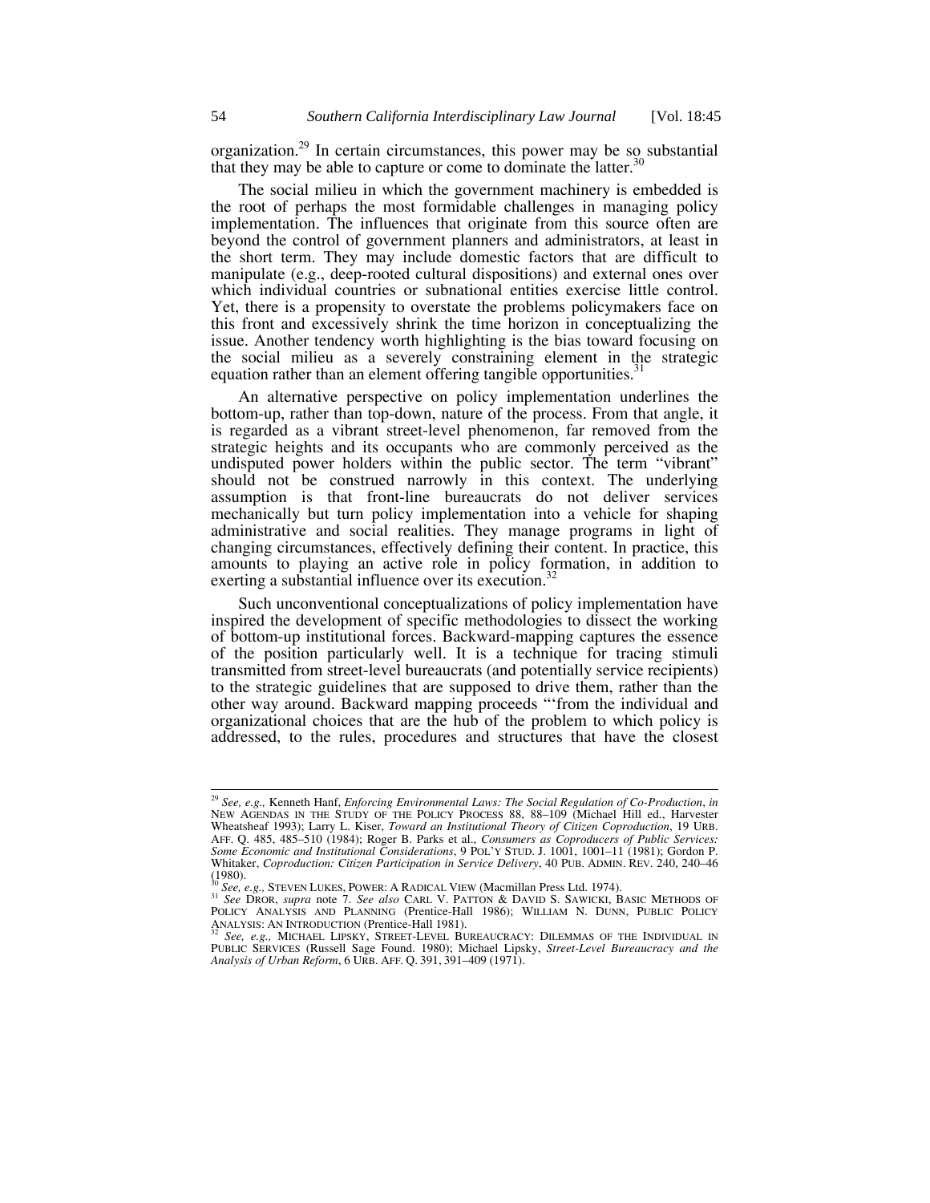organization.[29] In certain circumstances, this power may be so substantial that they may be able to capture or come to dominate the latter.[30]

The social milieu in which the government machinery is embedded is the root of perhaps the most formidable challenges in managing policy implementation. The influences that originate from this source often are beyond the control of government planners and administrators, at least in the short term. They may include domestic factors that are difficult to manipulate (e.g., deep-rooted cultural dispositions) and external ones over which individual countries or subnational entities exercise little control. Yet, there is a propensity to overstate the problems policymakers face on this front and excessively shrink the time horizon in conceptualizing the issue. Another tendency worth highlighting is the bias toward focusing on the social milieu as a severely constraining element in the strategic equation rather than an element offering tangible opportunities.[31]

An alternative perspective on policy implementation underlines the bottom-up, rather than top-down, nature of the process. From that angle, it is regarded as a vibrant street-level phenomenon, far removed from the strategic heights and its occupants who are commonly perceived as the undisputed power holders within the public sector. The term "vibrant" should not be construed narrowly in this context. The underlying assumption is that front-line bureaucrats do not deliver services mechanically but turn policy implementation into a vehicle for shaping administrative and social realities. They manage programs in light of changing circumstances, effectively defining their content. In practice, this amounts to playing an active role in policy formation, in addition to exerting a substantial influence over its execution.[32]

Such unconventional conceptualizations of policy implementation have inspired the development of specific methodologies to dissect the working of bottom-up institutional forces. Backward-mapping captures the essence of the position particularly well. It is a technique for tracing stimuli transmitted from street-level bureaucrats (and potentially service recipients) to the strategic guidelines that are supposed to drive them, rather than the other way around. Backward mapping proceeds "'from the individual and organizational choices that are the hub of the problem to which policy is addressed, to the rules, procedures and structures that have the closest

---

[29] *See, e.g.,* Kenneth Hanf, *Enforcing Environmental Laws: The Social Regulation of Co-Production*, *in* NEW AGENDAS IN THE STUDY OF THE POLICY PROCESS 88, 88–109 (Michael Hill ed., Harvester Wheatsheaf 1993); Larry L. Kiser, *Toward an Institutional Theory of Citizen Coproduction*, 19 URB. AFF. Q. 485, 485–510 (1984); Roger B. Parks et al., *Consumers as Coproducers of Public Services: Some Economic and Institutional Considerations*, 9 POL'Y STUD. J. 1001, 1001–11 (1981); Gordon P. Whitaker, *Coproduction: Citizen Participation in Service Delivery*, 40 PUB. ADMIN. REV. 240, 240–46 (1980).

[30] *See, e.g.,* STEVEN LUKES, POWER: A RADICAL VIEW (Macmillan Press Ltd. 1974).

[31] *See* DROR, *supra* note 7. *See also* CARL V. PATTON & DAVID S. SAWICKI, BASIC METHODS OF POLICY ANALYSIS AND PLANNING (Prentice-Hall 1986); WILLIAM N. DUNN, PUBLIC POLICY ANALYSIS: AN INTRODUCTION (Prentice-Hall 1981).

[32] *See, e.g.,* MICHAEL LIPSKY, STREET-LEVEL BUREAUCRACY: DILEMMAS OF THE INDIVIDUAL IN PUBLIC SERVICES (Russell Sage Found. 1980); Michael Lipsky, *Street-Level Bureaucracy and the Analysis of Urban Reform*, 6 URB. AFF. Q. 391, 391–409 (1971).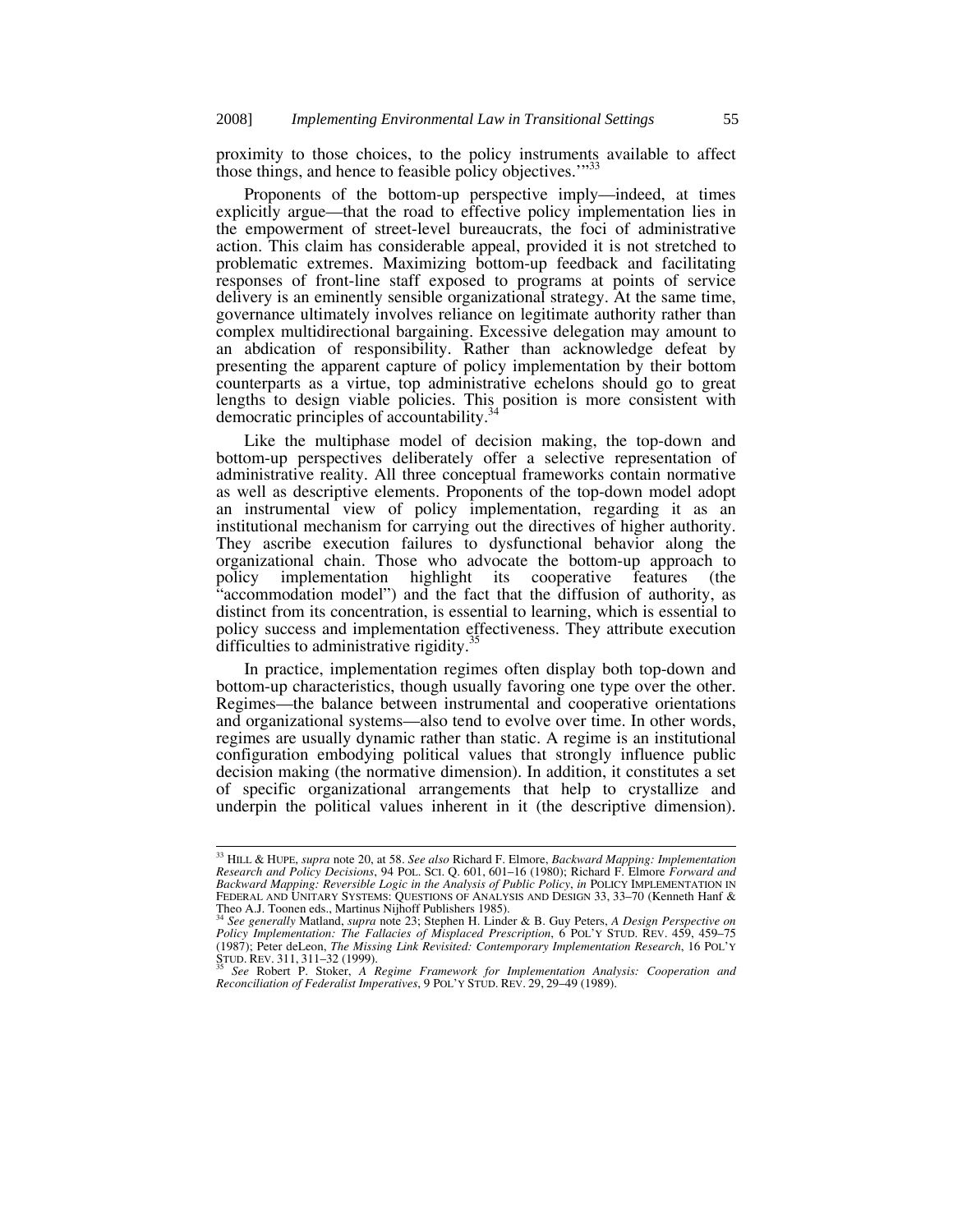proximity to those choices, to the policy instruments available to affect those things, and hence to feasible policy objectives.'"[33]

Proponents of the bottom-up perspective imply—indeed, at times explicitly argue—that the road to effective policy implementation lies in the empowerment of street-level bureaucrats, the foci of administrative action. This claim has considerable appeal, provided it is not stretched to problematic extremes. Maximizing bottom-up feedback and facilitating responses of front-line staff exposed to programs at points of service delivery is an eminently sensible organizational strategy. At the same time, governance ultimately involves reliance on legitimate authority rather than complex multidirectional bargaining. Excessive delegation may amount to an abdication of responsibility. Rather than acknowledge defeat by presenting the apparent capture of policy implementation by their bottom counterparts as a virtue, top administrative echelons should go to great lengths to design viable policies. This position is more consistent with democratic principles of accountability.[34]

Like the multiphase model of decision making, the top-down and bottom-up perspectives deliberately offer a selective representation of administrative reality. All three conceptual frameworks contain normative as well as descriptive elements. Proponents of the top-down model adopt an instrumental view of policy implementation, regarding it as an institutional mechanism for carrying out the directives of higher authority. They ascribe execution failures to dysfunctional behavior along the organizational chain. Those who advocate the bottom-up approach to policy implementation highlight its cooperative features (the "accommodation model") and the fact that the diffusion of authority, as distinct from its concentration, is essential to learning, which is essential to policy success and implementation effectiveness. They attribute execution difficulties to administrative rigidity.[35]

In practice, implementation regimes often display both top-down and bottom-up characteristics, though usually favoring one type over the other. Regimes—the balance between instrumental and cooperative orientations and organizational systems—also tend to evolve over time. In other words, regimes are usually dynamic rather than static. A regime is an institutional configuration embodying political values that strongly influence public decision making (the normative dimension). In addition, it constitutes a set of specific organizational arrangements that help to crystallize and underpin the political values inherent in it (the descriptive dimension).

---

[33] HILL & HUPE, *supra* note 20, at 58. *See also* Richard F. Elmore, *Backward Mapping: Implementation Research and Policy Decisions*, 94 POL. SCI. Q. 601, 601–16 (1980); Richard F. Elmore *Forward and Backward Mapping: Reversible Logic in the Analysis of Public Policy*, *in* POLICY IMPLEMENTATION IN FEDERAL AND UNITARY SYSTEMS: QUESTIONS OF ANALYSIS AND DESIGN 33, 33–70 (Kenneth Hanf & Theo A.J. Toonen eds., Martinus Nijhoff Publishers 1985).

[34] *See generally* Matland, *supra* note 23; Stephen H. Linder & B. Guy Peters, *A Design Perspective on Policy Implementation: The Fallacies of Misplaced Prescription*, 6 POL'Y STUD. REV. 459, 459–75 (1987); Peter deLeon, *The Missing Link Revisited: Contemporary Implementation Research*, 16 POL'Y STUD. REV. 311, 311–32 (1999).

[35] *See* Robert P. Stoker, *A Regime Framework for Implementation Analysis: Cooperation and Reconciliation of Federalist Imperatives*, 9 POL'Y STUD. REV. 29, 29–49 (1989).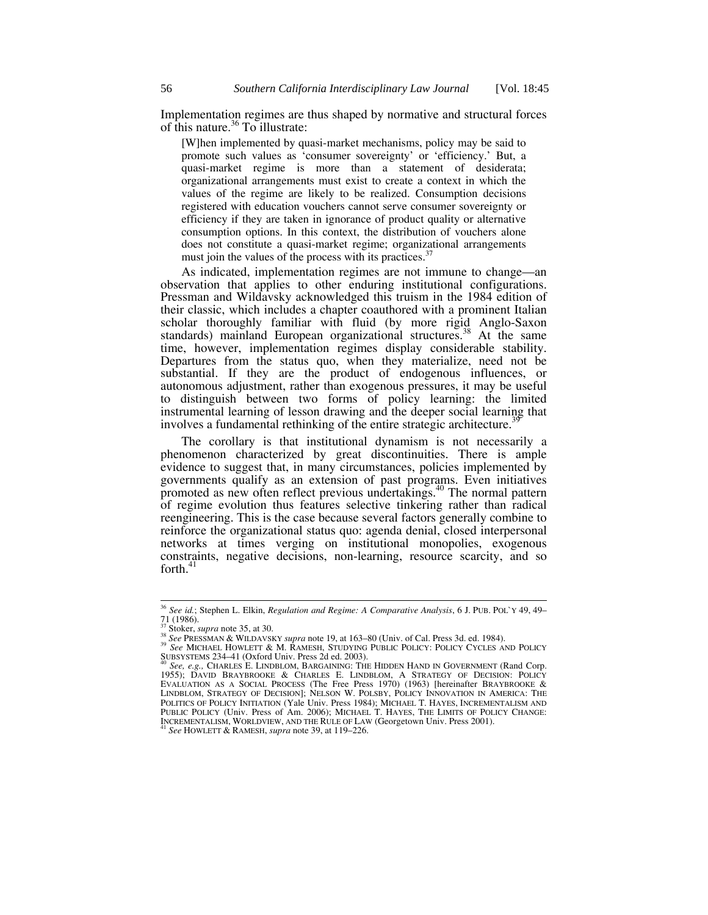Implementation regimes are thus shaped by normative and structural forces of this nature.[36] To illustrate:

> [W]hen implemented by quasi-market mechanisms, policy may be said to promote such values as 'consumer sovereignty' or 'efficiency.' But, a quasi-market regime is more than a statement of desiderata; organizational arrangements must exist to create a context in which the values of the regime are likely to be realized. Consumption decisions registered with education vouchers cannot serve consumer sovereignty or efficiency if they are taken in ignorance of product quality or alternative consumption options. In this context, the distribution of vouchers alone does not constitute a quasi-market regime; organizational arrangements must join the values of the process with its practices.[37]

As indicated, implementation regimes are not immune to change—an observation that applies to other enduring institutional configurations. Pressman and Wildavsky acknowledged this truism in the 1984 edition of their classic, which includes a chapter coauthored with a prominent Italian scholar thoroughly familiar with fluid (by more rigid Anglo-Saxon standards) mainland European organizational structures.[38] At the same time, however, implementation regimes display considerable stability. Departures from the status quo, when they materialize, need not be substantial. If they are the product of endogenous influences, or autonomous adjustment, rather than exogenous pressures, it may be useful to distinguish between two forms of policy learning: the limited instrumental learning of lesson drawing and the deeper social learning that involves a fundamental rethinking of the entire strategic architecture.[39]

The corollary is that institutional dynamism is not necessarily a phenomenon characterized by great discontinuities. There is ample evidence to suggest that, in many circumstances, policies implemented by governments qualify as an extension of past programs. Even initiatives promoted as new often reflect previous undertakings.[40] The normal pattern of regime evolution thus features selective tinkering rather than radical reengineering. This is the case because several factors generally combine to reinforce the organizational status quo: agenda denial, closed interpersonal networks at times verging on institutional monopolies, exogenous constraints, negative decisions, non-learning, resource scarcity, and so forth.[41]

---

[36] *See id.*; Stephen L. Elkin, *Regulation and Regime: A Comparative Analysis*, 6 J. PUB. POL'Y 49, 49–71 (1986).

[37] Stoker, *supra* note 35, at 30.

[38] *See* PRESSMAN & WILDAVSKY *supra* note 19, at 163–80 (Univ. of Cal. Press 3d. ed. 1984).

[39] *See* MICHAEL HOWLETT & M. RAMESH, STUDYING PUBLIC POLICY: POLICY CYCLES AND POLICY SUBSYSTEMS 234–41 (Oxford Univ. Press 2d ed. 2003).

[40] *See, e.g.*, CHARLES E. LINDBLOM, BARGAINING: THE HIDDEN HAND IN GOVERNMENT (Rand Corp. 1955); DAVID BRAYBROOKE & CHARLES E. LINDBLOM, A STRATEGY OF DECISION: POLICY EVALUATION AS A SOCIAL PROCESS (The Free Press 1970) (1963) [hereinafter BRAYBROOKE & LINDBLOM, STRATEGY OF DECISION]; NELSON W. POLSBY, POLICY INNOVATION IN AMERICA: THE POLITICS OF POLICY INITIATION (Yale Univ. Press 1984); MICHAEL T. HAYES, INCREMENTALISM AND PUBLIC POLICY (Univ. Press of Am. 2006); MICHAEL T. HAYES, THE LIMITS OF POLICY CHANGE: INCREMENTALISM, WORLDVIEW, AND THE RULE OF LAW (Georgetown Univ. Press 2001).

[41] *See* HOWLETT & RAMESH, *supra* note 39, at 119–226.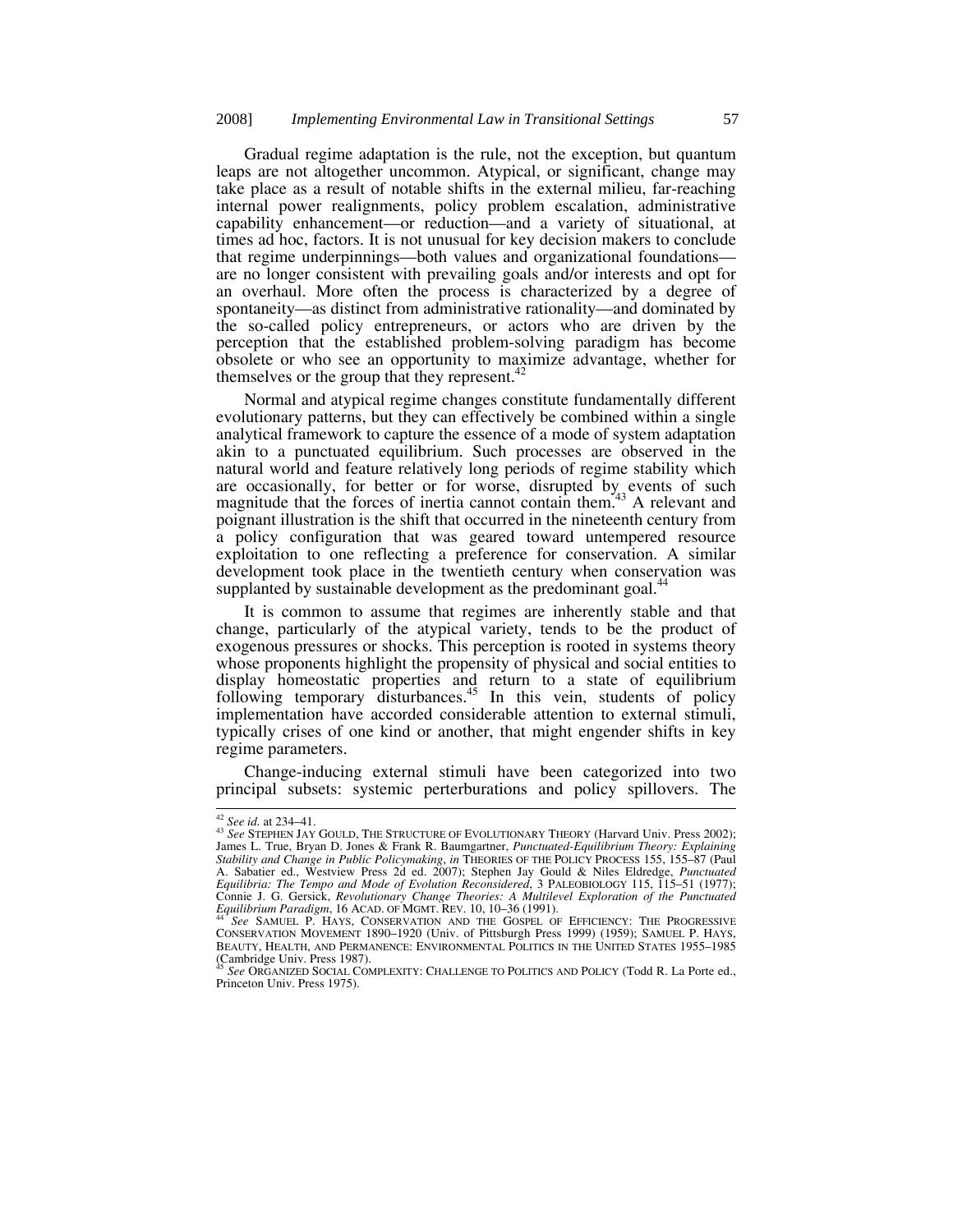Gradual regime adaptation is the rule, not the exception, but quantum leaps are not altogether uncommon. Atypical, or significant, change may take place as a result of notable shifts in the external milieu, far-reaching internal power realignments, policy problem escalation, administrative capability enhancement—or reduction—and a variety of situational, at times ad hoc, factors. It is not unusual for key decision makers to conclude that regime underpinnings—both values and organizational foundations—are no longer consistent with prevailing goals and/or interests and opt for an overhaul. More often the process is characterized by a degree of spontaneity—as distinct from administrative rationality—and dominated by the so-called policy entrepreneurs, or actors who are driven by the perception that the established problem-solving paradigm has become obsolete or who see an opportunity to maximize advantage, whether for themselves or the group that they represent.[42]

Normal and atypical regime changes constitute fundamentally different evolutionary patterns, but they can effectively be combined within a single analytical framework to capture the essence of a mode of system adaptation akin to a punctuated equilibrium. Such processes are observed in the natural world and feature relatively long periods of regime stability which are occasionally, for better or for worse, disrupted by events of such magnitude that the forces of inertia cannot contain them.[43] A relevant and poignant illustration is the shift that occurred in the nineteenth century from a policy configuration that was geared toward untempered resource exploitation to one reflecting a preference for conservation. A similar development took place in the twentieth century when conservation was supplanted by sustainable development as the predominant goal.[44]

It is common to assume that regimes are inherently stable and that change, particularly of the atypical variety, tends to be the product of exogenous pressures or shocks. This perception is rooted in systems theory whose proponents highlight the propensity of physical and social entities to display homeostatic properties and return to a state of equilibrium following temporary disturbances.[45] In this vein, students of policy implementation have accorded considerable attention to external stimuli, typically crises of one kind or another, that might engender shifts in key regime parameters.

Change-inducing external stimuli have been categorized into two principal subsets: systemic perterburations and policy spillovers. The

---

[42] *See id.* at 234–41.

[43] *See* STEPHEN JAY GOULD, THE STRUCTURE OF EVOLUTIONARY THEORY (Harvard Univ. Press 2002); James L. True, Bryan D. Jones & Frank R. Baumgartner, *Punctuated-Equilibrium Theory: Explaining Stability and Change in Public Policymaking*, *in* THEORIES OF THE POLICY PROCESS 155, 155–87 (Paul A. Sabatier ed., Westview Press 2d ed. 2007); Stephen Jay Gould & Niles Eldredge, *Punctuated Equilibria: The Tempo and Mode of Evolution Reconsidered*, 3 PALEOBIOLOGY 115, 115–51 (1977); Connie J. G. Gersick, *Revolutionary Change Theories: A Multilevel Exploration of the Punctuated Equilibrium Paradigm*, 16 ACAD. OF MGMT. REV. 10, 10–36 (1991).

[44] *See* SAMUEL P. HAYS, CONSERVATION AND THE GOSPEL OF EFFICIENCY: THE PROGRESSIVE CONSERVATION MOVEMENT 1890–1920 (Univ. of Pittsburgh Press 1999) (1959); SAMUEL P. HAYS, BEAUTY, HEALTH, AND PERMANENCE: ENVIRONMENTAL POLITICS IN THE UNITED STATES 1955–1985 (Cambridge Univ. Press 1987).

[45] *See* ORGANIZED SOCIAL COMPLEXITY: CHALLENGE TO POLITICS AND POLICY (Todd R. La Porte ed., Princeton Univ. Press 1975).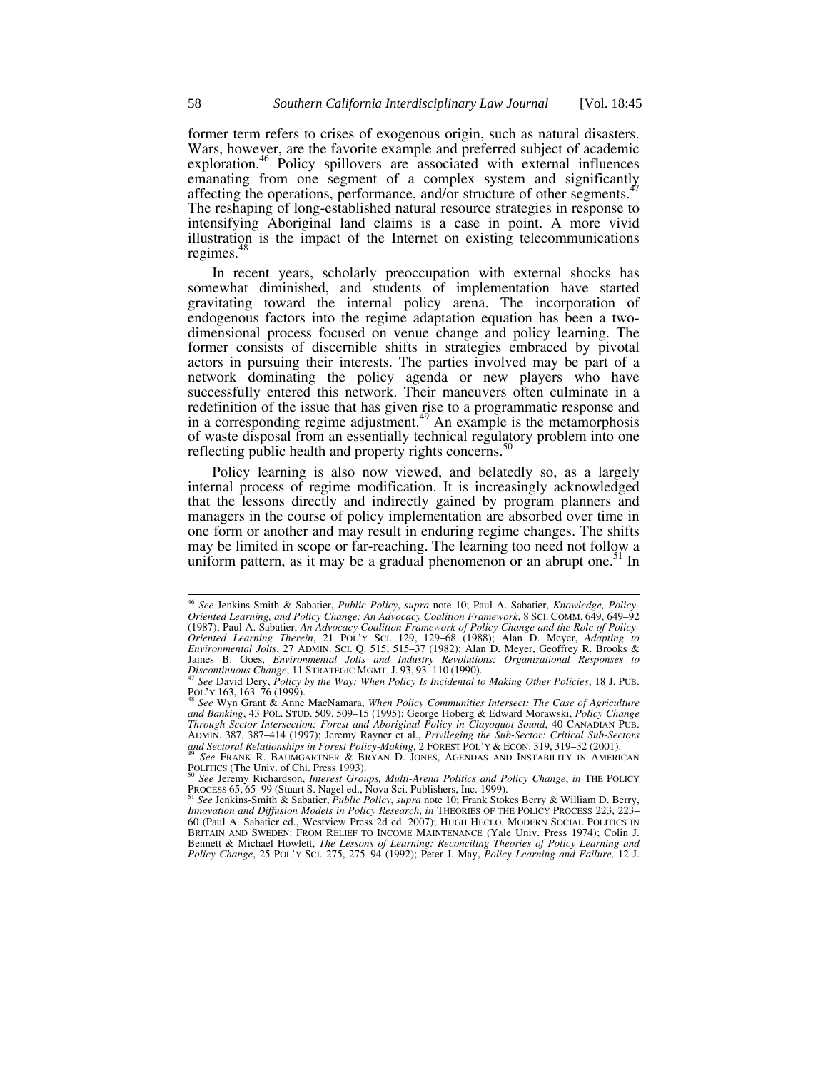former term refers to crises of exogenous origin, such as natural disasters. Wars, however, are the favorite example and preferred subject of academic exploration.[46] Policy spillovers are associated with external influences emanating from one segment of a complex system and significantly affecting the operations, performance, and/or structure of other segments.[47] The reshaping of long-established natural resource strategies in response to intensifying Aboriginal land claims is a case in point. A more vivid illustration is the impact of the Internet on existing telecommunications regimes.[48]

In recent years, scholarly preoccupation with external shocks has somewhat diminished, and students of implementation have started gravitating toward the internal policy arena. The incorporation of endogenous factors into the regime adaptation equation has been a two-dimensional process focused on venue change and policy learning. The former consists of discernible shifts in strategies embraced by pivotal actors in pursuing their interests. The parties involved may be part of a network dominating the policy agenda or new players who have successfully entered this network. Their maneuvers often culminate in a redefinition of the issue that has given rise to a programmatic response and in a corresponding regime adjustment.[49] An example is the metamorphosis of waste disposal from an essentially technical regulatory problem into one reflecting public health and property rights concerns.[50]

Policy learning is also now viewed, and belatedly so, as a largely internal process of regime modification. It is increasingly acknowledged that the lessons directly and indirectly gained by program planners and managers in the course of policy implementation are absorbed over time in one form or another and may result in enduring regime changes. The shifts may be limited in scope or far-reaching. The learning too need not follow a uniform pattern, as it may be a gradual phenomenon or an abrupt one.[51] In

---

[46] *See* Jenkins-Smith & Sabatier, *Public Policy*, *supra* note 10; Paul A. Sabatier, *Knowledge, Policy-Oriented Learning, and Policy Change: An Advocacy Coalition Framework*, 8 SCI. COMM. 649, 649–92 (1987); Paul A. Sabatier, *An Advocacy Coalition Framework of Policy Change and the Role of Policy-Oriented Learning Therein*, 21 POL'Y SCI. 129, 129–68 (1988); Alan D. Meyer, *Adapting to Environmental Jolts*, 27 ADMIN. SCI. Q. 515, 515–37 (1982); Alan D. Meyer, Geoffrey R. Brooks & James B. Goes, *Environmental Jolts and Industry Revolutions: Organizational Responses to Discontinuous Change*, 11 STRATEGIC MGMT. J. 93, 93–110 (1990).

[47] *See* David Dery, *Policy by the Way: When Policy Is Incidental to Making Other Policies*, 18 J. PUB. POL'Y 163, 163–76 (1999).

[48] *See* Wyn Grant & Anne MacNamara, *When Policy Communities Intersect: The Case of Agriculture and Banking*, 43 POL. STUD. 509, 509–15 (1995); George Hoberg & Edward Morawski, *Policy Change Through Sector Intersection: Forest and Aboriginal Policy in Clayoquot Sound*, 40 CANADIAN PUB. ADMIN. 387, 387–414 (1997); Jeremy Rayner et al., *Privileging the Sub-Sector: Critical Sub-Sectors and Sectoral Relationships in Forest Policy-Making*, 2 FOREST POL'Y & ECON. 319, 319–32 (2001).

[49] *See* FRANK R. BAUMGARTNER & BRYAN D. JONES, AGENDAS AND INSTABILITY IN AMERICAN POLITICS (The Univ. of Chi. Press 1993).

[50] *See* Jeremy Richardson, *Interest Groups, Multi-Arena Politics and Policy Change*, *in* THE POLICY PROCESS 65, 65–99 (Stuart S. Nagel ed., Nova Sci. Publishers, Inc. 1999).

[51] *See* Jenkins-Smith & Sabatier, *Public Policy*, *supra* note 10; Frank Stokes Berry & William D. Berry, *Innovation and Diffusion Models in Policy Research*, *in* THEORIES OF THE POLICY PROCESS 223, 223–60 (Paul A. Sabatier ed., Westview Press 2d ed. 2007); HUGH HECLO, MODERN SOCIAL POLITICS IN BRITAIN AND SWEDEN: FROM RELIEF TO INCOME MAINTENANCE (Yale Univ. Press 1974); Colin J. Bennett & Michael Howlett, *The Lessons of Learning: Reconciling Theories of Policy Learning and Policy Change*, 25 POL'Y SCI. 275, 275–94 (1992); Peter J. May, *Policy Learning and Failure,* 12 J.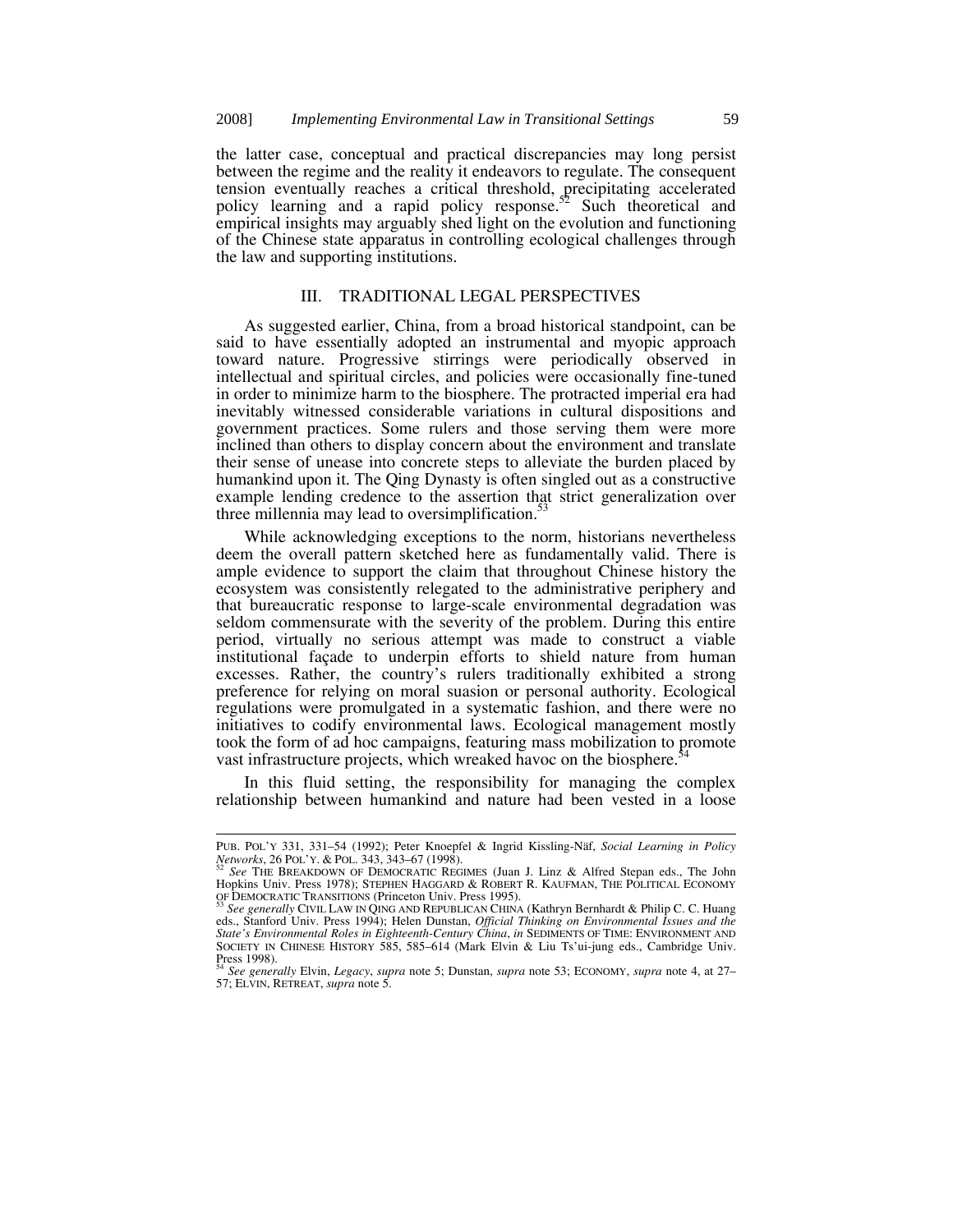the latter case, conceptual and practical discrepancies may long persist between the regime and the reality it endeavors to regulate. The consequent tension eventually reaches a critical threshold, precipitating accelerated policy learning and a rapid policy response.[52] Such theoretical and empirical insights may arguably shed light on the evolution and functioning of the Chinese state apparatus in controlling ecological challenges through the law and supporting institutions.

## III. TRADITIONAL LEGAL PERSPECTIVES

As suggested earlier, China, from a broad historical standpoint, can be said to have essentially adopted an instrumental and myopic approach toward nature. Progressive stirrings were periodically observed in intellectual and spiritual circles, and policies were occasionally fine-tuned in order to minimize harm to the biosphere. The protracted imperial era had inevitably witnessed considerable variations in cultural dispositions and government practices. Some rulers and those serving them were more inclined than others to display concern about the environment and translate their sense of unease into concrete steps to alleviate the burden placed by humankind upon it. The Qing Dynasty is often singled out as a constructive example lending credence to the assertion that strict generalization over three millennia may lead to oversimplification.[53]

While acknowledging exceptions to the norm, historians nevertheless deem the overall pattern sketched here as fundamentally valid. There is ample evidence to support the claim that throughout Chinese history the ecosystem was consistently relegated to the administrative periphery and that bureaucratic response to large-scale environmental degradation was seldom commensurate with the severity of the problem. During this entire period, virtually no serious attempt was made to construct a viable institutional façade to underpin efforts to shield nature from human excesses. Rather, the country's rulers traditionally exhibited a strong preference for relying on moral suasion or personal authority. Ecological regulations were promulgated in a systematic fashion, and there were no initiatives to codify environmental laws. Ecological management mostly took the form of ad hoc campaigns, featuring mass mobilization to promote vast infrastructure projects, which wreaked havoc on the biosphere.[54]

In this fluid setting, the responsibility for managing the complex relationship between humankind and nature had been vested in a loose

---

PUB. POL'Y 331, 331–54 (1992); Peter Knoepfel & Ingrid Kissling-Näf, *Social Learning in Policy Networks*, 26 POL'Y. & POL. 343, 343–67 (1998).

[52] *See* THE BREAKDOWN OF DEMOCRATIC REGIMES (Juan J. Linz & Alfred Stepan eds., The John Hopkins Univ. Press 1978); STEPHEN HAGGARD & ROBERT R. KAUFMAN, THE POLITICAL ECONOMY OF DEMOCRATIC TRANSITIONS (Princeton Univ. Press 1995).

[53] *See generally* CIVIL LAW IN QING AND REPUBLICAN CHINA (Kathryn Bernhardt & Philip C. C. Huang eds., Stanford Univ. Press 1994); Helen Dunstan, *Official Thinking on Environmental Issues and the State's Environmental Roles in Eighteenth-Century China*, *in* SEDIMENTS OF TIME: ENVIRONMENT AND SOCIETY IN CHINESE HISTORY 585, 585–614 (Mark Elvin & Liu Ts'ui-jung eds., Cambridge Univ. Press 1998).

[54] *See generally* Elvin, *Legacy*, *supra* note 5; Dunstan, *supra* note 53; ECONOMY, *supra* note 4, at 27–57; ELVIN, RETREAT, *supra* note 5.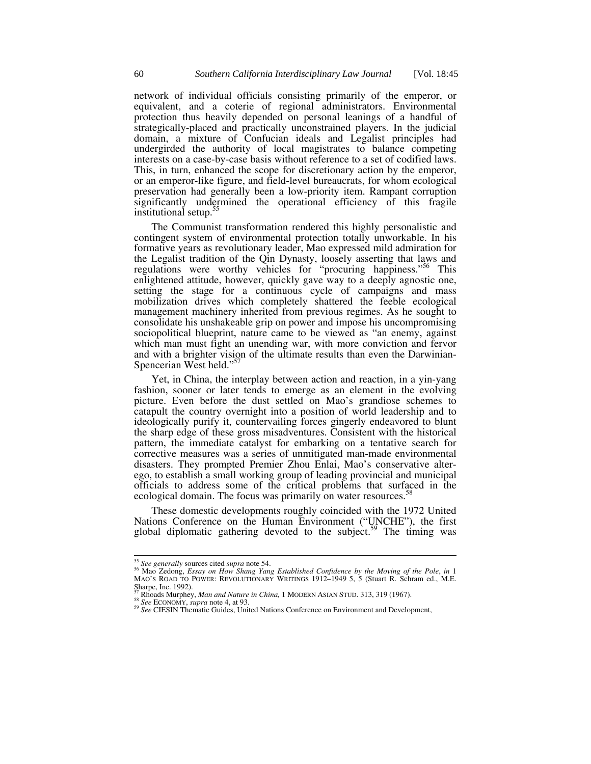network of individual officials consisting primarily of the emperor, or equivalent, and a coterie of regional administrators. Environmental protection thus heavily depended on personal leanings of a handful of strategically-placed and practically unconstrained players. In the judicial domain, a mixture of Confucian ideals and Legalist principles had undergirded the authority of local magistrates to balance competing interests on a case-by-case basis without reference to a set of codified laws. This, in turn, enhanced the scope for discretionary action by the emperor, or an emperor-like figure, and field-level bureaucrats, for whom ecological preservation had generally been a low-priority item. Rampant corruption significantly undermined the operational efficiency of this fragile institutional setup.[55]

The Communist transformation rendered this highly personalistic and contingent system of environmental protection totally unworkable. In his formative years as revolutionary leader, Mao expressed mild admiration for the Legalist tradition of the Qin Dynasty, loosely asserting that laws and regulations were worthy vehicles for "procuring happiness."[56] This enlightened attitude, however, quickly gave way to a deeply agnostic one, setting the stage for a continuous cycle of campaigns and mass mobilization drives which completely shattered the feeble ecological management machinery inherited from previous regimes. As he sought to consolidate his unshakeable grip on power and impose his uncompromising sociopolitical blueprint, nature came to be viewed as "an enemy, against which man must fight an unending war, with more conviction and fervor and with a brighter vision of the ultimate results than even the Darwinian-Spencerian West held."[57]

Yet, in China, the interplay between action and reaction, in a yin-yang fashion, sooner or later tends to emerge as an element in the evolving picture. Even before the dust settled on Mao's grandiose schemes to catapult the country overnight into a position of world leadership and to ideologically purify it, countervailing forces gingerly endeavored to blunt the sharp edge of these gross misadventures. Consistent with the historical pattern, the immediate catalyst for embarking on a tentative search for corrective measures was a series of unmitigated man-made environmental disasters. They prompted Premier Zhou Enlai, Mao's conservative alter-ego, to establish a small working group of leading provincial and municipal officials to address some of the critical problems that surfaced in the ecological domain. The focus was primarily on water resources.[58]

These domestic developments roughly coincided with the 1972 United Nations Conference on the Human Environment ("UNCHE"), the first global diplomatic gathering devoted to the subject.[59] The timing was

---

[55] *See generally* sources cited *supra* note 54.

[56] Mao Zedong, *Essay on How Shang Yang Established Confidence by the Moving of the Pole*, *in* 1 MAO'S ROAD TO POWER: REVOLUTIONARY WRITINGS 1912–1949 5, 5 (Stuart R. Schram ed., M.E. Sharpe, Inc. 1992).

[57] Rhoads Murphey, *Man and Nature in China,* 1 MODERN ASIAN STUD. 313, 319 (1967).

[58] *See* ECONOMY, *supra* note 4, at 93.

[59] *See* CIESIN Thematic Guides, United Nations Conference on Environment and Development,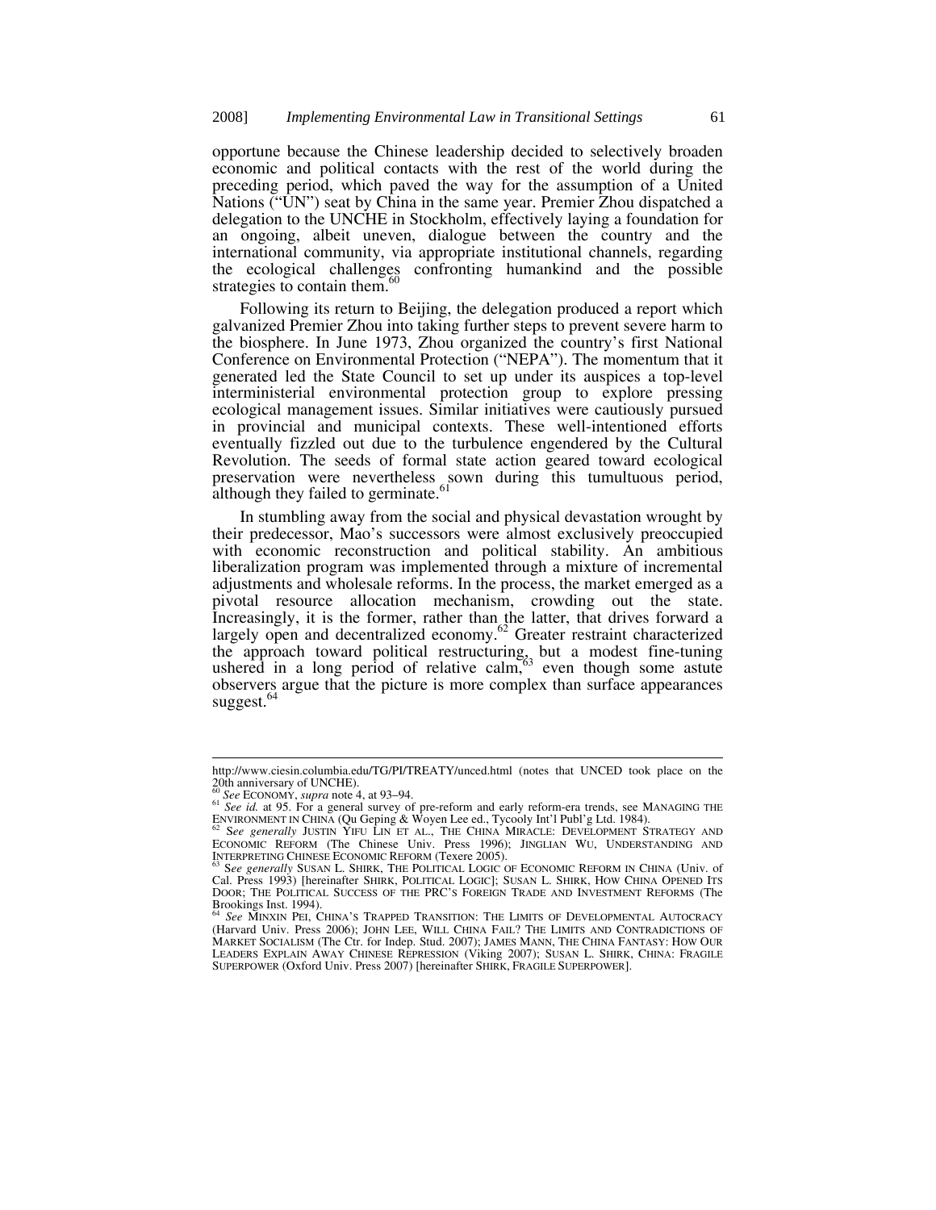opportune because the Chinese leadership decided to selectively broaden economic and political contacts with the rest of the world during the preceding period, which paved the way for the assumption of a United Nations ("UN") seat by China in the same year. Premier Zhou dispatched a delegation to the UNCHE in Stockholm, effectively laying a foundation for an ongoing, albeit uneven, dialogue between the country and the international community, via appropriate institutional channels, regarding the ecological challenges confronting humankind and the possible strategies to contain them.[60]

Following its return to Beijing, the delegation produced a report which galvanized Premier Zhou into taking further steps to prevent severe harm to the biosphere. In June 1973, Zhou organized the country's first National Conference on Environmental Protection ("NEPA"). The momentum that it generated led the State Council to set up under its auspices a top-level interministerial environmental protection group to explore pressing ecological management issues. Similar initiatives were cautiously pursued in provincial and municipal contexts. These well-intentioned efforts eventually fizzled out due to the turbulence engendered by the Cultural Revolution. The seeds of formal state action geared toward ecological preservation were nevertheless sown during this tumultuous period, although they failed to germinate.[61]

In stumbling away from the social and physical devastation wrought by their predecessor, Mao's successors were almost exclusively preoccupied with economic reconstruction and political stability. An ambitious liberalization program was implemented through a mixture of incremental adjustments and wholesale reforms. In the process, the market emerged as a pivotal resource allocation mechanism, crowding out the state. Increasingly, it is the former, rather than the latter, that drives forward a largely open and decentralized economy.[62] Greater restraint characterized the approach toward political restructuring, but a modest fine-tuning ushered in a long period of relative calm,[63] even though some astute observers argue that the picture is more complex than surface appearances suggest.[64]

---

http://www.ciesin.columbia.edu/TG/PI/TREATY/unced.html (notes that UNCED took place on the 20th anniversary of UNCHE).

[60] *See* ECONOMY, *supra* note 4, at 93–94.

[61] *See id.* at 95. For a general survey of pre-reform and early reform-era trends, see MANAGING THE ENVIRONMENT IN CHINA (Qu Geping & Woyen Lee ed., Tycooly Int'l Publ'g Ltd. 1984).

[62] S*ee generally* JUSTIN YIFU LIN ET AL., THE CHINA MIRACLE: DEVELOPMENT STRATEGY AND ECONOMIC REFORM (The Chinese Univ. Press 1996); JINGLIAN WU, UNDERSTANDING AND INTERPRETING CHINESE ECONOMIC REFORM (Texere 2005).

[63] S*ee generally* SUSAN L. SHIRK, THE POLITICAL LOGIC OF ECONOMIC REFORM IN CHINA (Univ. of Cal. Press 1993) [hereinafter SHIRK, POLITICAL LOGIC]; SUSAN L. SHIRK, HOW CHINA OPENED ITS DOOR; THE POLITICAL SUCCESS OF THE PRC'S FOREIGN TRADE AND INVESTMENT REFORMS (The Brookings Inst. 1994).

[64] *See* MINXIN PEI, CHINA'S TRAPPED TRANSITION: THE LIMITS OF DEVELOPMENTAL AUTOCRACY (Harvard Univ. Press 2006); JOHN LEE, WILL CHINA FAIL? THE LIMITS AND CONTRADICTIONS OF MARKET SOCIALISM (The Ctr. for Indep. Stud. 2007); JAMES MANN, THE CHINA FANTASY: HOW OUR LEADERS EXPLAIN AWAY CHINESE REPRESSION (Viking 2007); SUSAN L. SHIRK, CHINA: FRAGILE SUPERPOWER (Oxford Univ. Press 2007) [hereinafter SHIRK, FRAGILE SUPERPOWER].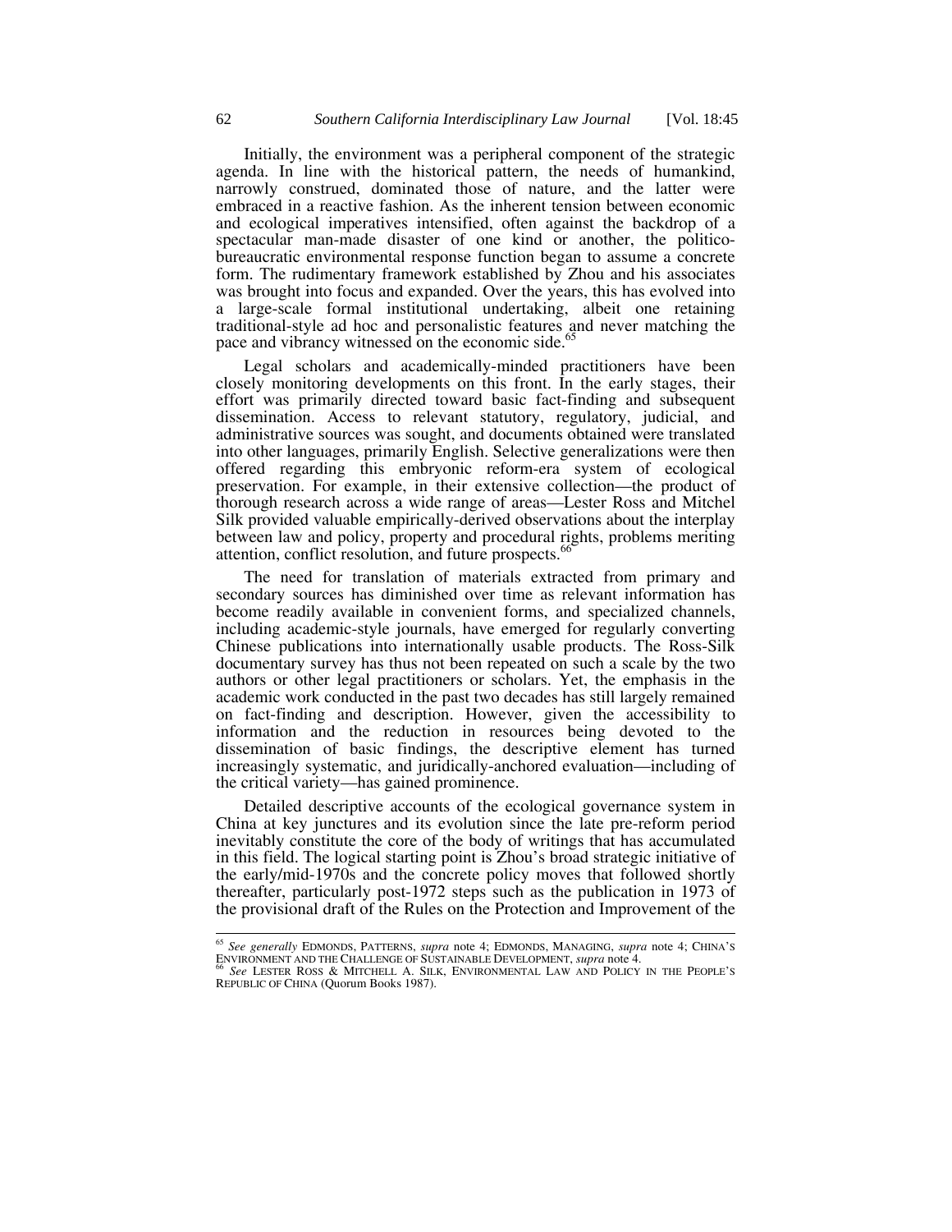Initially, the environment was a peripheral component of the strategic agenda. In line with the historical pattern, the needs of humankind, narrowly construed, dominated those of nature, and the latter were embraced in a reactive fashion. As the inherent tension between economic and ecological imperatives intensified, often against the backdrop of a spectacular man-made disaster of one kind or another, the politico-bureaucratic environmental response function began to assume a concrete form. The rudimentary framework established by Zhou and his associates was brought into focus and expanded. Over the years, this has evolved into a large-scale formal institutional undertaking, albeit one retaining traditional-style ad hoc and personalistic features and never matching the pace and vibrancy witnessed on the economic side.[65]

Legal scholars and academically-minded practitioners have been closely monitoring developments on this front. In the early stages, their effort was primarily directed toward basic fact-finding and subsequent dissemination. Access to relevant statutory, regulatory, judicial, and administrative sources was sought, and documents obtained were translated into other languages, primarily English. Selective generalizations were then offered regarding this embryonic reform-era system of ecological preservation. For example, in their extensive collection—the product of thorough research across a wide range of areas—Lester Ross and Mitchel Silk provided valuable empirically-derived observations about the interplay between law and policy, property and procedural rights, problems meriting attention, conflict resolution, and future prospects.[66]

The need for translation of materials extracted from primary and secondary sources has diminished over time as relevant information has become readily available in convenient forms, and specialized channels, including academic-style journals, have emerged for regularly converting Chinese publications into internationally usable products. The Ross-Silk documentary survey has thus not been repeated on such a scale by the two authors or other legal practitioners or scholars. Yet, the emphasis in the academic work conducted in the past two decades has still largely remained on fact-finding and description. However, given the accessibility to information and the reduction in resources being devoted to the dissemination of basic findings, the descriptive element has turned increasingly systematic, and juridically-anchored evaluation—including of the critical variety—has gained prominence.

Detailed descriptive accounts of the ecological governance system in China at key junctures and its evolution since the late pre-reform period inevitably constitute the core of the body of writings that has accumulated in this field. The logical starting point is Zhou's broad strategic initiative of the early/mid-1970s and the concrete policy moves that followed shortly thereafter, particularly post-1972 steps such as the publication in 1973 of the provisional draft of the Rules on the Protection and Improvement of the

---

[65] *See generally* EDMONDS, PATTERNS, *supra* note 4; EDMONDS, MANAGING, *supra* note 4; CHINA'S ENVIRONMENT AND THE CHALLENGE OF SUSTAINABLE DEVELOPMENT, *supra* note 4.

[66] *See* LESTER ROSS & MITCHELL A. SILK, ENVIRONMENTAL LAW AND POLICY IN THE PEOPLE'S REPUBLIC OF CHINA (Quorum Books 1987).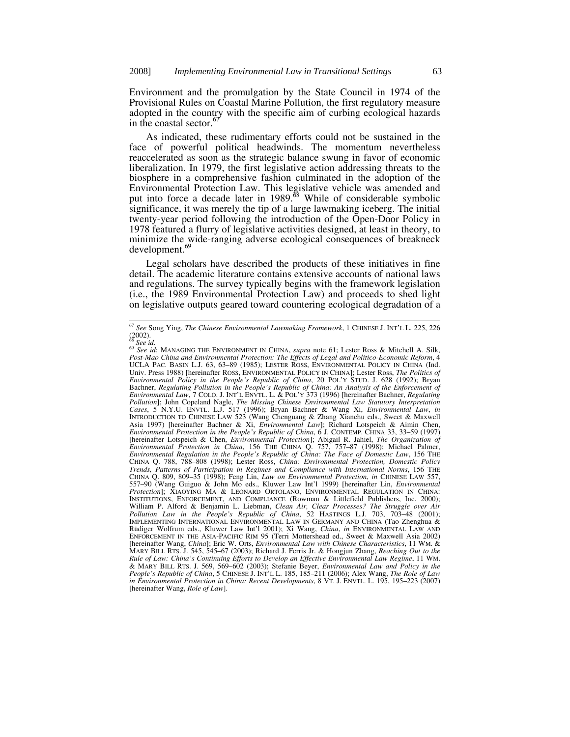Environment and the promulgation by the State Council in 1974 of the Provisional Rules on Coastal Marine Pollution, the first regulatory measure adopted in the country with the specific aim of curbing ecological hazards in the coastal sector.[67]

As indicated, these rudimentary efforts could not be sustained in the face of powerful political headwinds. The momentum nevertheless reaccelerated as soon as the strategic balance swung in favor of economic liberalization. In 1979, the first legislative action addressing threats to the biosphere in a comprehensive fashion culminated in the adoption of the Environmental Protection Law. This legislative vehicle was amended and put into force a decade later in 1989.[68] While of considerable symbolic significance, it was merely the tip of a large lawmaking iceberg. The initial twenty-year period following the introduction of the Open-Door Policy in 1978 featured a flurry of legislative activities designed, at least in theory, to minimize the wide-ranging adverse ecological consequences of breakneck development.[69]

Legal scholars have described the products of these initiatives in fine detail. The academic literature contains extensive accounts of national laws and regulations. The survey typically begins with the framework legislation (i.e., the 1989 Environmental Protection Law) and proceeds to shed light on legislative outputs geared toward countering ecological degradation of a

---

[67] *See* Song Ying, *The Chinese Environmental Lawmaking Framework*, 1 CHINESE J. INT'L L. 225, 226 (2002).

[68] *See id.*

[69] *See id*; MANAGING THE ENVIRONMENT IN CHINA, *supra* note 61; Lester Ross & Mitchell A. Silk, *Post-Mao China and Environmental Protection: The Effects of Legal and Politico-Economic Reform*, 4 UCLA PAC. BASIN L.J. 63, 63–89 (1985); LESTER ROSS, ENVIRONMENTAL POLICY IN CHINA (Ind. Univ. Press 1988) [hereinafter ROSS, ENVIRONMENTAL POLICY IN CHINA]; Lester Ross, *The Politics of Environmental Policy in the People's Republic of China*, 20 POL'Y STUD. J. 628 (1992); Bryan Bachner, *Regulating Pollution in the People's Republic of China: An Analysis of the Enforcement of Environmental Law*, 7 COLO. J. INT'L ENVTL. L. & POL'Y 373 (1996) [hereinafter Bachner, *Regulating Pollution*]; John Copeland Nagle, *The Missing Chinese Environmental Law Statutory Interpretation Cases*, 5 N.Y.U. ENVTL. L.J. 517 (1996); Bryan Bachner & Wang Xi, *Environmental Law*, *in* INTRODUCTION TO CHINESE LAW 523 (Wang Chenguang & Zhang Xianchu eds., Sweet & Maxwell Asia 1997) [hereinafter Bachner & Xi, *Environmental Law*]; Richard Lotspeich & Aimin Chen, *Environmental Protection in the People's Republic of China*, 6 J. CONTEMP. CHINA 33, 33–59 (1997) [hereinafter Lotspeich & Chen, *Environmental Protection*]; Abigail R. Jahiel, *The Organization of Environmental Protection in China*, 156 THE CHINA Q. 757, 757–87 (1998); Michael Palmer, *Environmental Regulation in the People's Republic of China: The Face of Domestic Law*, 156 THE CHINA Q. 788, 788–808 (1998); Lester Ross, *China: Environmental Protection, Domestic Policy Trends, Patterns of Participation in Regimes and Compliance with International Norms*, 156 THE CHINA Q. 809, 809–35 (1998); Feng Lin, *Law on Environmental Protection*, *in* CHINESE LAW 557, 557–90 (Wang Guiguo & John Mo eds., Kluwer Law Int'l 1999) [hereinafter Lin, *Environmental Protection*]; XIAOYING MA & LEONARD ORTOLANO, ENVIRONMENTAL REGULATION IN CHINA: INSTITUTIONS, ENFORCEMENT, AND COMPLIANCE (Rowman & Littlefield Publishers, Inc. 2000); William P. Alford & Benjamin L. Liebman, *Clean Air, Clear Processes? The Struggle over Air Pollution Law in the People's Republic of China*, 52 HASTINGS L.J. 703, 703–48 (2001); IMPLEMENTING INTERNATIONAL ENVIRONMENTAL LAW IN GERMANY AND CHINA (Tao Zhenghua & Rüdiger Wolfrum eds., Kluwer Law Int'l 2001); Xi Wang, *China*, *in* ENVIRONMENTAL LAW AND ENFORCEMENT IN THE ASIA-PACIFIC RIM 95 (Terri Mottershead ed., Sweet & Maxwell Asia 2002) [hereinafter Wang, *China*]; Eric W. Orts, *Environmental Law with Chinese Characteristics*, 11 WM. & MARY BILL RTS. J. 545, 545–67 (2003); Richard J. Ferris Jr. & Hongjun Zhang, *Reaching Out to the Rule of Law: China's Continuing Efforts to Develop an Effective Environmental Law Regime*, 11 WM. & MARY BILL RTS. J. 569, 569–602 (2003); Stefanie Beyer, *Environmental Law and Policy in the People's Republic of China*, 5 CHINESE J. INT'L L. 185, 185–211 (2006); Alex Wang, *The Role of Law in Environmental Protection in China: Recent Developments*, 8 VT. J. ENVTL. L. 195, 195–223 (2007) [hereinafter Wang, *Role of Law*].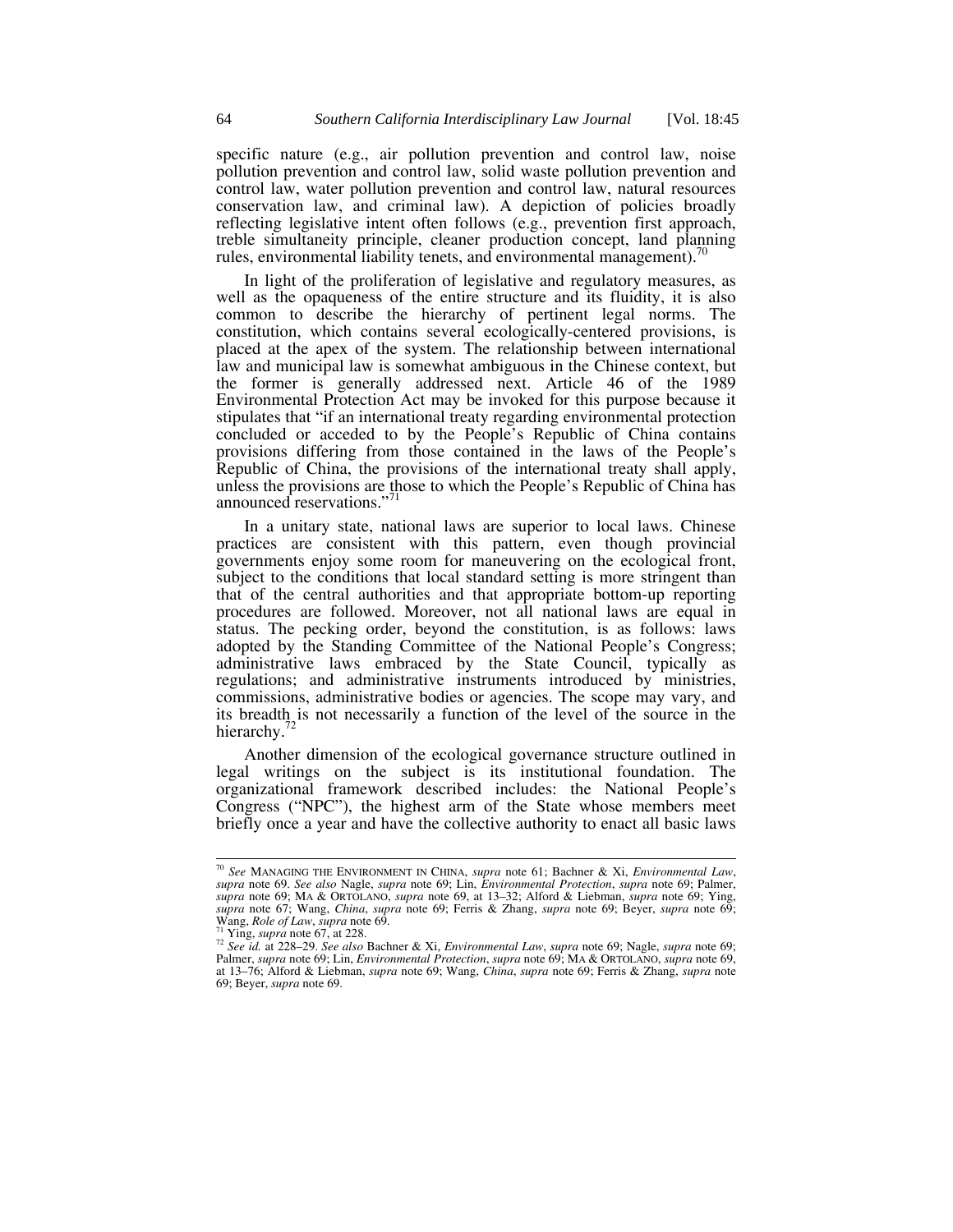specific nature (e.g., air pollution prevention and control law, noise pollution prevention and control law, solid waste pollution prevention and control law, water pollution prevention and control law, natural resources conservation law, and criminal law). A depiction of policies broadly reflecting legislative intent often follows (e.g., prevention first approach, treble simultaneity principle, cleaner production concept, land planning rules, environmental liability tenets, and environmental management).[70]

In light of the proliferation of legislative and regulatory measures, as well as the opaqueness of the entire structure and its fluidity, it is also common to describe the hierarchy of pertinent legal norms. The constitution, which contains several ecologically-centered provisions, is placed at the apex of the system. The relationship between international law and municipal law is somewhat ambiguous in the Chinese context, but the former is generally addressed next. Article 46 of the 1989 Environmental Protection Act may be invoked for this purpose because it stipulates that "if an international treaty regarding environmental protection concluded or acceded to by the People's Republic of China contains provisions differing from those contained in the laws of the People's Republic of China, the provisions of the international treaty shall apply, unless the provisions are those to which the People's Republic of China has announced reservations."[71]

In a unitary state, national laws are superior to local laws. Chinese practices are consistent with this pattern, even though provincial governments enjoy some room for maneuvering on the ecological front, subject to the conditions that local standard setting is more stringent than that of the central authorities and that appropriate bottom-up reporting procedures are followed. Moreover, not all national laws are equal in status. The pecking order, beyond the constitution, is as follows: laws adopted by the Standing Committee of the National People's Congress; administrative laws embraced by the State Council, typically as regulations; and administrative instruments introduced by ministries, commissions, administrative bodies or agencies. The scope may vary, and its breadth is not necessarily a function of the level of the source in the hierarchy.[72]

Another dimension of the ecological governance structure outlined in legal writings on the subject is its institutional foundation. The organizational framework described includes: the National People's Congress ("NPC"), the highest arm of the State whose members meet briefly once a year and have the collective authority to enact all basic laws

---

[70] *See* MANAGING THE ENVIRONMENT IN CHINA, *supra* note 61; Bachner & Xi, *Environmental Law*, *supra* note 69. *See also* Nagle, *supra* note 69; Lin, *Environmental Protection*, *supra* note 69; Palmer, *supra* note 69; MA & ORTOLANO, *supra* note 69, at 13–32; Alford & Liebman, *supra* note 69; Ying, *supra* note 67; Wang, *China*, *supra* note 69; Ferris & Zhang, *supra* note 69; Beyer, *supra* note 69; Wang, *Role of Law*, *supra* note 69.

[71] Ying, *supra* note 67, at 228.

[72] *See id.* at 228–29. *See also* Bachner & Xi, *Environmental Law*, *supra* note 69; Nagle, *supra* note 69; Palmer, *supra* note 69; Lin, *Environmental Protection*, *supra* note 69; MA & ORTOLANO, *supra* note 69, at 13–76; Alford & Liebman, *supra* note 69; Wang, *China*, *supra* note 69; Ferris & Zhang, *supra* note 69; Beyer, *supra* note 69.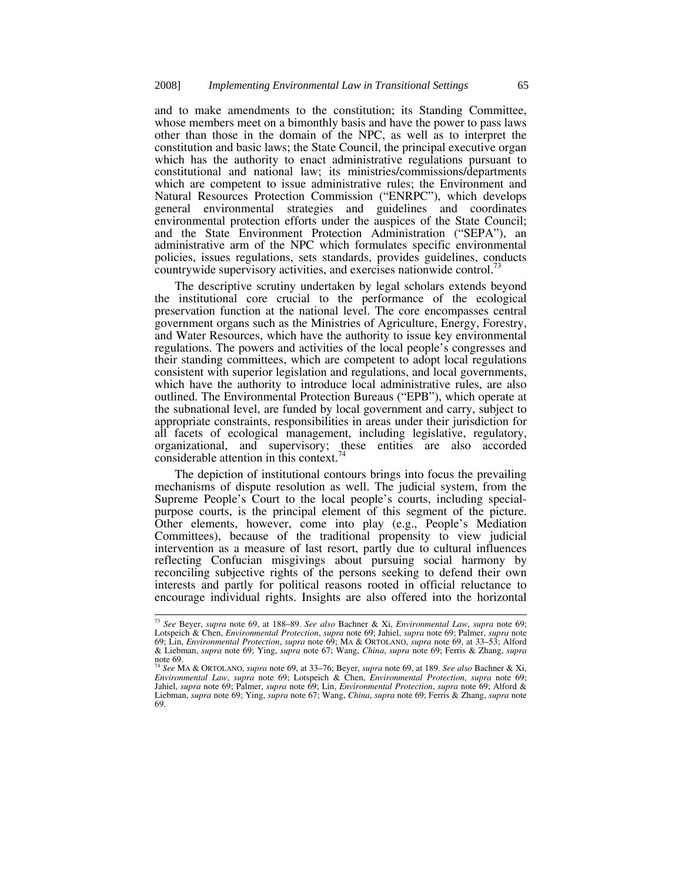and to make amendments to the constitution; its Standing Committee, whose members meet on a bimonthly basis and have the power to pass laws other than those in the domain of the NPC, as well as to interpret the constitution and basic laws; the State Council, the principal executive organ which has the authority to enact administrative regulations pursuant to constitutional and national law; its ministries/commissions/departments which are competent to issue administrative rules; the Environment and Natural Resources Protection Commission ("ENRPC"), which develops general environmental strategies and guidelines and coordinates environmental protection efforts under the auspices of the State Council; and the State Environment Protection Administration ("SEPA"), an administrative arm of the NPC which formulates specific environmental policies, issues regulations, sets standards, provides guidelines, conducts countrywide supervisory activities, and exercises nationwide control.[73]

The descriptive scrutiny undertaken by legal scholars extends beyond the institutional core crucial to the performance of the ecological preservation function at the national level. The core encompasses central government organs such as the Ministries of Agriculture, Energy, Forestry, and Water Resources, which have the authority to issue key environmental regulations. The powers and activities of the local people's congresses and their standing committees, which are competent to adopt local regulations consistent with superior legislation and regulations, and local governments, which have the authority to introduce local administrative rules, are also outlined. The Environmental Protection Bureaus ("EPB"), which operate at the subnational level, are funded by local government and carry, subject to appropriate constraints, responsibilities in areas under their jurisdiction for all facets of ecological management, including legislative, regulatory, organizational, and supervisory; these entities are also accorded considerable attention in this context.[74]

The depiction of institutional contours brings into focus the prevailing mechanisms of dispute resolution as well. The judicial system, from the Supreme People's Court to the local people's courts, including special-purpose courts, is the principal element of this segment of the picture. Other elements, however, come into play (e.g., People's Mediation Committees), because of the traditional propensity to view judicial intervention as a measure of last resort, partly due to cultural influences reflecting Confucian misgivings about pursuing social harmony by reconciling subjective rights of the persons seeking to defend their own interests and partly for political reasons rooted in official reluctance to encourage individual rights. Insights are also offered into the horizontal

---

[73] *See* Beyer, *supra* note 69, at 188–89. *See also* Bachner & Xi, *Environmental Law*, *supra* note 69; Lotspeich & Chen, *Environmental Protection*, *supra* note 69; Jahiel, *supra* note 69; Palmer, *supra* note 69; Lin, *Environmental Protection*, *supra* note 69; MA & ORTOLANO, *supra* note 69, at 33–53; Alford & Liebman, *supra* note 69; Ying, *supra* note 67; Wang, *China*, *supra* note 69; Ferris & Zhang, *supra* note 69.

[74] *See* MA & ORTOLANO, *supra* note 69, at 33–76; Beyer, *supra* note 69, at 189. *See also* Bachner & Xi, *Environmental Law*, *supra* note 69; Lotspeich & Chen, *Environmental Protection*, *supra* note 69; Jahiel, *supra* note 69; Palmer, *supra* note 69; Lin, *Environmental Protection*, *supra* note 69; Alford & Liebman, *supra* note 69; Ying, *supra* note 67; Wang, *China*, *supra* note 69; Ferris & Zhang, *supra* note 69.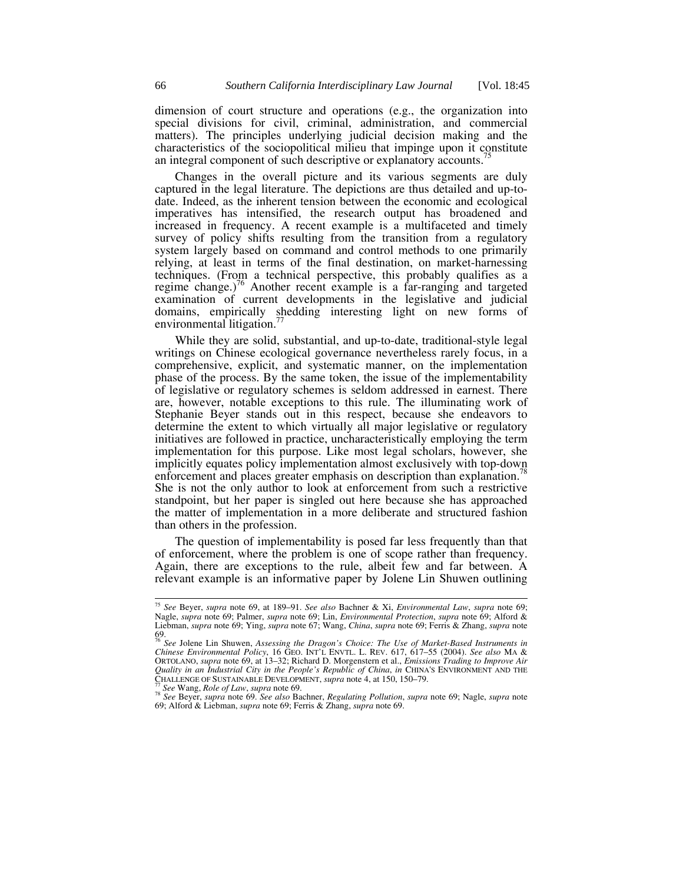dimension of court structure and operations (e.g., the organization into special divisions for civil, criminal, administration, and commercial matters). The principles underlying judicial decision making and the characteristics of the sociopolitical milieu that impinge upon it constitute an integral component of such descriptive or explanatory accounts.[75]

Changes in the overall picture and its various segments are duly captured in the legal literature. The depictions are thus detailed and up-to-date. Indeed, as the inherent tension between the economic and ecological imperatives has intensified, the research output has broadened and increased in frequency. A recent example is a multifaceted and timely survey of policy shifts resulting from the transition from a regulatory system largely based on command and control methods to one primarily relying, at least in terms of the final destination, on market-harnessing techniques. (From a technical perspective, this probably qualifies as a regime change.)[76] Another recent example is a far-ranging and targeted examination of current developments in the legislative and judicial domains, empirically shedding interesting light on new forms of environmental litigation.[77]

While they are solid, substantial, and up-to-date, traditional-style legal writings on Chinese ecological governance nevertheless rarely focus, in a comprehensive, explicit, and systematic manner, on the implementation phase of the process. By the same token, the issue of the implementability of legislative or regulatory schemes is seldom addressed in earnest. There are, however, notable exceptions to this rule. The illuminating work of Stephanie Beyer stands out in this respect, because she endeavors to determine the extent to which virtually all major legislative or regulatory initiatives are followed in practice, uncharacteristically employing the term implementation for this purpose. Like most legal scholars, however, she implicitly equates policy implementation almost exclusively with top-down enforcement and places greater emphasis on description than explanation.[78] She is not the only author to look at enforcement from such a restrictive standpoint, but her paper is singled out here because she has approached the matter of implementation in a more deliberate and structured fashion than others in the profession.

The question of implementability is posed far less frequently than that of enforcement, where the problem is one of scope rather than frequency. Again, there are exceptions to the rule, albeit few and far between. A relevant example is an informative paper by Jolene Lin Shuwen outlining

---

[75] *See* Beyer, *supra* note 69, at 189–91. *See also* Bachner & Xi, *Environmental Law*, *supra* note 69; Nagle, *supra* note 69; Palmer, *supra* note 69; Lin, *Environmental Protection*, *supra* note 69; Alford & Liebman, *supra* note 69; Ying, *supra* note 67; Wang, *China*, *supra* note 69; Ferris & Zhang, *supra* note 69.

[76] *See* Jolene Lin Shuwen, *Assessing the Dragon's Choice: The Use of Market-Based Instruments in Chinese Environmental Policy*, 16 GEO. INT'L ENVTL. L. REV. 617, 617–55 (2004). *See also* MA & ORTOLANO, *supra* note 69, at 13–32; Richard D. Morgenstern et al., *Emissions Trading to Improve Air Quality in an Industrial City in the People's Republic of China*, *in* CHINA'S ENVIRONMENT AND THE CHALLENGE OF SUSTAINABLE DEVELOPMENT, *supra* note 4, at 150, 150–79.

[77] *See* Wang, *Role of Law*, *supra* note 69.

[78] *See* Beyer, *supra* note 69. *See also* Bachner, *Regulating Pollution*, *supra* note 69; Nagle, *supra* note 69; Alford & Liebman, *supra* note 69; Ferris & Zhang, *supra* note 69.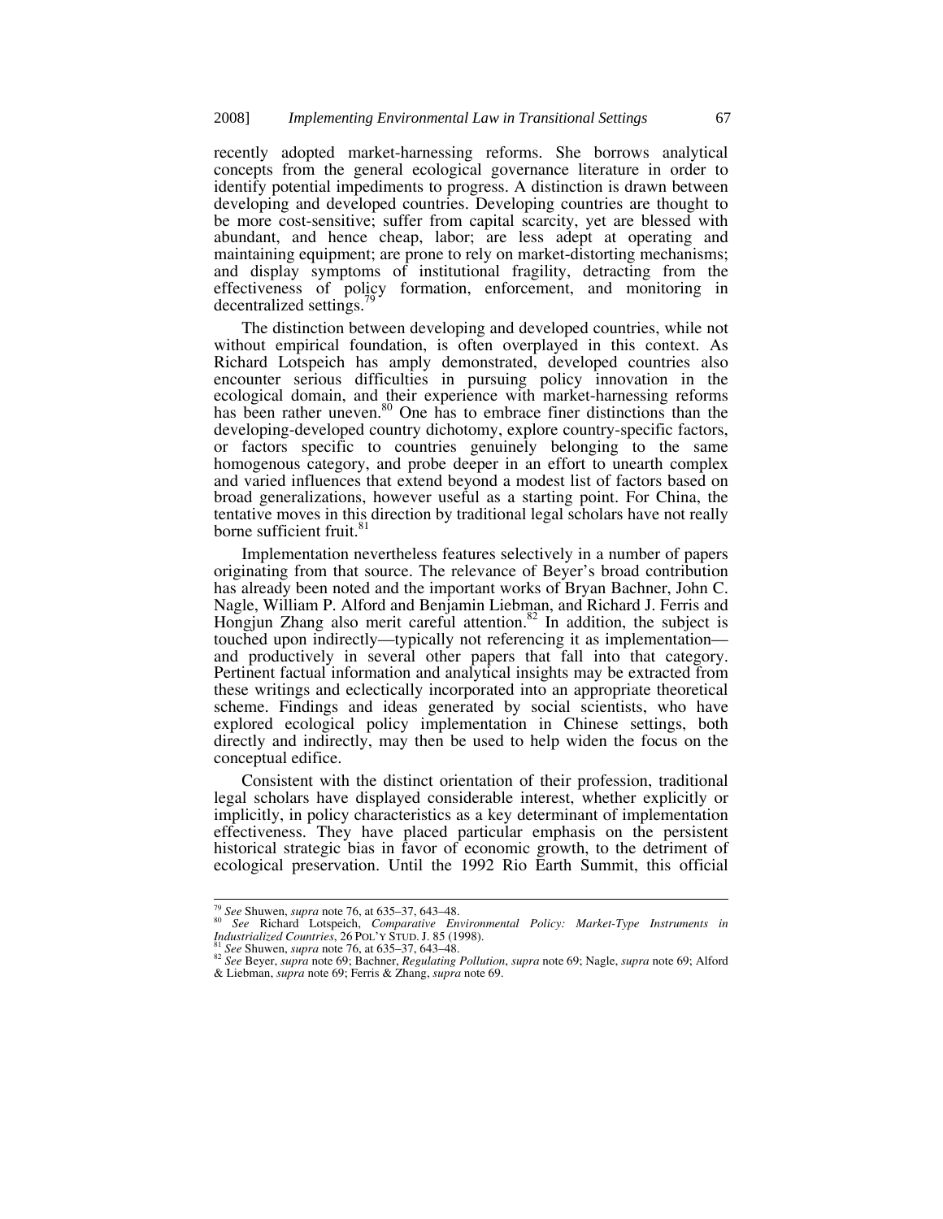recently adopted market-harnessing reforms. She borrows analytical concepts from the general ecological governance literature in order to identify potential impediments to progress. A distinction is drawn between developing and developed countries. Developing countries are thought to be more cost-sensitive; suffer from capital scarcity, yet are blessed with abundant, and hence cheap, labor; are less adept at operating and maintaining equipment; are prone to rely on market-distorting mechanisms; and display symptoms of institutional fragility, detracting from the effectiveness of policy formation, enforcement, and monitoring in decentralized settings.[79]

The distinction between developing and developed countries, while not without empirical foundation, is often overplayed in this context. As Richard Lotspeich has amply demonstrated, developed countries also encounter serious difficulties in pursuing policy innovation in the ecological domain, and their experience with market-harnessing reforms has been rather uneven.[80] One has to embrace finer distinctions than the developing-developed country dichotomy, explore country-specific factors, or factors specific to countries genuinely belonging to the same homogenous category, and probe deeper in an effort to unearth complex and varied influences that extend beyond a modest list of factors based on broad generalizations, however useful as a starting point. For China, the tentative moves in this direction by traditional legal scholars have not really borne sufficient fruit.[81]

Implementation nevertheless features selectively in a number of papers originating from that source. The relevance of Beyer's broad contribution has already been noted and the important works of Bryan Bachner, John C. Nagle, William P. Alford and Benjamin Liebman, and Richard J. Ferris and Hongjun Zhang also merit careful attention.[82] In addition, the subject is touched upon indirectly—typically not referencing it as implementation—and productively in several other papers that fall into that category. Pertinent factual information and analytical insights may be extracted from these writings and eclectically incorporated into an appropriate theoretical scheme. Findings and ideas generated by social scientists, who have explored ecological policy implementation in Chinese settings, both directly and indirectly, may then be used to help widen the focus on the conceptual edifice.

Consistent with the distinct orientation of their profession, traditional legal scholars have displayed considerable interest, whether explicitly or implicitly, in policy characteristics as a key determinant of implementation effectiveness. They have placed particular emphasis on the persistent historical strategic bias in favor of economic growth, to the detriment of ecological preservation. Until the 1992 Rio Earth Summit, this official

---

[79] *See* Shuwen, *supra* note 76, at 635–37, 643–48.

[80] *See* Richard Lotspeich, *Comparative Environmental Policy: Market-Type Instruments in Industrialized Countries*, 26 POL'Y STUD. J. 85 (1998).

[81] *See* Shuwen, *supra* note 76, at 635–37, 643–48.

[82] *See* Beyer, *supra* note 69; Bachner, *Regulating Pollution*, *supra* note 69; Nagle, *supra* note 69; Alford & Liebman, *supra* note 69; Ferris & Zhang, *supra* note 69.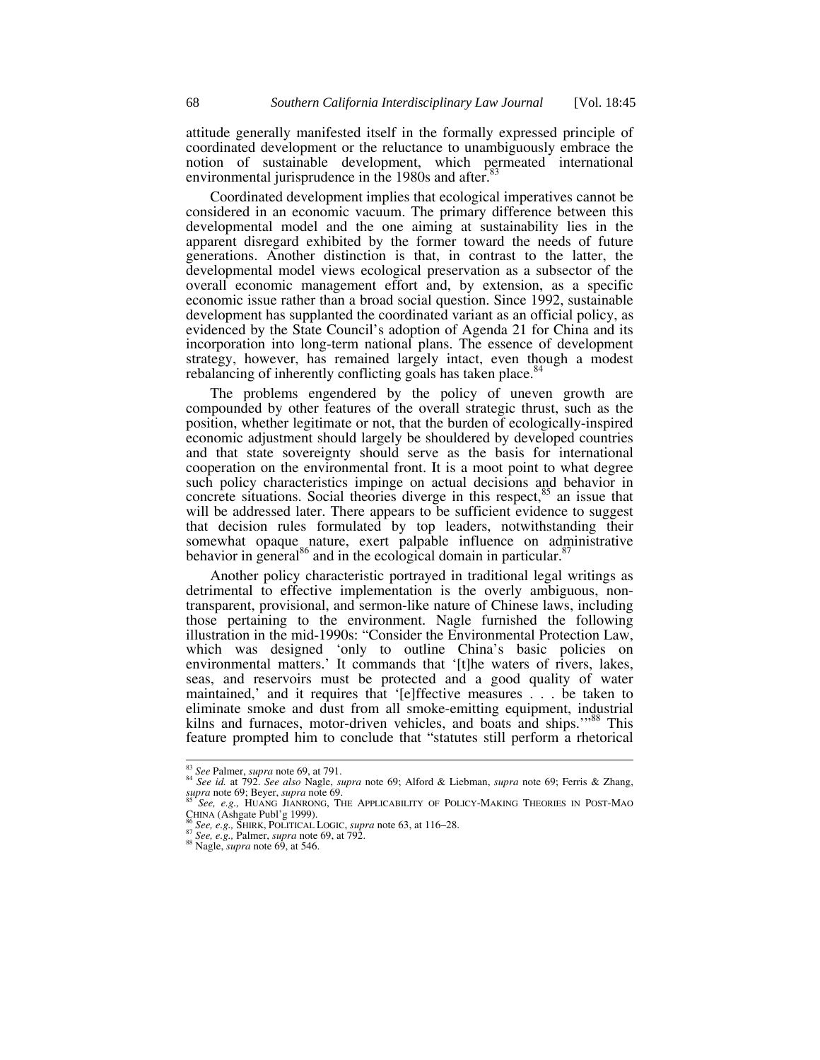attitude generally manifested itself in the formally expressed principle of coordinated development or the reluctance to unambiguously embrace the notion of sustainable development, which permeated international environmental jurisprudence in the 1980s and after.[83]

Coordinated development implies that ecological imperatives cannot be considered in an economic vacuum. The primary difference between this developmental model and the one aiming at sustainability lies in the apparent disregard exhibited by the former toward the needs of future generations. Another distinction is that, in contrast to the latter, the developmental model views ecological preservation as a subsector of the overall economic management effort and, by extension, as a specific economic issue rather than a broad social question. Since 1992, sustainable development has supplanted the coordinated variant as an official policy, as evidenced by the State Council's adoption of Agenda 21 for China and its incorporation into long-term national plans. The essence of development strategy, however, has remained largely intact, even though a modest rebalancing of inherently conflicting goals has taken place.[84]

The problems engendered by the policy of uneven growth are compounded by other features of the overall strategic thrust, such as the position, whether legitimate or not, that the burden of ecologically-inspired economic adjustment should largely be shouldered by developed countries and that state sovereignty should serve as the basis for international cooperation on the environmental front. It is a moot point to what degree such policy characteristics impinge on actual decisions and behavior in concrete situations. Social theories diverge in this respect,[85] an issue that will be addressed later. There appears to be sufficient evidence to suggest that decision rules formulated by top leaders, notwithstanding their somewhat opaque nature, exert palpable influence on administrative behavior in general[86] and in the ecological domain in particular.[87]

Another policy characteristic portrayed in traditional legal writings as detrimental to effective implementation is the overly ambiguous, non-transparent, provisional, and sermon-like nature of Chinese laws, including those pertaining to the environment. Nagle furnished the following illustration in the mid-1990s: "Consider the Environmental Protection Law, which was designed 'only to outline China's basic policies on environmental matters.' It commands that '[t]he waters of rivers, lakes, seas, and reservoirs must be protected and a good quality of water maintained,' and it requires that '[e]ffective measures . . . be taken to eliminate smoke and dust from all smoke-emitting equipment, industrial kilns and furnaces, motor-driven vehicles, and boats and ships.'"[88] This feature prompted him to conclude that "statutes still perform a rhetorical

---

[83] *See* Palmer, *supra* note 69, at 791.

[84] *See id.* at 792. *See also* Nagle, *supra* note 69; Alford & Liebman, *supra* note 69; Ferris & Zhang, *supra* note 69; Beyer, *supra* note 69.

[85] *See, e.g.,* HUANG JIANRONG, THE APPLICABILITY OF POLICY-MAKING THEORIES IN POST-MAO CHINA (Ashgate Publ'g 1999).

[86] *See, e.g.,* SHIRK, POLITICAL LOGIC, *supra* note 63, at 116–28.

[87] *See, e.g.,* Palmer, *supra* note 69, at 792.

[88] Nagle, *supra* note 69, at 546.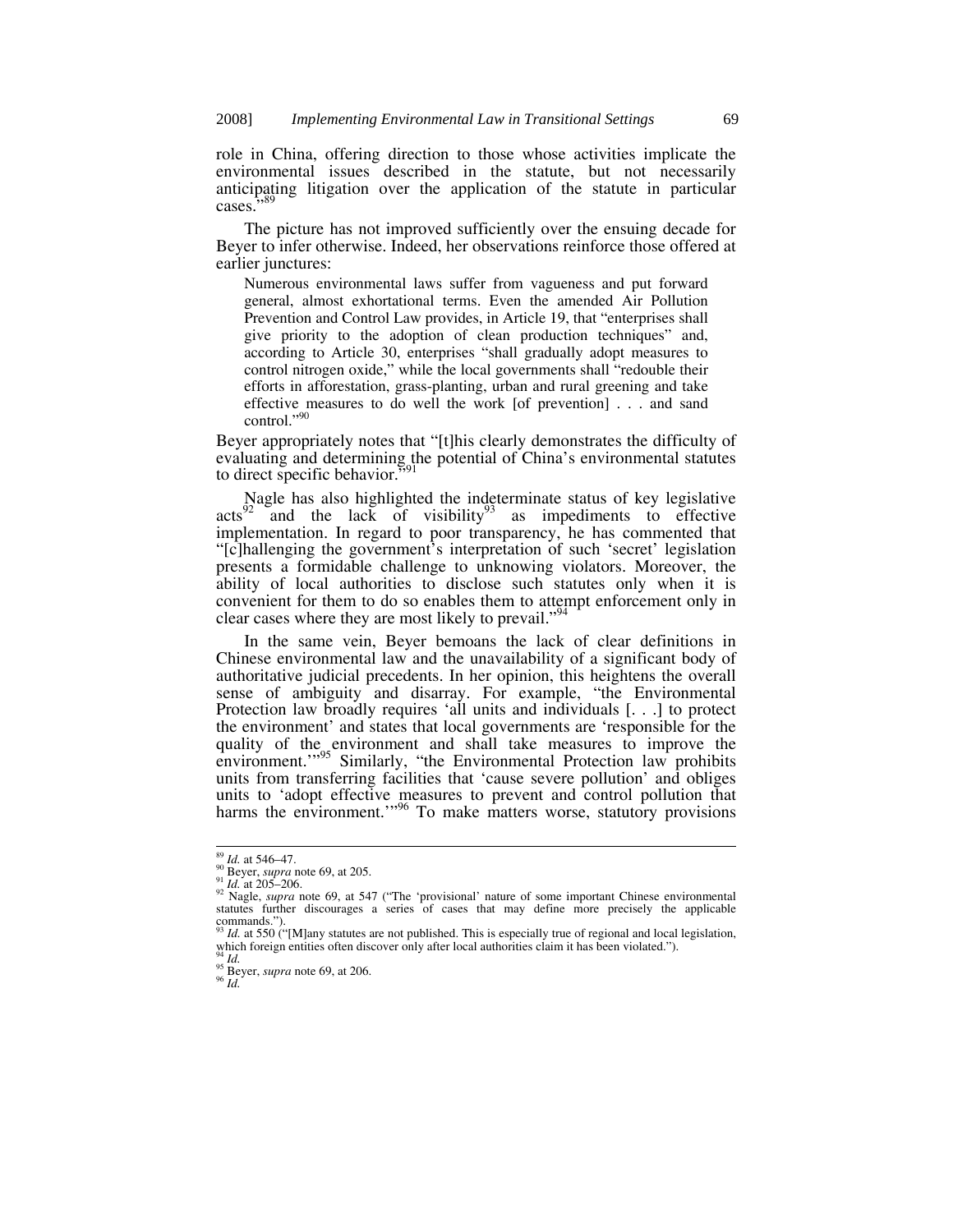role in China, offering direction to those whose activities implicate the environmental issues described in the statute, but not necessarily anticipating litigation over the application of the statute in particular cases."[89]

The picture has not improved sufficiently over the ensuing decade for Beyer to infer otherwise. Indeed, her observations reinforce those offered at earlier junctures:

> Numerous environmental laws suffer from vagueness and put forward general, almost exhortational terms. Even the amended Air Pollution Prevention and Control Law provides, in Article 19, that "enterprises shall give priority to the adoption of clean production techniques" and, according to Article 30, enterprises "shall gradually adopt measures to control nitrogen oxide," while the local governments shall "redouble their efforts in afforestation, grass-planting, urban and rural greening and take effective measures to do well the work [of prevention] . . . and sand control."[90]

Beyer appropriately notes that "[t]his clearly demonstrates the difficulty of evaluating and determining the potential of China's environmental statutes to direct specific behavior."[91]

Nagle has also highlighted the indeterminate status of key legislative acts[92] and the lack of visibility[93] as impediments to effective implementation. In regard to poor transparency, he has commented that "[c]hallenging the government's interpretation of such 'secret' legislation presents a formidable challenge to unknowing violators. Moreover, the ability of local authorities to disclose such statutes only when it is convenient for them to do so enables them to attempt enforcement only in clear cases where they are most likely to prevail."[94]

In the same vein, Beyer bemoans the lack of clear definitions in Chinese environmental law and the unavailability of a significant body of authoritative judicial precedents. In her opinion, this heightens the overall sense of ambiguity and disarray. For example, "the Environmental Protection law broadly requires 'all units and individuals [. . .] to protect the environment' and states that local governments are 'responsible for the quality of the environment and shall take measures to improve the environment.'"[95] Similarly, "the Environmental Protection law prohibits units from transferring facilities that 'cause severe pollution' and obliges units to 'adopt effective measures to prevent and control pollution that harms the environment.'"[96] To make matters worse, statutory provisions

---

[89] *Id.* at 546–47.
[90] Beyer, *supra* note 69, at 205.
[91] *Id.* at 205–206.
[92] Nagle, *supra* note 69, at 547 ("The 'provisional' nature of some important Chinese environmental statutes further discourages a series of cases that may define more precisely the applicable commands.").
[93] *Id.* at 550 ("[M]any statutes are not published. This is especially true of regional and local legislation, which foreign entities often discover only after local authorities claim it has been violated.").
[94] *Id.*
[95] Beyer, *supra* note 69, at 206.
[96] *Id.*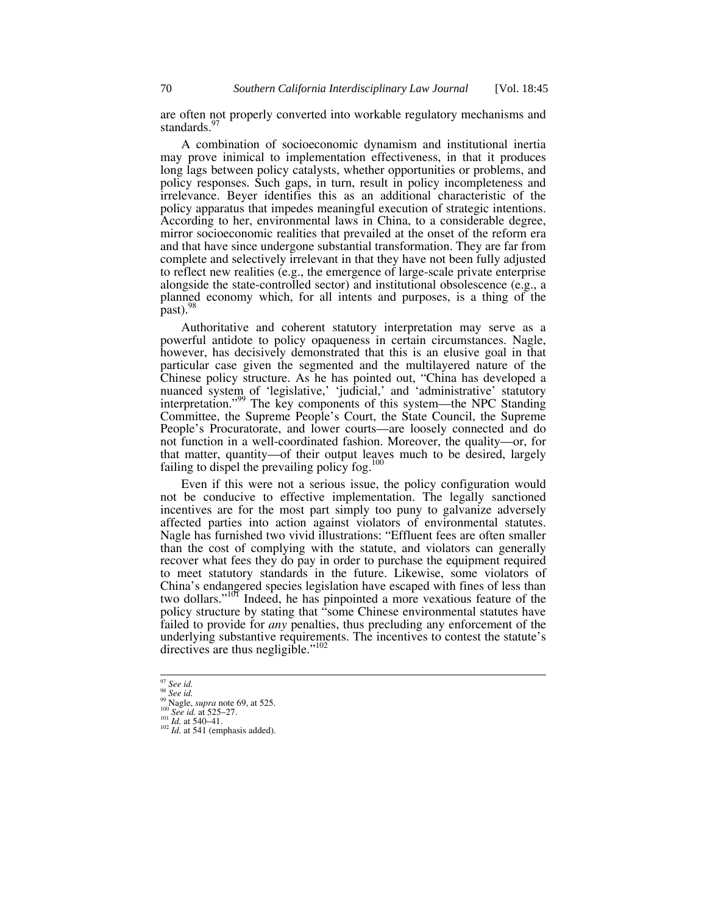are often not properly converted into workable regulatory mechanisms and standards.[97]

A combination of socioeconomic dynamism and institutional inertia may prove inimical to implementation effectiveness, in that it produces long lags between policy catalysts, whether opportunities or problems, and policy responses. Such gaps, in turn, result in policy incompleteness and irrelevance. Beyer identifies this as an additional characteristic of the policy apparatus that impedes meaningful execution of strategic intentions. According to her, environmental laws in China, to a considerable degree, mirror socioeconomic realities that prevailed at the onset of the reform era and that have since undergone substantial transformation. They are far from complete and selectively irrelevant in that they have not been fully adjusted to reflect new realities (e.g., the emergence of large-scale private enterprise alongside the state-controlled sector) and institutional obsolescence (e.g., a planned economy which, for all intents and purposes, is a thing of the past).[98]

Authoritative and coherent statutory interpretation may serve as a powerful antidote to policy opaqueness in certain circumstances. Nagle, however, has decisively demonstrated that this is an elusive goal in that particular case given the segmented and the multilayered nature of the Chinese policy structure. As he has pointed out, "China has developed a nuanced system of 'legislative,' 'judicial,' and 'administrative' statutory interpretation."[99] The key components of this system—the NPC Standing Committee, the Supreme People's Court, the State Council, the Supreme People's Procuratorate, and lower courts—are loosely connected and do not function in a well-coordinated fashion. Moreover, the quality—or, for that matter, quantity—of their output leaves much to be desired, largely failing to dispel the prevailing policy fog.[100]

Even if this were not a serious issue, the policy configuration would not be conducive to effective implementation. The legally sanctioned incentives are for the most part simply too puny to galvanize adversely affected parties into action against violators of environmental statutes. Nagle has furnished two vivid illustrations: "Effluent fees are often smaller than the cost of complying with the statute, and violators can generally recover what fees they do pay in order to purchase the equipment required to meet statutory standards in the future. Likewise, some violators of China's endangered species legislation have escaped with fines of less than two dollars."[101] Indeed, he has pinpointed a more vexatious feature of the policy structure by stating that "some Chinese environmental statutes have failed to provide for *any* penalties, thus precluding any enforcement of the underlying substantive requirements. The incentives to contest the statute's directives are thus negligible."[102]

---

[97] *See id.*
[98] *See id.*
[99] Nagle, *supra* note 69, at 525.
[100] *See id.* at 525–27.
[101] *Id.* at 540–41.
[102] *Id.* at 541 (emphasis added).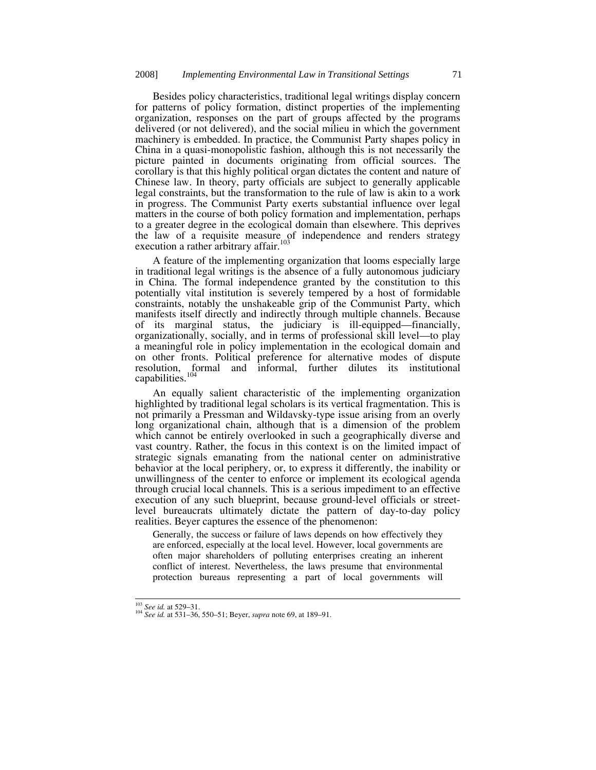Besides policy characteristics, traditional legal writings display concern for patterns of policy formation, distinct properties of the implementing organization, responses on the part of groups affected by the programs delivered (or not delivered), and the social milieu in which the government machinery is embedded. In practice, the Communist Party shapes policy in China in a quasi-monopolistic fashion, although this is not necessarily the picture painted in documents originating from official sources. The corollary is that this highly political organ dictates the content and nature of Chinese law. In theory, party officials are subject to generally applicable legal constraints, but the transformation to the rule of law is akin to a work in progress. The Communist Party exerts substantial influence over legal matters in the course of both policy formation and implementation, perhaps to a greater degree in the ecological domain than elsewhere. This deprives the law of a requisite measure of independence and renders strategy execution a rather arbitrary affair.[103]

A feature of the implementing organization that looms especially large in traditional legal writings is the absence of a fully autonomous judiciary in China. The formal independence granted by the constitution to this potentially vital institution is severely tempered by a host of formidable constraints, notably the unshakeable grip of the Communist Party, which manifests itself directly and indirectly through multiple channels. Because of its marginal status, the judiciary is ill-equipped—financially, organizationally, socially, and in terms of professional skill level—to play a meaningful role in policy implementation in the ecological domain and on other fronts. Political preference for alternative modes of dispute resolution, formal and informal, further dilutes its institutional capabilities.[104]

An equally salient characteristic of the implementing organization highlighted by traditional legal scholars is its vertical fragmentation. This is not primarily a Pressman and Wildavsky-type issue arising from an overly long organizational chain, although that is a dimension of the problem which cannot be entirely overlooked in such a geographically diverse and vast country. Rather, the focus in this context is on the limited impact of strategic signals emanating from the national center on administrative behavior at the local periphery, or, to express it differently, the inability or unwillingness of the center to enforce or implement its ecological agenda through crucial local channels. This is a serious impediment to an effective execution of any such blueprint, because ground-level officials or street-level bureaucrats ultimately dictate the pattern of day-to-day policy realities. Beyer captures the essence of the phenomenon:

> Generally, the success or failure of laws depends on how effectively they are enforced, especially at the local level. However, local governments are often major shareholders of polluting enterprises creating an inherent conflict of interest. Nevertheless, the laws presume that environmental protection bureaus representing a part of local governments will

---

[103] *See id.* at 529–31.

[104] *See id.* at 531–36, 550–51; Beyer, *supra* note 69, at 189–91.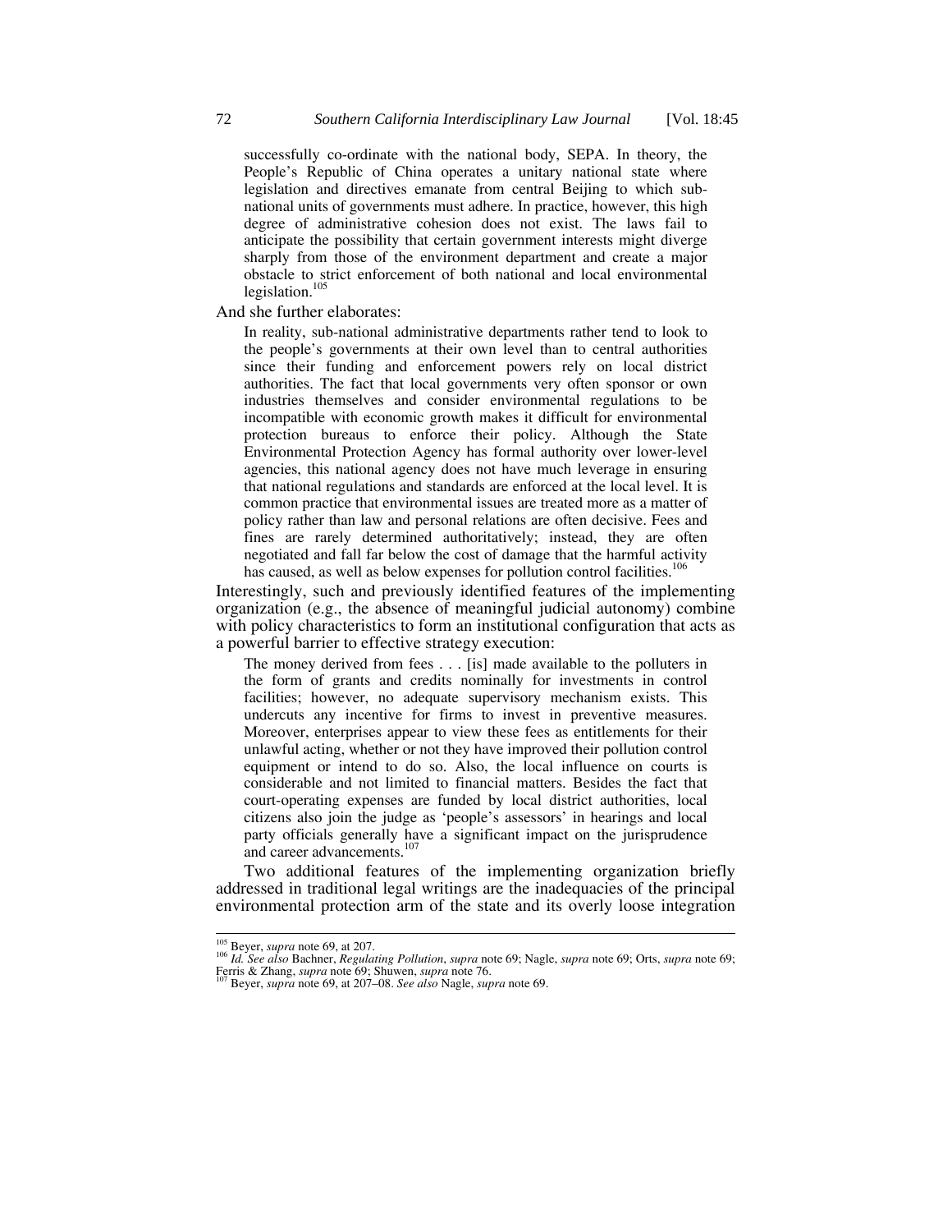> successfully co-ordinate with the national body, SEPA. In theory, the People's Republic of China operates a unitary national state where legislation and directives emanate from central Beijing to which sub-national units of governments must adhere. In practice, however, this high degree of administrative cohesion does not exist. The laws fail to anticipate the possibility that certain government interests might diverge sharply from those of the environment department and create a major obstacle to strict enforcement of both national and local environmental legislation.[105]

And she further elaborates:

> In reality, sub-national administrative departments rather tend to look to the people's governments at their own level than to central authorities since their funding and enforcement powers rely on local district authorities. The fact that local governments very often sponsor or own industries themselves and consider environmental regulations to be incompatible with economic growth makes it difficult for environmental protection bureaus to enforce their policy. Although the State Environmental Protection Agency has formal authority over lower-level agencies, this national agency does not have much leverage in ensuring that national regulations and standards are enforced at the local level. It is common practice that environmental issues are treated more as a matter of policy rather than law and personal relations are often decisive. Fees and fines are rarely determined authoritatively; instead, they are often negotiated and fall far below the cost of damage that the harmful activity has caused, as well as below expenses for pollution control facilities.[106]

Interestingly, such and previously identified features of the implementing organization (e.g., the absence of meaningful judicial autonomy) combine with policy characteristics to form an institutional configuration that acts as a powerful barrier to effective strategy execution:

> The money derived from fees . . . [is] made available to the polluters in the form of grants and credits nominally for investments in control facilities; however, no adequate supervisory mechanism exists. This undercuts any incentive for firms to invest in preventive measures. Moreover, enterprises appear to view these fees as entitlements for their unlawful acting, whether or not they have improved their pollution control equipment or intend to do so. Also, the local influence on courts is considerable and not limited to financial matters. Besides the fact that court-operating expenses are funded by local district authorities, local citizens also join the judge as 'people's assessors' in hearings and local party officials generally have a significant impact on the jurisprudence and career advancements.[107]

Two additional features of the implementing organization briefly addressed in traditional legal writings are the inadequacies of the principal environmental protection arm of the state and its overly loose integration

---

[105] Beyer, *supra* note 69, at 207.

[106] *Id. See also* Bachner, *Regulating Pollution*, *supra* note 69; Nagle, *supra* note 69; Orts, *supra* note 69; Ferris & Zhang, *supra* note 69; Shuwen, *supra* note 76.

[107] Beyer, *supra* note 69, at 207–08. *See also* Nagle, *supra* note 69.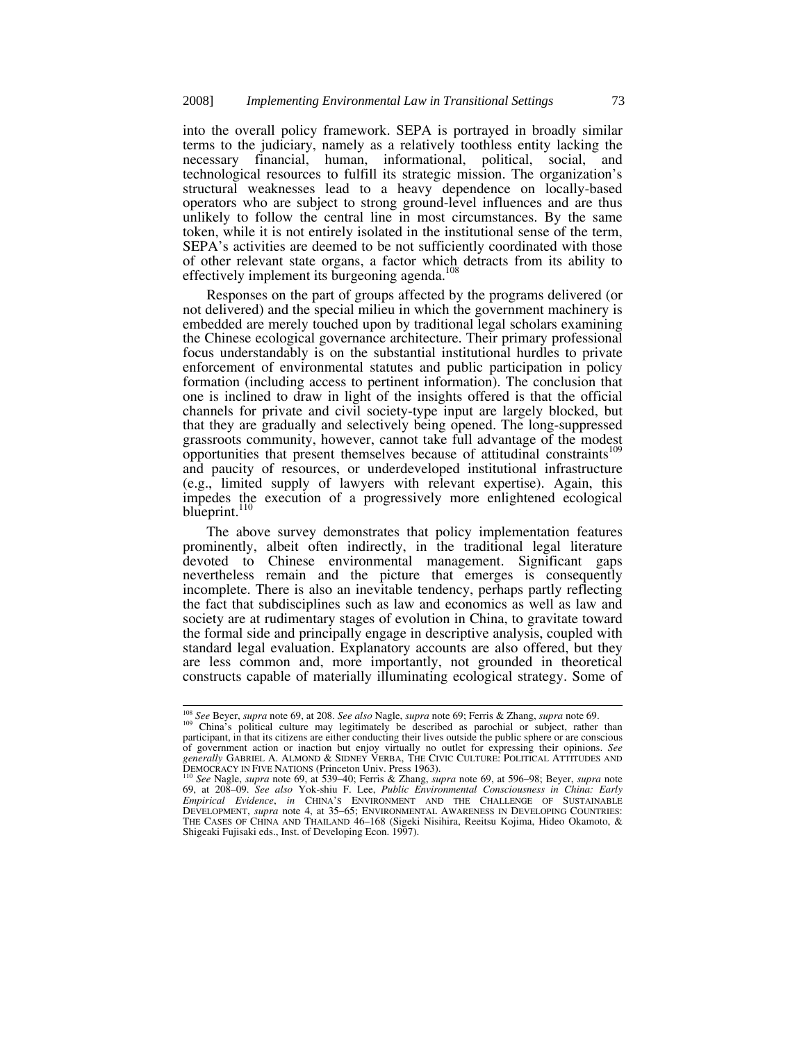into the overall policy framework. SEPA is portrayed in broadly similar terms to the judiciary, namely as a relatively toothless entity lacking the necessary financial, human, informational, political, social, and technological resources to fulfill its strategic mission. The organization's structural weaknesses lead to a heavy dependence on locally-based operators who are subject to strong ground-level influences and are thus unlikely to follow the central line in most circumstances. By the same token, while it is not entirely isolated in the institutional sense of the term, SEPA's activities are deemed to be not sufficiently coordinated with those of other relevant state organs, a factor which detracts from its ability to effectively implement its burgeoning agenda.[108]

Responses on the part of groups affected by the programs delivered (or not delivered) and the special milieu in which the government machinery is embedded are merely touched upon by traditional legal scholars examining the Chinese ecological governance architecture. Their primary professional focus understandably is on the substantial institutional hurdles to private enforcement of environmental statutes and public participation in policy formation (including access to pertinent information). The conclusion that one is inclined to draw in light of the insights offered is that the official channels for private and civil society-type input are largely blocked, but that they are gradually and selectively being opened. The long-suppressed grassroots community, however, cannot take full advantage of the modest opportunities that present themselves because of attitudinal constraints[109] and paucity of resources, or underdeveloped institutional infrastructure (e.g., limited supply of lawyers with relevant expertise). Again, this impedes the execution of a progressively more enlightened ecological blueprint.[110]

The above survey demonstrates that policy implementation features prominently, albeit often indirectly, in the traditional legal literature devoted to Chinese environmental management. Significant gaps nevertheless remain and the picture that emerges is consequently incomplete. There is also an inevitable tendency, perhaps partly reflecting the fact that subdisciplines such as law and economics as well as law and society are at rudimentary stages of evolution in China, to gravitate toward the formal side and principally engage in descriptive analysis, coupled with standard legal evaluation. Explanatory accounts are also offered, but they are less common and, more importantly, not grounded in theoretical constructs capable of materially illuminating ecological strategy. Some of

---

[108] *See* Beyer, *supra* note 69, at 208. *See also* Nagle, *supra* note 69; Ferris & Zhang, *supra* note 69.

[109] China's political culture may legitimately be described as parochial or subject, rather than participant, in that its citizens are either conducting their lives outside the public sphere or are conscious of government action or inaction but enjoy virtually no outlet for expressing their opinions. *See generally* GABRIEL A. ALMOND & SIDNEY VERBA, THE CIVIC CULTURE: POLITICAL ATTITUDES AND DEMOCRACY IN FIVE NATIONS (Princeton Univ. Press 1963).

[110] *See* Nagle, *supra* note 69, at 539–40; Ferris & Zhang, *supra* note 69, at 596–98; Beyer, *supra* note 69, at 208–09. *See also* Yok-shiu F. Lee, *Public Environmental Consciousness in China: Early Empirical Evidence*, *in* CHINA'S ENVIRONMENT AND THE CHALLENGE OF SUSTAINABLE DEVELOPMENT, *supra* note 4, at 35–65; ENVIRONMENTAL AWARENESS IN DEVELOPING COUNTRIES: THE CASES OF CHINA AND THAILAND 46–168 (Sigeki Nisihira, Reeitsu Kojima, Hideo Okamoto, & Shigeaki Fujisaki eds., Inst. of Developing Econ. 1997).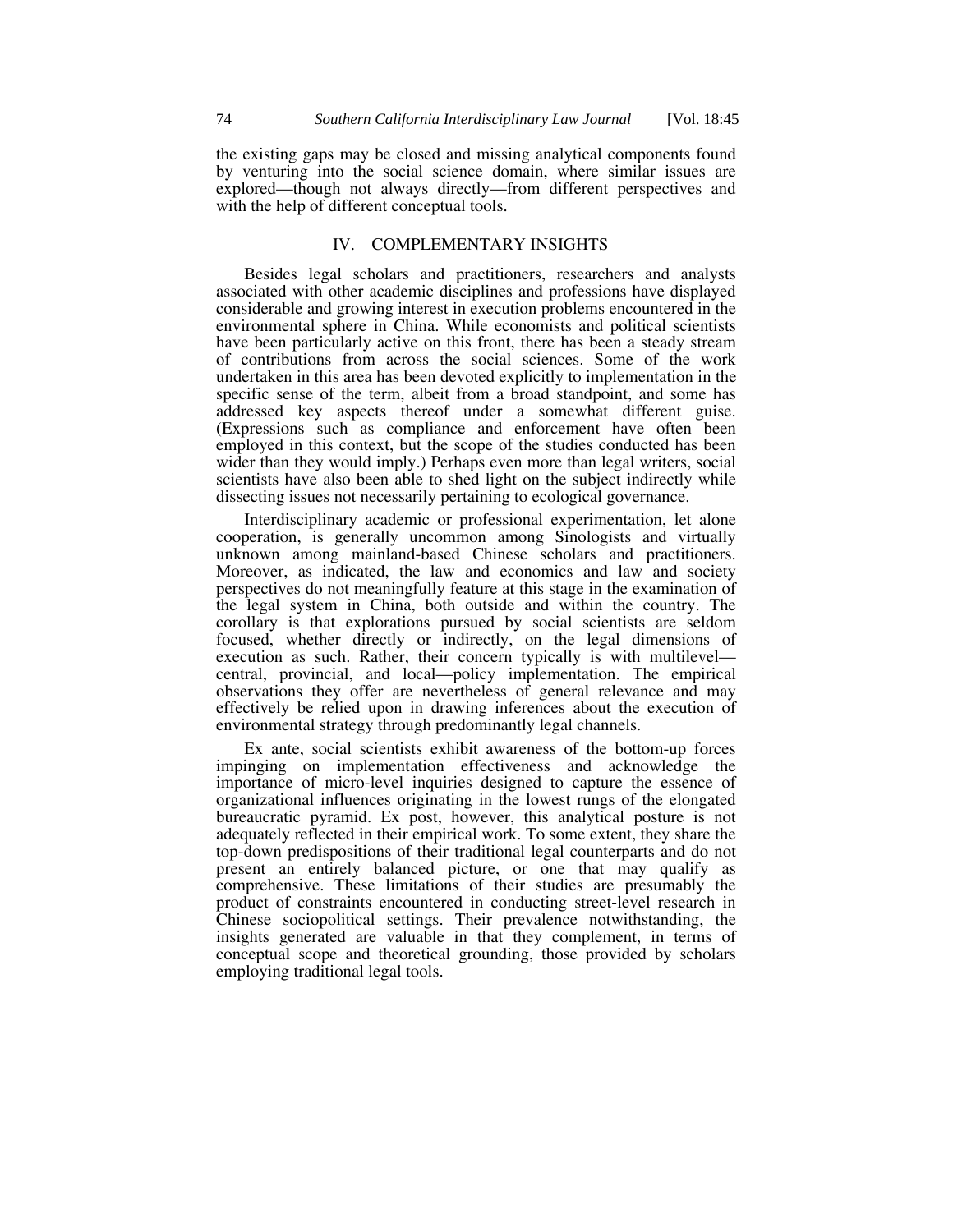the existing gaps may be closed and missing analytical components found by venturing into the social science domain, where similar issues are explored—though not always directly—from different perspectives and with the help of different conceptual tools.

## IV. COMPLEMENTARY INSIGHTS

Besides legal scholars and practitioners, researchers and analysts associated with other academic disciplines and professions have displayed considerable and growing interest in execution problems encountered in the environmental sphere in China. While economists and political scientists have been particularly active on this front, there has been a steady stream of contributions from across the social sciences. Some of the work undertaken in this area has been devoted explicitly to implementation in the specific sense of the term, albeit from a broad standpoint, and some has addressed key aspects thereof under a somewhat different guise. (Expressions such as compliance and enforcement have often been employed in this context, but the scope of the studies conducted has been wider than they would imply.) Perhaps even more than legal writers, social scientists have also been able to shed light on the subject indirectly while dissecting issues not necessarily pertaining to ecological governance.

Interdisciplinary academic or professional experimentation, let alone cooperation, is generally uncommon among Sinologists and virtually unknown among mainland-based Chinese scholars and practitioners. Moreover, as indicated, the law and economics and law and society perspectives do not meaningfully feature at this stage in the examination of the legal system in China, both outside and within the country. The corollary is that explorations pursued by social scientists are seldom focused, whether directly or indirectly, on the legal dimensions of execution as such. Rather, their concern typically is with multilevel—central, provincial, and local—policy implementation. The empirical observations they offer are nevertheless of general relevance and may effectively be relied upon in drawing inferences about the execution of environmental strategy through predominantly legal channels.

Ex ante, social scientists exhibit awareness of the bottom-up forces impinging on implementation effectiveness and acknowledge the importance of micro-level inquiries designed to capture the essence of organizational influences originating in the lowest rungs of the elongated bureaucratic pyramid. Ex post, however, this analytical posture is not adequately reflected in their empirical work. To some extent, they share the top-down predispositions of their traditional legal counterparts and do not present an entirely balanced picture, or one that may qualify as comprehensive. These limitations of their studies are presumably the product of constraints encountered in conducting street-level research in Chinese sociopolitical settings. Their prevalence notwithstanding, the insights generated are valuable in that they complement, in terms of conceptual scope and theoretical grounding, those provided by scholars employing traditional legal tools.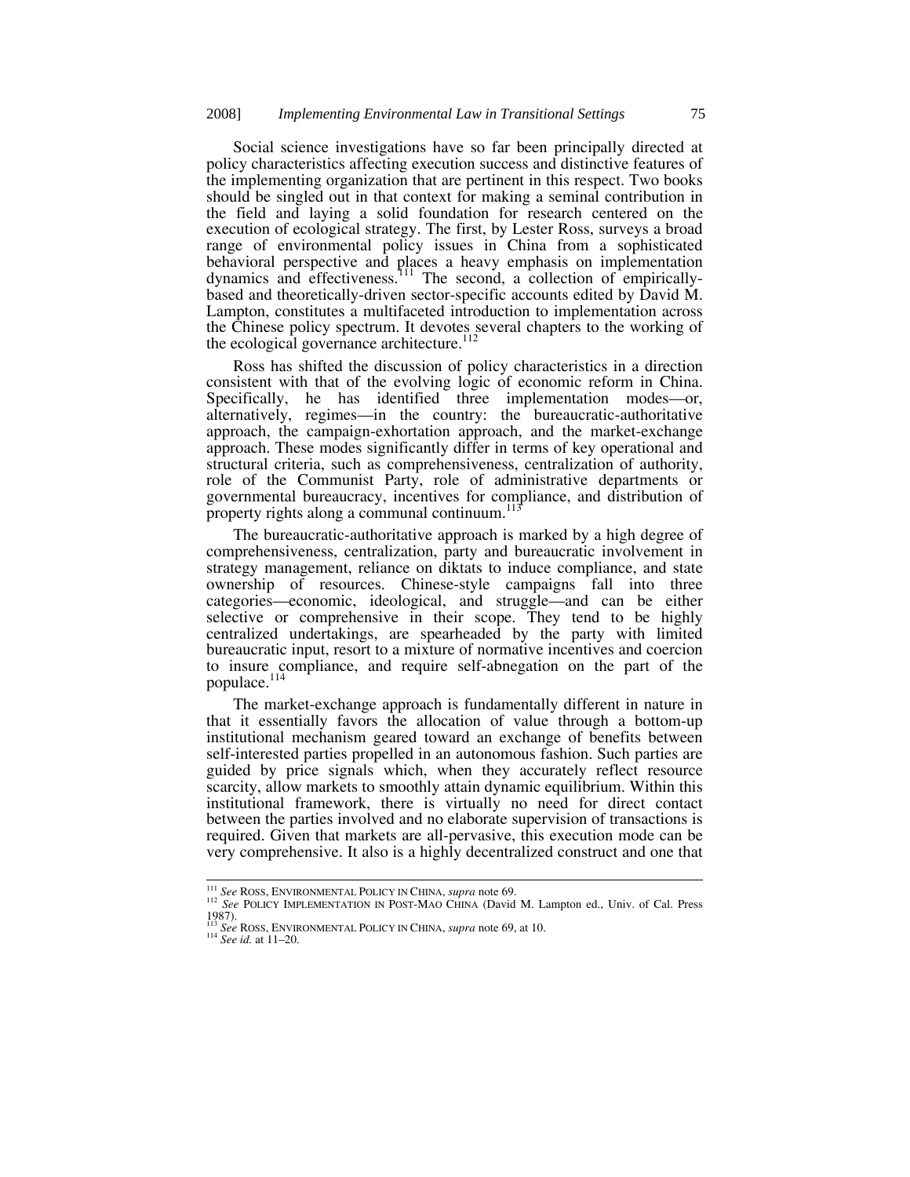Social science investigations have so far been principally directed at policy characteristics affecting execution success and distinctive features of the implementing organization that are pertinent in this respect. Two books should be singled out in that context for making a seminal contribution in the field and laying a solid foundation for research centered on the execution of ecological strategy. The first, by Lester Ross, surveys a broad range of environmental policy issues in China from a sophisticated behavioral perspective and places a heavy emphasis on implementation dynamics and effectiveness.[111] The second, a collection of empirically-based and theoretically-driven sector-specific accounts edited by David M. Lampton, constitutes a multifaceted introduction to implementation across the Chinese policy spectrum. It devotes several chapters to the working of the ecological governance architecture.[112]

Ross has shifted the discussion of policy characteristics in a direction consistent with that of the evolving logic of economic reform in China. Specifically, he has identified three implementation modes—or, alternatively, regimes—in the country: the bureaucratic-authoritative approach, the campaign-exhortation approach, and the market-exchange approach. These modes significantly differ in terms of key operational and structural criteria, such as comprehensiveness, centralization of authority, role of the Communist Party, role of administrative departments or governmental bureaucracy, incentives for compliance, and distribution of property rights along a communal continuum.[113]

The bureaucratic-authoritative approach is marked by a high degree of comprehensiveness, centralization, party and bureaucratic involvement in strategy management, reliance on diktats to induce compliance, and state ownership of resources. Chinese-style campaigns fall into three categories—economic, ideological, and struggle—and can be either selective or comprehensive in their scope. They tend to be highly centralized undertakings, are spearheaded by the party with limited bureaucratic input, resort to a mixture of normative incentives and coercion to insure compliance, and require self-abnegation on the part of the populace.[114]

The market-exchange approach is fundamentally different in nature in that it essentially favors the allocation of value through a bottom-up institutional mechanism geared toward an exchange of benefits between self-interested parties propelled in an autonomous fashion. Such parties are guided by price signals which, when they accurately reflect resource scarcity, allow markets to smoothly attain dynamic equilibrium. Within this institutional framework, there is virtually no need for direct contact between the parties involved and no elaborate supervision of transactions is required. Given that markets are all-pervasive, this execution mode can be very comprehensive. It also is a highly decentralized construct and one that

---

[111] *See* ROSS, ENVIRONMENTAL POLICY IN CHINA, *supra* note 69.

[112] *See* POLICY IMPLEMENTATION IN POST-MAO CHINA (David M. Lampton ed., Univ. of Cal. Press 1987).

[113] *See* ROSS, ENVIRONMENTAL POLICY IN CHINA, *supra* note 69, at 10.

[114] *See id.* at 11–20.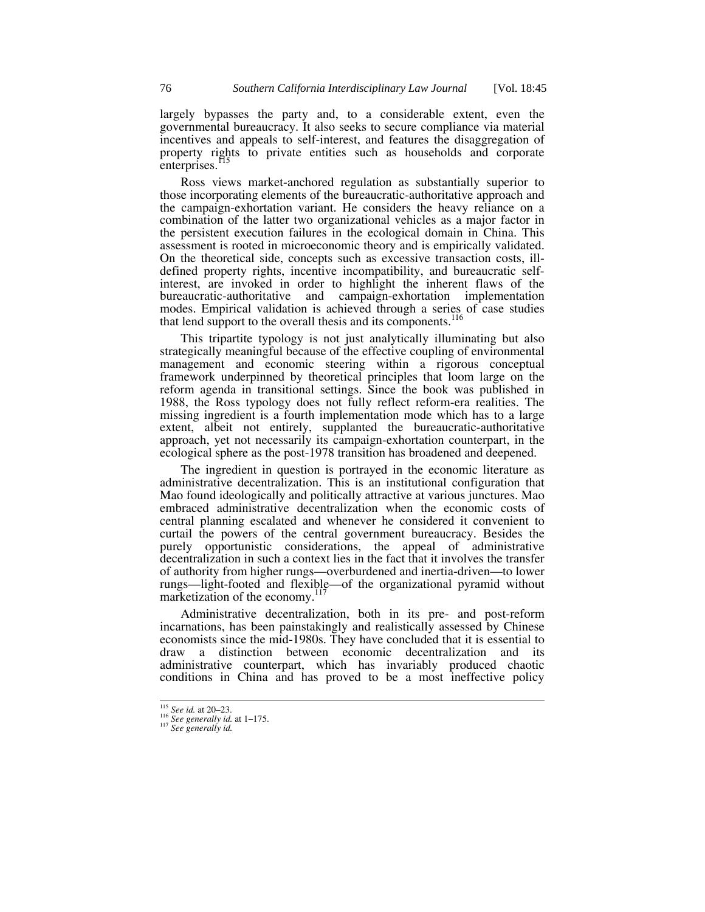largely bypasses the party and, to a considerable extent, even the governmental bureaucracy. It also seeks to secure compliance via material incentives and appeals to self-interest, and features the disaggregation of property rights to private entities such as households and corporate enterprises.[115]

Ross views market-anchored regulation as substantially superior to those incorporating elements of the bureaucratic-authoritative approach and the campaign-exhortation variant. He considers the heavy reliance on a combination of the latter two organizational vehicles as a major factor in the persistent execution failures in the ecological domain in China. This assessment is rooted in microeconomic theory and is empirically validated. On the theoretical side, concepts such as excessive transaction costs, ill-defined property rights, incentive incompatibility, and bureaucratic self-interest, are invoked in order to highlight the inherent flaws of the bureaucratic-authoritative and campaign-exhortation implementation modes. Empirical validation is achieved through a series of case studies that lend support to the overall thesis and its components.[116]

This tripartite typology is not just analytically illuminating but also strategically meaningful because of the effective coupling of environmental management and economic steering within a rigorous conceptual framework underpinned by theoretical principles that loom large on the reform agenda in transitional settings. Since the book was published in 1988, the Ross typology does not fully reflect reform-era realities. The missing ingredient is a fourth implementation mode which has to a large extent, albeit not entirely, supplanted the bureaucratic-authoritative approach, yet not necessarily its campaign-exhortation counterpart, in the ecological sphere as the post-1978 transition has broadened and deepened.

The ingredient in question is portrayed in the economic literature as administrative decentralization. This is an institutional configuration that Mao found ideologically and politically attractive at various junctures. Mao embraced administrative decentralization when the economic costs of central planning escalated and whenever he considered it convenient to curtail the powers of the central government bureaucracy. Besides the purely opportunistic considerations, the appeal of administrative decentralization in such a context lies in the fact that it involves the transfer of authority from higher rungs—overburdened and inertia-driven—to lower rungs—light-footed and flexible—of the organizational pyramid without marketization of the economy.[117]

Administrative decentralization, both in its pre- and post-reform incarnations, has been painstakingly and realistically assessed by Chinese economists since the mid-1980s. They have concluded that it is essential to draw a distinction between economic decentralization and its administrative counterpart, which has invariably produced chaotic conditions in China and has proved to be a most ineffective policy

---

[115] *See id.* at 20–23.

[116] *See generally id.* at 1–175.

[117] *See generally id.*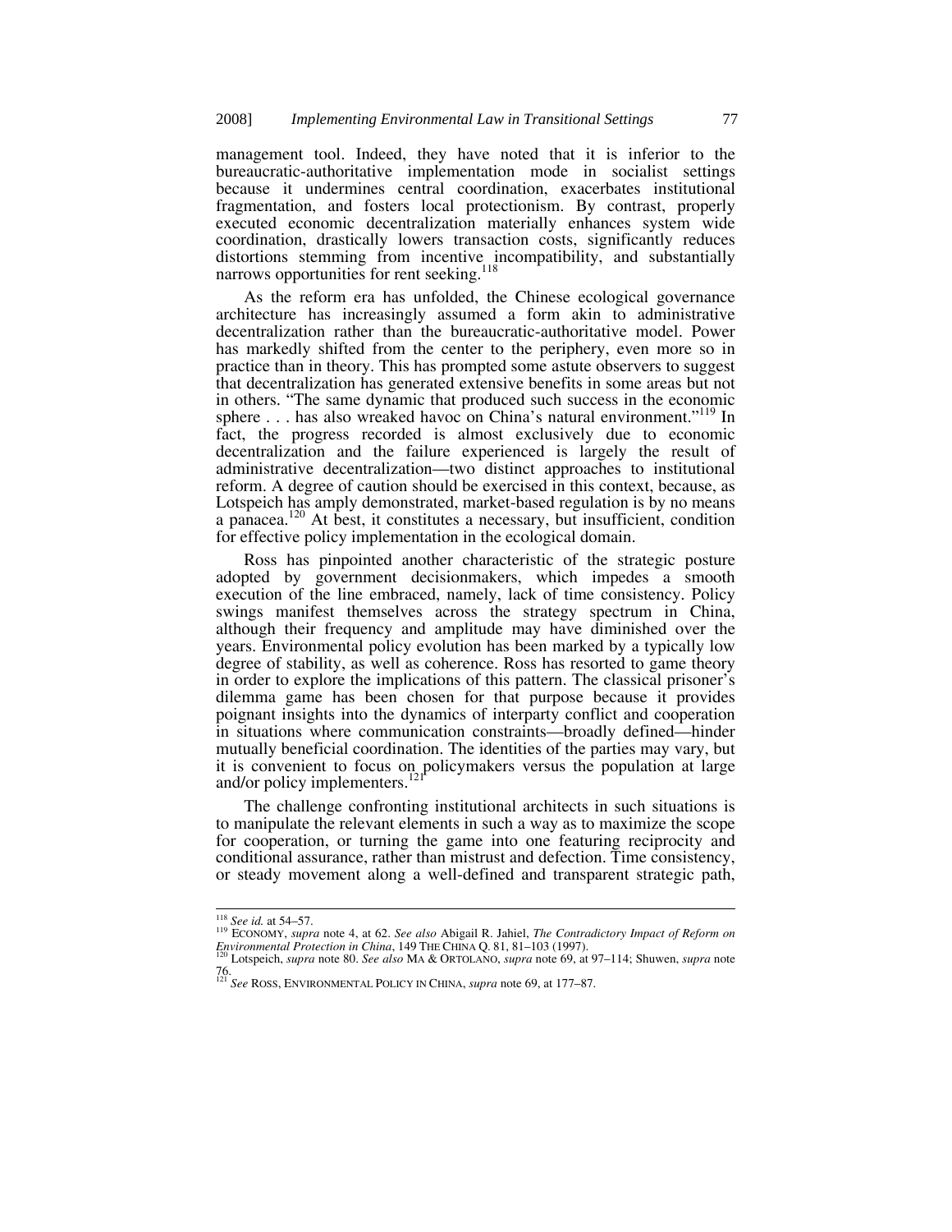management tool. Indeed, they have noted that it is inferior to the bureaucratic-authoritative implementation mode in socialist settings because it undermines central coordination, exacerbates institutional fragmentation, and fosters local protectionism. By contrast, properly executed economic decentralization materially enhances system wide coordination, drastically lowers transaction costs, significantly reduces distortions stemming from incentive incompatibility, and substantially narrows opportunities for rent seeking.[118]

As the reform era has unfolded, the Chinese ecological governance architecture has increasingly assumed a form akin to administrative decentralization rather than the bureaucratic-authoritative model. Power has markedly shifted from the center to the periphery, even more so in practice than in theory. This has prompted some astute observers to suggest that decentralization has generated extensive benefits in some areas but not in others. "The same dynamic that produced such success in the economic sphere . . . has also wreaked havoc on China's natural environment."[119] In fact, the progress recorded is almost exclusively due to economic decentralization and the failure experienced is largely the result of administrative decentralization—two distinct approaches to institutional reform. A degree of caution should be exercised in this context, because, as Lotspeich has amply demonstrated, market-based regulation is by no means a panacea.[120] At best, it constitutes a necessary, but insufficient, condition for effective policy implementation in the ecological domain.

Ross has pinpointed another characteristic of the strategic posture adopted by government decisionmakers, which impedes a smooth execution of the line embraced, namely, lack of time consistency. Policy swings manifest themselves across the strategy spectrum in China, although their frequency and amplitude may have diminished over the years. Environmental policy evolution has been marked by a typically low degree of stability, as well as coherence. Ross has resorted to game theory in order to explore the implications of this pattern. The classical prisoner's dilemma game has been chosen for that purpose because it provides poignant insights into the dynamics of interparty conflict and cooperation in situations where communication constraints—broadly defined—hinder mutually beneficial coordination. The identities of the parties may vary, but it is convenient to focus on policymakers versus the population at large and/or policy implementers.[121]

The challenge confronting institutional architects in such situations is to manipulate the relevant elements in such a way as to maximize the scope for cooperation, or turning the game into one featuring reciprocity and conditional assurance, rather than mistrust and defection. Time consistency, or steady movement along a well-defined and transparent strategic path,

---

[118] *See id.* at 54–57.

[119] ECONOMY, *supra* note 4, at 62. *See also* Abigail R. Jahiel, *The Contradictory Impact of Reform on Environmental Protection in China*, 149 THE CHINA Q. 81, 81–103 (1997).

[120] Lotspeich, *supra* note 80. *See also* MA & ORTOLANO, *supra* note 69, at 97–114; Shuwen, *supra* note 76.

[121] *See* ROSS, ENVIRONMENTAL POLICY IN CHINA, *supra* note 69, at 177–87.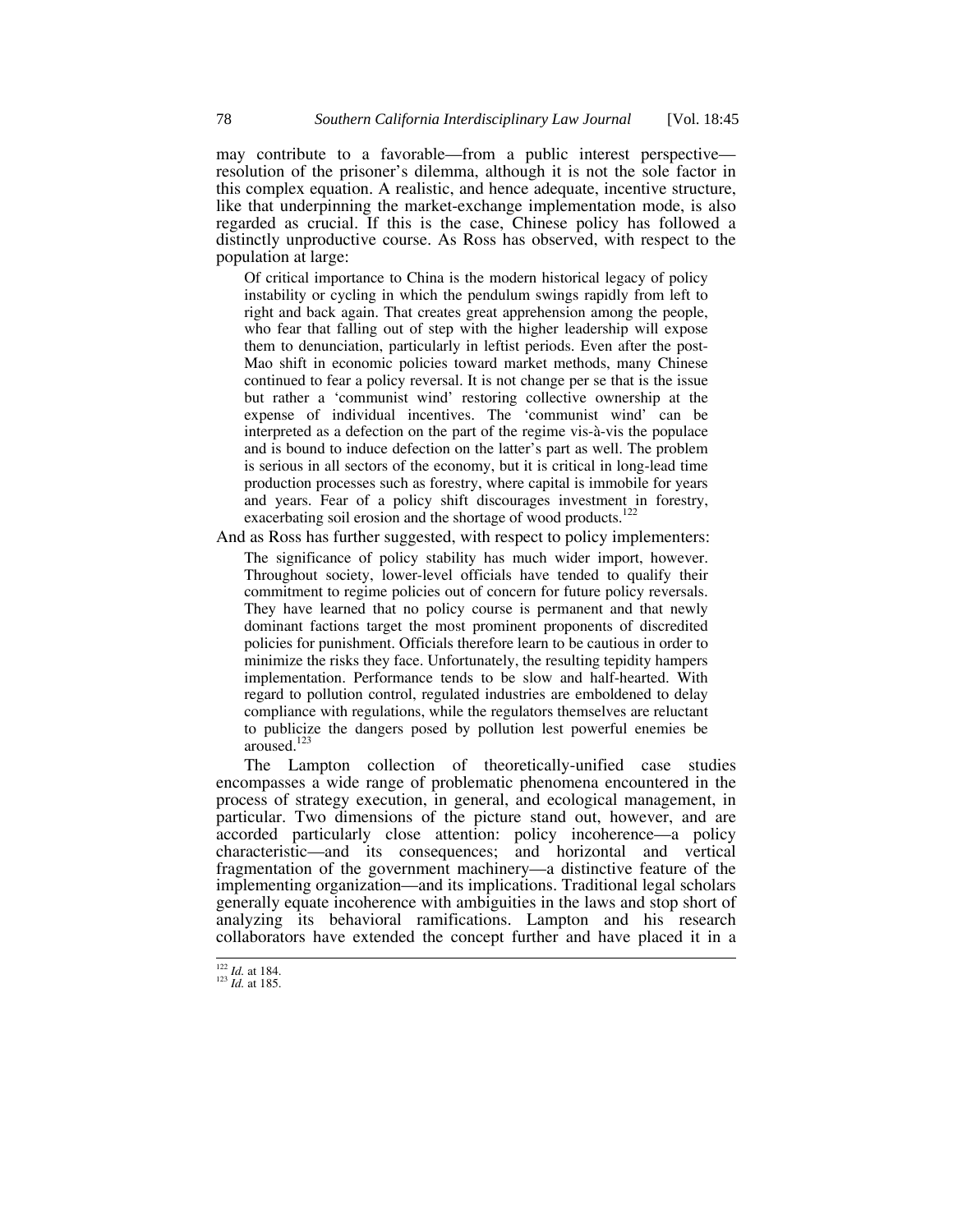may contribute to a favorable—from a public interest perspective—resolution of the prisoner's dilemma, although it is not the sole factor in this complex equation. A realistic, and hence adequate, incentive structure, like that underpinning the market-exchange implementation mode, is also regarded as crucial. If this is the case, Chinese policy has followed a distinctly unproductive course. As Ross has observed, with respect to the population at large:

> Of critical importance to China is the modern historical legacy of policy instability or cycling in which the pendulum swings rapidly from left to right and back again. That creates great apprehension among the people, who fear that falling out of step with the higher leadership will expose them to denunciation, particularly in leftist periods. Even after the post-Mao shift in economic policies toward market methods, many Chinese continued to fear a policy reversal. It is not change per se that is the issue but rather a 'communist wind' restoring collective ownership at the expense of individual incentives. The 'communist wind' can be interpreted as a defection on the part of the regime vis-à-vis the populace and is bound to induce defection on the latter's part as well. The problem is serious in all sectors of the economy, but it is critical in long-lead time production processes such as forestry, where capital is immobile for years and years. Fear of a policy shift discourages investment in forestry, exacerbating soil erosion and the shortage of wood products.[122]

And as Ross has further suggested, with respect to policy implementers:

> The significance of policy stability has much wider import, however. Throughout society, lower-level officials have tended to qualify their commitment to regime policies out of concern for future policy reversals. They have learned that no policy course is permanent and that newly dominant factions target the most prominent proponents of discredited policies for punishment. Officials therefore learn to be cautious in order to minimize the risks they face. Unfortunately, the resulting tepidity hampers implementation. Performance tends to be slow and half-hearted. With regard to pollution control, regulated industries are emboldened to delay compliance with regulations, while the regulators themselves are reluctant to publicize the dangers posed by pollution lest powerful enemies be aroused.[123]

The Lampton collection of theoretically-unified case studies encompasses a wide range of problematic phenomena encountered in the process of strategy execution, in general, and ecological management, in particular. Two dimensions of the picture stand out, however, and are accorded particularly close attention: policy incoherence—a policy characteristic—and its consequences; and horizontal and vertical fragmentation of the government machinery—a distinctive feature of the implementing organization—and its implications. Traditional legal scholars generally equate incoherence with ambiguities in the laws and stop short of analyzing its behavioral ramifications. Lampton and his research collaborators have extended the concept further and have placed it in a

---

[122] *Id.* at 184.

[123] *Id.* at 185.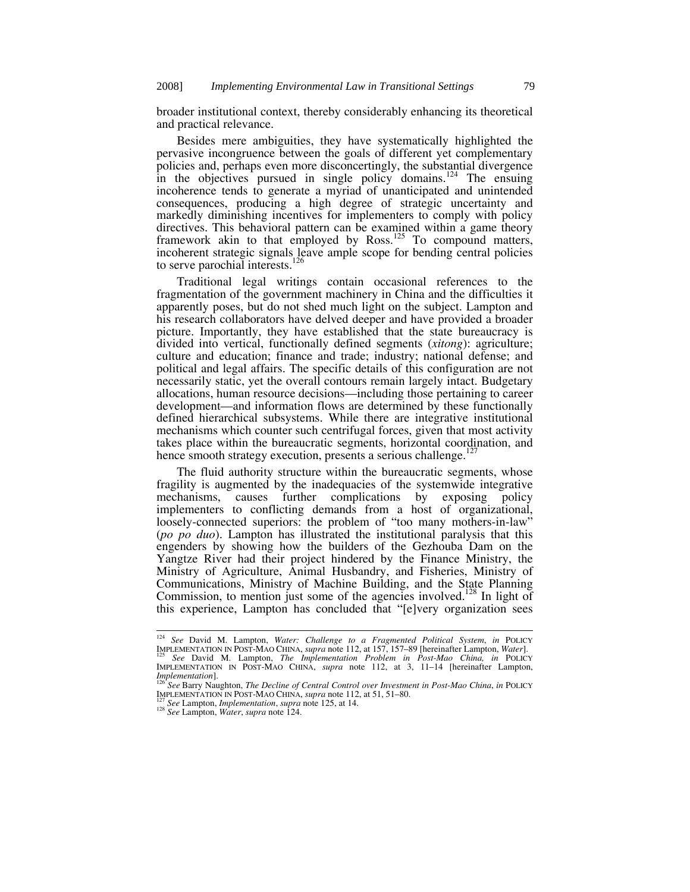broader institutional context, thereby considerably enhancing its theoretical and practical relevance.

Besides mere ambiguities, they have systematically highlighted the pervasive incongruence between the goals of different yet complementary policies and, perhaps even more disconcertingly, the substantial divergence in the objectives pursued in single policy domains.[124] The ensuing incoherence tends to generate a myriad of unanticipated and unintended consequences, producing a high degree of strategic uncertainty and markedly diminishing incentives for implementers to comply with policy directives. This behavioral pattern can be examined within a game theory framework akin to that employed by Ross.[125] To compound matters, incoherent strategic signals leave ample scope for bending central policies to serve parochial interests.[126]

Traditional legal writings contain occasional references to the fragmentation of the government machinery in China and the difficulties it apparently poses, but do not shed much light on the subject. Lampton and his research collaborators have delved deeper and have provided a broader picture. Importantly, they have established that the state bureaucracy is divided into vertical, functionally defined segments (*xitong*): agriculture; culture and education; finance and trade; industry; national defense; and political and legal affairs. The specific details of this configuration are not necessarily static, yet the overall contours remain largely intact. Budgetary allocations, human resource decisions—including those pertaining to career development—and information flows are determined by these functionally defined hierarchical subsystems. While there are integrative institutional mechanisms which counter such centrifugal forces, given that most activity takes place within the bureaucratic segments, horizontal coordination, and hence smooth strategy execution, presents a serious challenge.[127]

The fluid authority structure within the bureaucratic segments, whose fragility is augmented by the inadequacies of the systemwide integrative mechanisms, causes further complications by exposing policy implementers to conflicting demands from a host of organizational, loosely-connected superiors: the problem of "too many mothers-in-law" (*po po duo*). Lampton has illustrated the institutional paralysis that this engenders by showing how the builders of the Gezhouba Dam on the Yangtze River had their project hindered by the Finance Ministry, the Ministry of Agriculture, Animal Husbandry, and Fisheries, Ministry of Communications, Ministry of Machine Building, and the State Planning Commission, to mention just some of the agencies involved.[128] In light of this experience, Lampton has concluded that "[e]very organization sees

---

[124] *See* David M. Lampton, *Water: Challenge to a Fragmented Political System*, *in* POLICY IMPLEMENTATION IN POST-MAO CHINA, *supra* note 112, at 157, 157–89 [hereinafter Lampton, *Water*].

[125] *See* David M. Lampton, *The Implementation Problem in Post-Mao China, in* POLICY IMPLEMENTATION IN POST-MAO CHINA, *supra* note 112, at 3, 11–14 [hereinafter Lampton, *Implementation*].

[126] *See* Barry Naughton, *The Decline of Central Control over Investment in Post-Mao China*, *in* POLICY IMPLEMENTATION IN POST-MAO CHINA, *supra* note 112, at 51, 51–80.

[127] *See* Lampton, *Implementation*, *supra* note 125, at 14.

[128] *See* Lampton, *Water*, *supra* note 124.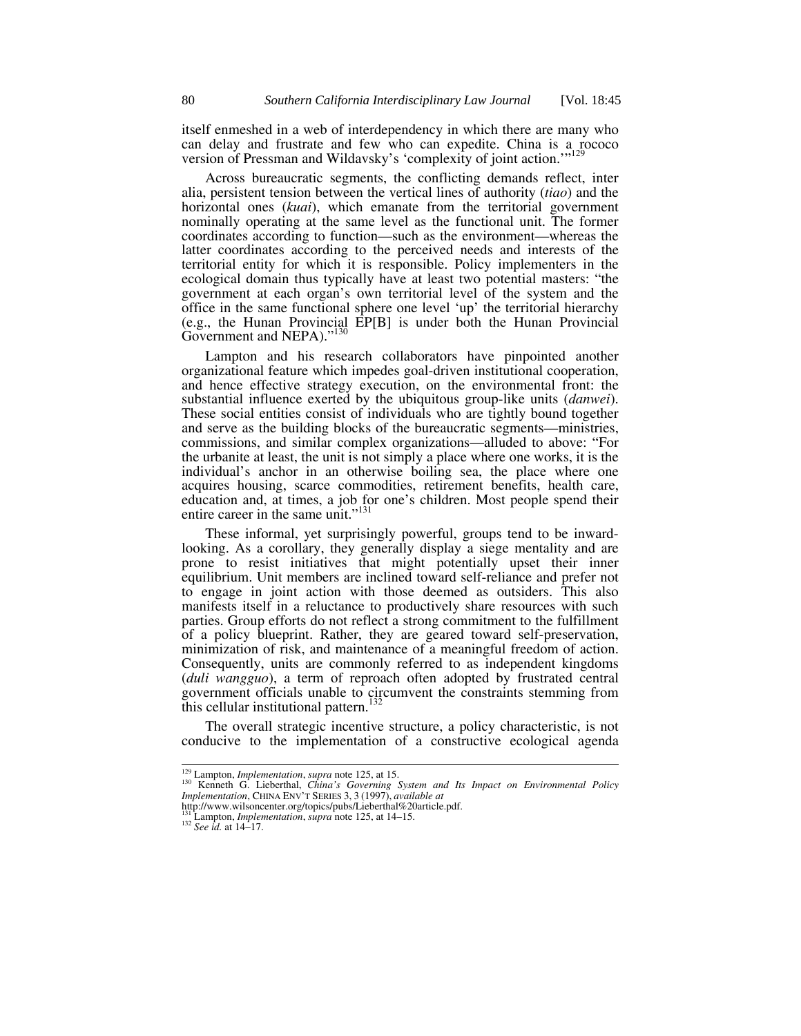itself enmeshed in a web of interdependency in which there are many who can delay and frustrate and few who can expedite. China is a rococo version of Pressman and Wildavsky's 'complexity of joint action.'"[129]

Across bureaucratic segments, the conflicting demands reflect, inter alia, persistent tension between the vertical lines of authority (*tiao*) and the horizontal ones (*kuai*), which emanate from the territorial government nominally operating at the same level as the functional unit. The former coordinates according to function—such as the environment—whereas the latter coordinates according to the perceived needs and interests of the territorial entity for which it is responsible. Policy implementers in the ecological domain thus typically have at least two potential masters: "the government at each organ's own territorial level of the system and the office in the same functional sphere one level 'up' the territorial hierarchy (e.g., the Hunan Provincial EP[B] is under both the Hunan Provincial Government and NEPA)."[130]

Lampton and his research collaborators have pinpointed another organizational feature which impedes goal-driven institutional cooperation, and hence effective strategy execution, on the environmental front: the substantial influence exerted by the ubiquitous group-like units (*danwei*). These social entities consist of individuals who are tightly bound together and serve as the building blocks of the bureaucratic segments—ministries, commissions, and similar complex organizations—alluded to above: "For the urbanite at least, the unit is not simply a place where one works, it is the individual's anchor in an otherwise boiling sea, the place where one acquires housing, scarce commodities, retirement benefits, health care, education and, at times, a job for one's children. Most people spend their entire career in the same unit."[131]

These informal, yet surprisingly powerful, groups tend to be inward-looking. As a corollary, they generally display a siege mentality and are prone to resist initiatives that might potentially upset their inner equilibrium. Unit members are inclined toward self-reliance and prefer not to engage in joint action with those deemed as outsiders. This also manifests itself in a reluctance to productively share resources with such parties. Group efforts do not reflect a strong commitment to the fulfillment of a policy blueprint. Rather, they are geared toward self-preservation, minimization of risk, and maintenance of a meaningful freedom of action. Consequently, units are commonly referred to as independent kingdoms (*duli wangguo*), a term of reproach often adopted by frustrated central government officials unable to circumvent the constraints stemming from this cellular institutional pattern.[132]

The overall strategic incentive structure, a policy characteristic, is not conducive to the implementation of a constructive ecological agenda

---

[129] Lampton, *Implementation*, *supra* note 125, at 15.

[130] Kenneth G. Lieberthal, *China's Governing System and Its Impact on Environmental Policy Implementation*, CHINA ENV'T SERIES 3, 3 (1997), *available at* http://www.wilsoncenter.org/topics/pubs/Lieberthal%20article.pdf.

[131] Lampton, *Implementation*, *supra* note 125, at 14–15.

[132] *See id.* at 14–17.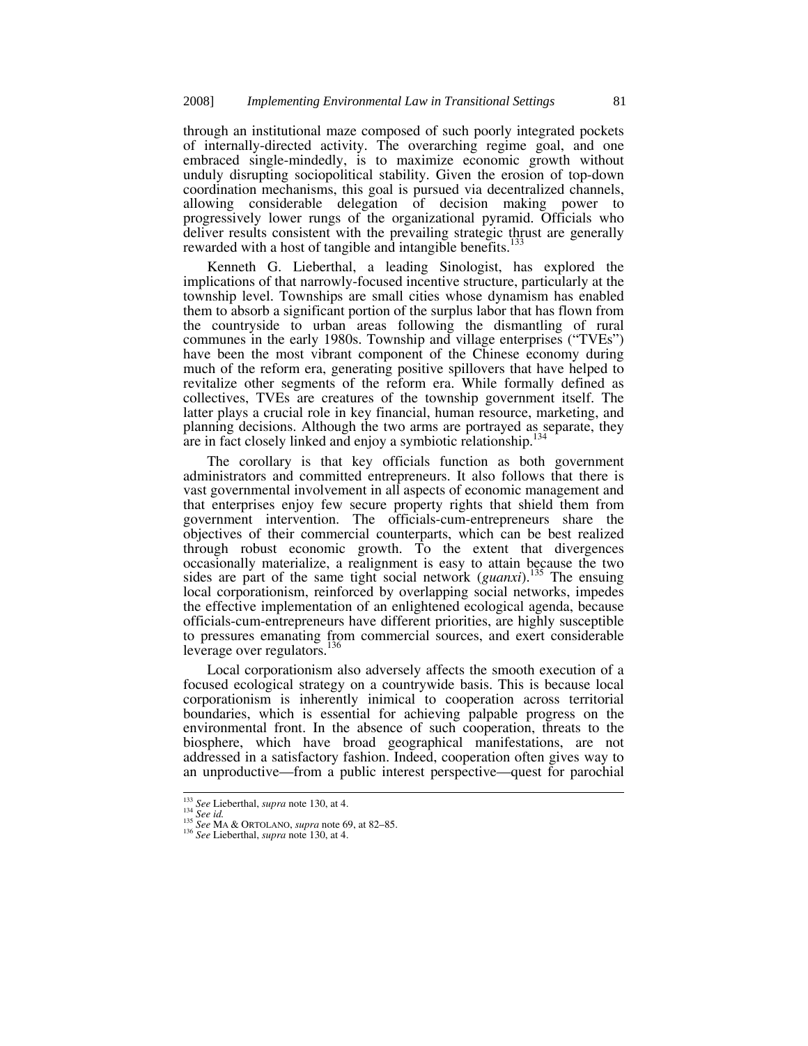through an institutional maze composed of such poorly integrated pockets of internally-directed activity. The overarching regime goal, and one embraced single-mindedly, is to maximize economic growth without unduly disrupting sociopolitical stability. Given the erosion of top-down coordination mechanisms, this goal is pursued via decentralized channels, allowing considerable delegation of decision making power to progressively lower rungs of the organizational pyramid. Officials who deliver results consistent with the prevailing strategic thrust are generally rewarded with a host of tangible and intangible benefits.[133]

Kenneth G. Lieberthal, a leading Sinologist, has explored the implications of that narrowly-focused incentive structure, particularly at the township level. Townships are small cities whose dynamism has enabled them to absorb a significant portion of the surplus labor that has flown from the countryside to urban areas following the dismantling of rural communes in the early 1980s. Township and village enterprises ("TVEs") have been the most vibrant component of the Chinese economy during much of the reform era, generating positive spillovers that have helped to revitalize other segments of the reform era. While formally defined as collectives, TVEs are creatures of the township government itself. The latter plays a crucial role in key financial, human resource, marketing, and planning decisions. Although the two arms are portrayed as separate, they are in fact closely linked and enjoy a symbiotic relationship.[134]

The corollary is that key officials function as both government administrators and committed entrepreneurs. It also follows that there is vast governmental involvement in all aspects of economic management and that enterprises enjoy few secure property rights that shield them from government intervention. The officials-cum-entrepreneurs share the objectives of their commercial counterparts, which can be best realized through robust economic growth. To the extent that divergences occasionally materialize, a realignment is easy to attain because the two sides are part of the same tight social network (*guanxi*).[135] The ensuing local corporationism, reinforced by overlapping social networks, impedes the effective implementation of an enlightened ecological agenda, because officials-cum-entrepreneurs have different priorities, are highly susceptible to pressures emanating from commercial sources, and exert considerable leverage over regulators.[136]

Local corporationism also adversely affects the smooth execution of a focused ecological strategy on a countrywide basis. This is because local corporationism is inherently inimical to cooperation across territorial boundaries, which is essential for achieving palpable progress on the environmental front. In the absence of such cooperation, threats to the biosphere, which have broad geographical manifestations, are not addressed in a satisfactory fashion. Indeed, cooperation often gives way to an unproductive—from a public interest perspective—quest for parochial

---

[133] *See* Lieberthal, *supra* note 130, at 4.

[134] *See id.*

[135] *See* MA & ORTOLANO, *supra* note 69, at 82–85.

[136] *See* Lieberthal, *supra* note 130, at 4.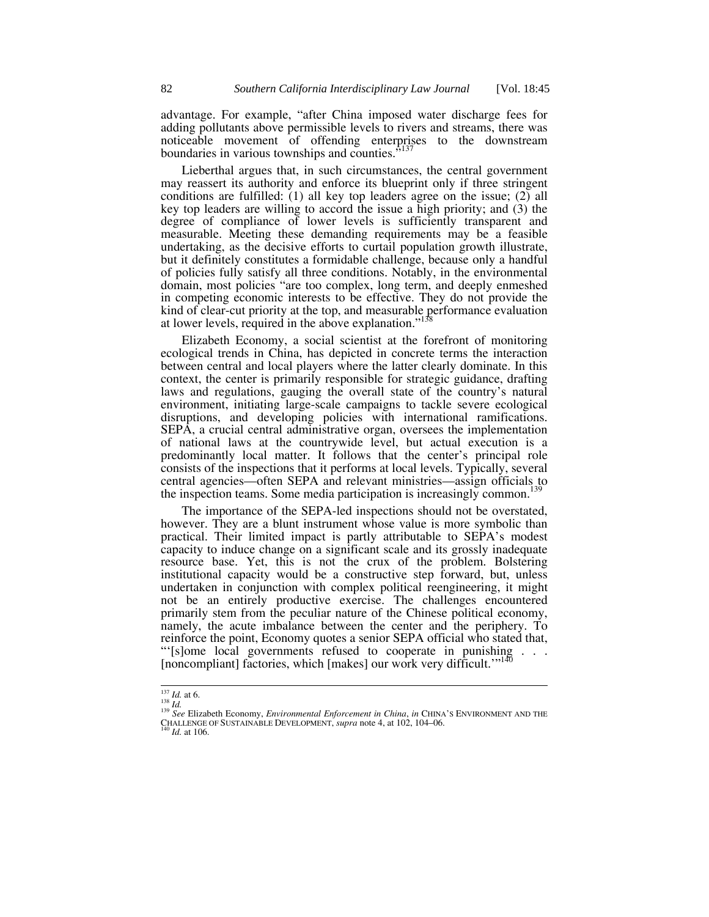advantage. For example, "after China imposed water discharge fees for adding pollutants above permissible levels to rivers and streams, there was noticeable movement of offending enterprises to the downstream boundaries in various townships and counties."[137]

Lieberthal argues that, in such circumstances, the central government may reassert its authority and enforce its blueprint only if three stringent conditions are fulfilled: (1) all key top leaders agree on the issue; (2) all key top leaders are willing to accord the issue a high priority; and (3) the degree of compliance of lower levels is sufficiently transparent and measurable. Meeting these demanding requirements may be a feasible undertaking, as the decisive efforts to curtail population growth illustrate, but it definitely constitutes a formidable challenge, because only a handful of policies fully satisfy all three conditions. Notably, in the environmental domain, most policies "are too complex, long term, and deeply enmeshed in competing economic interests to be effective. They do not provide the kind of clear-cut priority at the top, and measurable performance evaluation at lower levels, required in the above explanation."[138]

Elizabeth Economy, a social scientist at the forefront of monitoring ecological trends in China, has depicted in concrete terms the interaction between central and local players where the latter clearly dominate. In this context, the center is primarily responsible for strategic guidance, drafting laws and regulations, gauging the overall state of the country's natural environment, initiating large-scale campaigns to tackle severe ecological disruptions, and developing policies with international ramifications. SEPA, a crucial central administrative organ, oversees the implementation of national laws at the countrywide level, but actual execution is a predominantly local matter. It follows that the center's principal role consists of the inspections that it performs at local levels. Typically, several central agencies—often SEPA and relevant ministries—assign officials to the inspection teams. Some media participation is increasingly common.[139]

The importance of the SEPA-led inspections should not be overstated, however. They are a blunt instrument whose value is more symbolic than practical. Their limited impact is partly attributable to SEPA's modest capacity to induce change on a significant scale and its grossly inadequate resource base. Yet, this is not the crux of the problem. Bolstering institutional capacity would be a constructive step forward, but, unless undertaken in conjunction with complex political reengineering, it might not be an entirely productive exercise. The challenges encountered primarily stem from the peculiar nature of the Chinese political economy, namely, the acute imbalance between the center and the periphery. To reinforce the point, Economy quotes a senior SEPA official who stated that, "'[s]ome local governments refused to cooperate in punishing . . . [noncompliant] factories, which [makes] our work very difficult.'"[140]

---

[137] *Id.* at 6.

[138] *Id.*

[139] *See* Elizabeth Economy, *Environmental Enforcement in China*, *in* CHINA'S ENVIRONMENT AND THE CHALLENGE OF SUSTAINABLE DEVELOPMENT, *supra* note 4, at 102, 104–06.

[140] *Id.* at 106.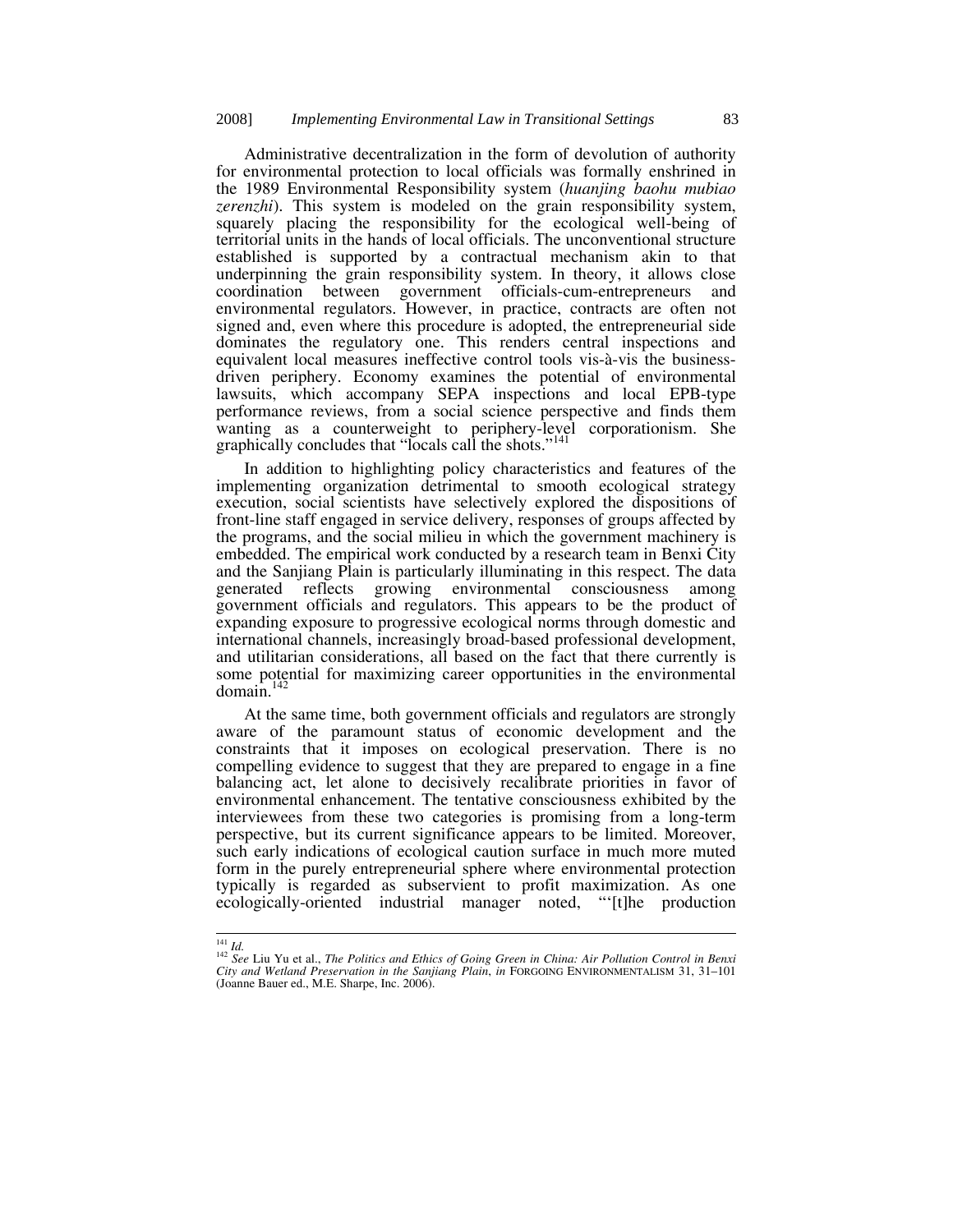Administrative decentralization in the form of devolution of authority for environmental protection to local officials was formally enshrined in the 1989 Environmental Responsibility system (*huanjing baohu mubiao zerenzhi*). This system is modeled on the grain responsibility system, squarely placing the responsibility for the ecological well-being of territorial units in the hands of local officials. The unconventional structure established is supported by a contractual mechanism akin to that underpinning the grain responsibility system. In theory, it allows close coordination between government officials-cum-entrepreneurs and environmental regulators. However, in practice, contracts are often not signed and, even where this procedure is adopted, the entrepreneurial side dominates the regulatory one. This renders central inspections and equivalent local measures ineffective control tools vis-à-vis the business-driven periphery. Economy examines the potential of environmental lawsuits, which accompany SEPA inspections and local EPB-type performance reviews, from a social science perspective and finds them wanting as a counterweight to periphery-level corporationism. She graphically concludes that "locals call the shots."[141]

In addition to highlighting policy characteristics and features of the implementing organization detrimental to smooth ecological strategy execution, social scientists have selectively explored the dispositions of front-line staff engaged in service delivery, responses of groups affected by the programs, and the social milieu in which the government machinery is embedded. The empirical work conducted by a research team in Benxi City and the Sanjiang Plain is particularly illuminating in this respect. The data generated reflects growing environmental consciousness among government officials and regulators. This appears to be the product of expanding exposure to progressive ecological norms through domestic and international channels, increasingly broad-based professional development, and utilitarian considerations, all based on the fact that there currently is some potential for maximizing career opportunities in the environmental domain.[142]

At the same time, both government officials and regulators are strongly aware of the paramount status of economic development and the constraints that it imposes on ecological preservation. There is no compelling evidence to suggest that they are prepared to engage in a fine balancing act, let alone to decisively recalibrate priorities in favor of environmental enhancement. The tentative consciousness exhibited by the interviewees from these two categories is promising from a long-term perspective, but its current significance appears to be limited. Moreover, such early indications of ecological caution surface in much more muted form in the purely entrepreneurial sphere where environmental protection typically is regarded as subservient to profit maximization. As one ecologically-oriented industrial manager noted, "'[t]he production

---

[141] *Id.*

[142] *See* Liu Yu et al., *The Politics and Ethics of Going Green in China: Air Pollution Control in Benxi City and Wetland Preservation in the Sanjiang Plain*, *in* FORGOING ENVIRONMENTALISM 31, 31–101 (Joanne Bauer ed., M.E. Sharpe, Inc. 2006).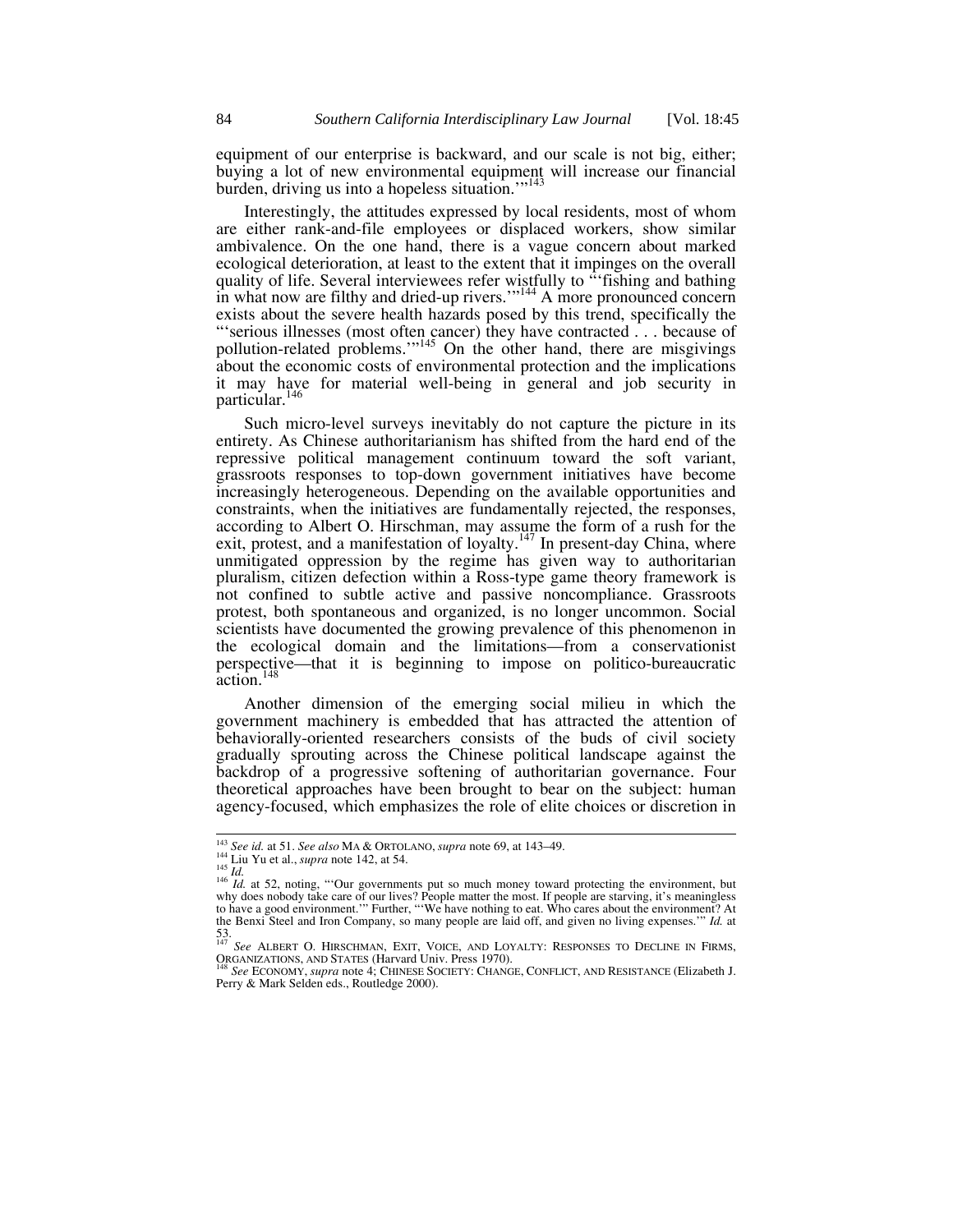equipment of our enterprise is backward, and our scale is not big, either; buying a lot of new environmental equipment will increase our financial burden, driving us into a hopeless situation.'"[143]

Interestingly, the attitudes expressed by local residents, most of whom are either rank-and-file employees or displaced workers, show similar ambivalence. On the one hand, there is a vague concern about marked ecological deterioration, at least to the extent that it impinges on the overall quality of life. Several interviewees refer wistfully to "'fishing and bathing in what now are filthy and dried-up rivers.'"[144] A more pronounced concern exists about the severe health hazards posed by this trend, specifically the "'serious illnesses (most often cancer) they have contracted . . . because of pollution-related problems.'"[145] On the other hand, there are misgivings about the economic costs of environmental protection and the implications it may have for material well-being in general and job security in particular.[146]

Such micro-level surveys inevitably do not capture the picture in its entirety. As Chinese authoritarianism has shifted from the hard end of the repressive political management continuum toward the soft variant, grassroots responses to top-down government initiatives have become increasingly heterogeneous. Depending on the available opportunities and constraints, when the initiatives are fundamentally rejected, the responses, according to Albert O. Hirschman, may assume the form of a rush for the exit, protest, and a manifestation of loyalty.[147] In present-day China, where unmitigated oppression by the regime has given way to authoritarian pluralism, citizen defection within a Ross-type game theory framework is not confined to subtle active and passive noncompliance. Grassroots protest, both spontaneous and organized, is no longer uncommon. Social scientists have documented the growing prevalence of this phenomenon in the ecological domain and the limitations—from a conservationist perspective—that it is beginning to impose on politico-bureaucratic action.[148]

Another dimension of the emerging social milieu in which the government machinery is embedded that has attracted the attention of behaviorally-oriented researchers consists of the buds of civil society gradually sprouting across the Chinese political landscape against the backdrop of a progressive softening of authoritarian governance. Four theoretical approaches have been brought to bear on the subject: human agency-focused, which emphasizes the role of elite choices or discretion in

---

[143] *See id.* at 51. *See also* MA & ORTOLANO, *supra* note 69, at 143–49.

[144] Liu Yu et al., *supra* note 142, at 54.

[145] *Id.*

[146] *Id.* at 52, noting, "'Our governments put so much money toward protecting the environment, but why does nobody take care of our lives? People matter the most. If people are starving, it's meaningless to have a good environment.'" Further, "'We have nothing to eat. Who cares about the environment? At the Benxi Steel and Iron Company, so many people are laid off, and given no living expenses.'" *Id.* at 53.

[147] *See* ALBERT O. HIRSCHMAN, EXIT, VOICE, AND LOYALTY: RESPONSES TO DECLINE IN FIRMS, ORGANIZATIONS, AND STATES (Harvard Univ. Press 1970).

[148] *See* ECONOMY, *supra* note 4; CHINESE SOCIETY: CHANGE, CONFLICT, AND RESISTANCE (Elizabeth J. Perry & Mark Selden eds., Routledge 2000).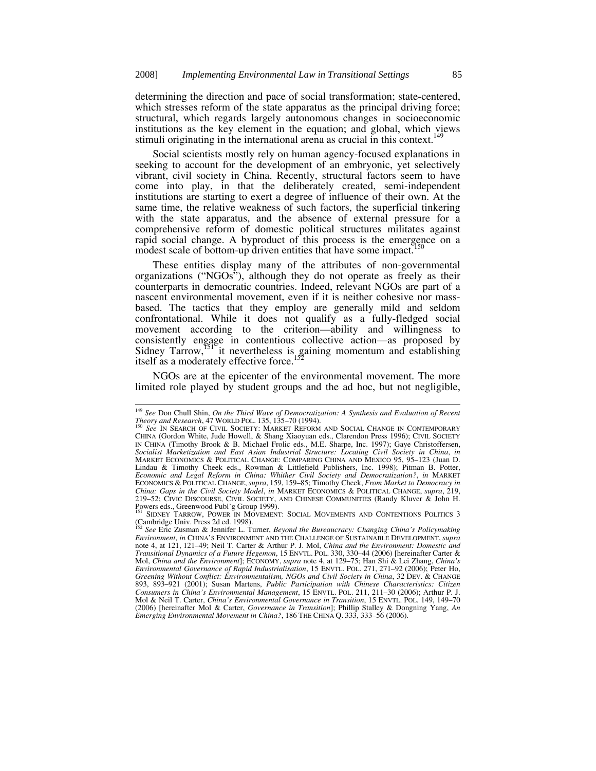determining the direction and pace of social transformation; state-centered, which stresses reform of the state apparatus as the principal driving force; structural, which regards largely autonomous changes in socioeconomic institutions as the key element in the equation; and global, which views stimuli originating in the international arena as crucial in this context.[149]

Social scientists mostly rely on human agency-focused explanations in seeking to account for the development of an embryonic, yet selectively vibrant, civil society in China. Recently, structural factors seem to have come into play, in that the deliberately created, semi-independent institutions are starting to exert a degree of influence of their own. At the same time, the relative weakness of such factors, the superficial tinkering with the state apparatus, and the absence of external pressure for a comprehensive reform of domestic political structures militates against rapid social change. A byproduct of this process is the emergence on a modest scale of bottom-up driven entities that have some impact.[150]

These entities display many of the attributes of non-governmental organizations ("NGOs"), although they do not operate as freely as their counterparts in democratic countries. Indeed, relevant NGOs are part of a nascent environmental movement, even if it is neither cohesive nor mass-based. The tactics that they employ are generally mild and seldom confrontational. While it does not qualify as a fully-fledged social movement according to the criterion—ability and willingness to consistently engage in contentious collective action—as proposed by Sidney Tarrow,[151] it nevertheless is gaining momentum and establishing itself as a moderately effective force.[152]

NGOs are at the epicenter of the environmental movement. The more limited role played by student groups and the ad hoc, but not negligible,

---

[149] *See* Don Chull Shin, *On the Third Wave of Democratization: A Synthesis and Evaluation of Recent Theory and Research*, 47 WORLD POL. 135, 135–70 (1994).

[150] *See* IN SEARCH OF CIVIL SOCIETY: MARKET REFORM AND SOCIAL CHANGE IN CONTEMPORARY CHINA (Gordon White, Jude Howell, & Shang Xiaoyuan eds., Clarendon Press 1996); CIVIL SOCIETY IN CHINA (Timothy Brook & B. Michael Frolic eds., M.E. Sharpe, Inc. 1997); Gaye Christoffersen, *Socialist Marketization and East Asian Industrial Structure: Locating Civil Society in China*, *in* MARKET ECONOMICS & POLITICAL CHANGE: COMPARING CHINA AND MEXICO 95, 95–123 (Juan D. Lindau & Timothy Cheek eds., Rowman & Littlefield Publishers, Inc. 1998); Pitman B. Potter, *Economic and Legal Reform in China: Whither Civil Society and Democratization?*, *in* MARKET ECONOMICS & POLITICAL CHANGE, *supra*, 159, 159–85; Timothy Cheek, *From Market to Democracy in China: Gaps in the Civil Society Model*, *in* MARKET ECONOMICS & POLITICAL CHANGE, *supra*, 219, 219–52; CIVIC DISCOURSE, CIVIL SOCIETY, AND CHINESE COMMUNITIES (Randy Kluver & John H. Powers eds., Greenwood Publ'g Group 1999).

[151] SIDNEY TARROW, POWER IN MOVEMENT: SOCIAL MOVEMENTS AND CONTENTIONS POLITICS 3 (Cambridge Univ. Press 2d ed. 1998).

[152] *See* Eric Zusman & Jennifer L. Turner, *Beyond the Bureaucracy: Changing China's Policymaking Environment*, *in* CHINA'S ENVIRONMENT AND THE CHALLENGE OF SUSTAINABLE DEVELOPMENT, *supra* note 4, at 121, 121–49; Neil T. Carter & Arthur P. J. Mol, *China and the Environment: Domestic and Transitional Dynamics of a Future Hegemon*, 15 ENVTL. POL. 330, 330–44 (2006) [hereinafter Carter & Mol, *China and the Environment*]; ECONOMY, *supra* note 4, at 129–75; Han Shi & Lei Zhang, *China's Environmental Governance of Rapid Industrialisation*, 15 ENVTL. POL. 271, 271–92 (2006); Peter Ho, *Greening Without Conflict: Environmentalism, NGOs and Civil Society in China*, 32 DEV. & CHANGE 893, 893–921 (2001); Susan Martens, *Public Participation with Chinese Characteristics: Citizen Consumers in China's Environmental Management*, 15 ENVTL. POL. 211, 211–30 (2006); Arthur P. J. Mol & Neil T. Carter, *China's Environmental Governance in Transition*, 15 ENVTL. POL. 149, 149–70 (2006) [hereinafter Mol & Carter, *Governance in Transition*]; Phillip Stalley & Dongning Yang, *An Emerging Environmental Movement in China?*, 186 THE CHINA Q. 333, 333–56 (2006).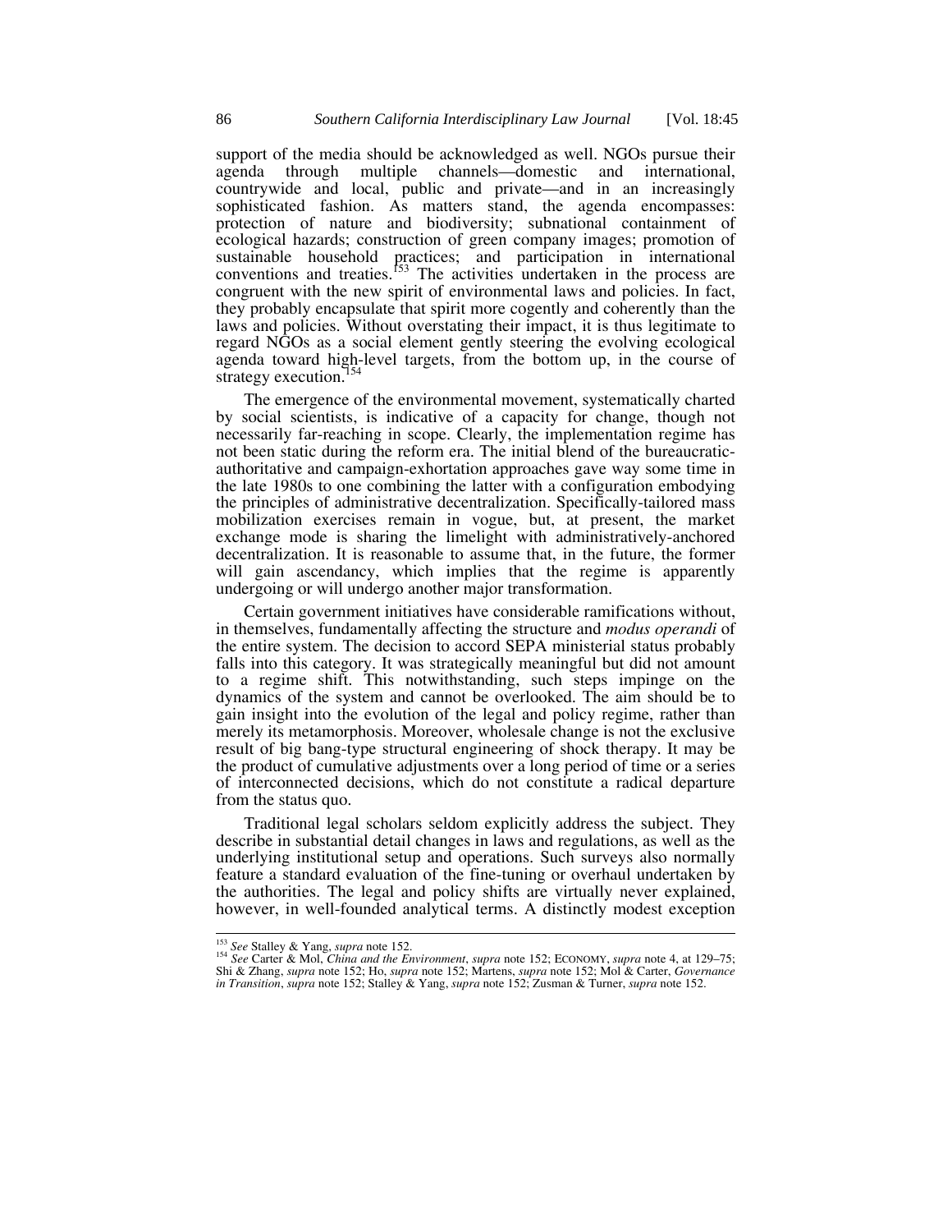support of the media should be acknowledged as well. NGOs pursue their agenda through multiple channels—domestic and international, countrywide and local, public and private—and in an increasingly sophisticated fashion. As matters stand, the agenda encompasses: protection of nature and biodiversity; subnational containment of ecological hazards; construction of green company images; promotion of sustainable household practices; and participation in international conventions and treaties.[153] The activities undertaken in the process are congruent with the new spirit of environmental laws and policies. In fact, they probably encapsulate that spirit more cogently and coherently than the laws and policies. Without overstating their impact, it is thus legitimate to regard NGOs as a social element gently steering the evolving ecological agenda toward high-level targets, from the bottom up, in the course of strategy execution.[154]

The emergence of the environmental movement, systematically charted by social scientists, is indicative of a capacity for change, though not necessarily far-reaching in scope. Clearly, the implementation regime has not been static during the reform era. The initial blend of the bureaucratic-authoritative and campaign-exhortation approaches gave way some time in the late 1980s to one combining the latter with a configuration embodying the principles of administrative decentralization. Specifically-tailored mass mobilization exercises remain in vogue, but, at present, the market exchange mode is sharing the limelight with administratively-anchored decentralization. It is reasonable to assume that, in the future, the former will gain ascendancy, which implies that the regime is apparently undergoing or will undergo another major transformation.

Certain government initiatives have considerable ramifications without, in themselves, fundamentally affecting the structure and *modus operandi* of the entire system. The decision to accord SEPA ministerial status probably falls into this category. It was strategically meaningful but did not amount to a regime shift. This notwithstanding, such steps impinge on the dynamics of the system and cannot be overlooked. The aim should be to gain insight into the evolution of the legal and policy regime, rather than merely its metamorphosis. Moreover, wholesale change is not the exclusive result of big bang-type structural engineering of shock therapy. It may be the product of cumulative adjustments over a long period of time or a series of interconnected decisions, which do not constitute a radical departure from the status quo.

Traditional legal scholars seldom explicitly address the subject. They describe in substantial detail changes in laws and regulations, as well as the underlying institutional setup and operations. Such surveys also normally feature a standard evaluation of the fine-tuning or overhaul undertaken by the authorities. The legal and policy shifts are virtually never explained, however, in well-founded analytical terms. A distinctly modest exception

---

[153] *See* Stalley & Yang, *supra* note 152.

[154] *See* Carter & Mol, *China and the Environment*, *supra* note 152; ECONOMY, *supra* note 4, at 129–75; Shi & Zhang, *supra* note 152; Ho, *supra* note 152; Martens, *supra* note 152; Mol & Carter, *Governance in Transition*, *supra* note 152; Stalley & Yang, *supra* note 152; Zusman & Turner, *supra* note 152.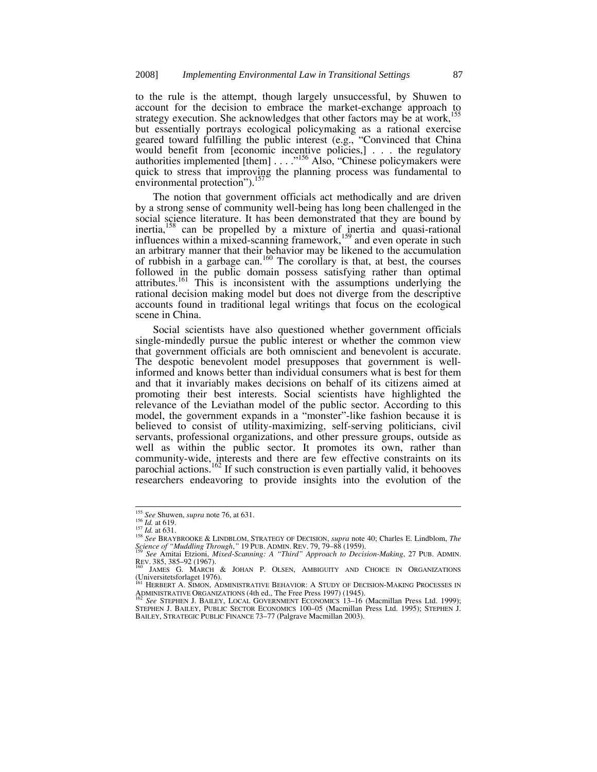to the rule is the attempt, though largely unsuccessful, by Shuwen to account for the decision to embrace the market-exchange approach to strategy execution. She acknowledges that other factors may be at work,[155] but essentially portrays ecological policymaking as a rational exercise geared toward fulfilling the public interest (e.g., "Convinced that China would benefit from [economic incentive policies,] . . . the regulatory authorities implemented [them] . . . ."[156] Also, "Chinese policymakers were quick to stress that improving the planning process was fundamental to environmental protection").[157]

The notion that government officials act methodically and are driven by a strong sense of community well-being has long been challenged in the social science literature. It has been demonstrated that they are bound by inertia,[158] can be propelled by a mixture of inertia and quasi-rational influences within a mixed-scanning framework,[159] and even operate in such an arbitrary manner that their behavior may be likened to the accumulation of rubbish in a garbage can.[160] The corollary is that, at best, the courses followed in the public domain possess satisfying rather than optimal attributes.[161] This is inconsistent with the assumptions underlying the rational decision making model but does not diverge from the descriptive accounts found in traditional legal writings that focus on the ecological scene in China.

Social scientists have also questioned whether government officials single-mindedly pursue the public interest or whether the common view that government officials are both omniscient and benevolent is accurate. The despotic benevolent model presupposes that government is well-informed and knows better than individual consumers what is best for them and that it invariably makes decisions on behalf of its citizens aimed at promoting their best interests. Social scientists have highlighted the relevance of the Leviathan model of the public sector. According to this model, the government expands in a "monster"-like fashion because it is believed to consist of utility-maximizing, self-serving politicians, civil servants, professional organizations, and other pressure groups, outside as well as within the public sector. It promotes its own, rather than community-wide, interests and there are few effective constraints on its parochial actions.[162] If such construction is even partially valid, it behooves researchers endeavoring to provide insights into the evolution of the

---

[155] *See* Shuwen, *supra* note 76, at 631.

[156] *Id.* at 619.

[157] *Id.* at 631.

[158] *See* BRAYBROOKE & LINDBLOM, STRATEGY OF DECISION, *supra* note 40; Charles E. Lindblom, *The Science of "Muddling Through,"* 19 PUB. ADMIN. REV. 79, 79–88 (1959).

[159] *See* Amitai Etzioni, *Mixed-Scanning: A "Third" Approach to Decision-Making*, 27 PUB. ADMIN. REV. 385, 385–92 (1967).

[160] JAMES G. MARCH & JOHAN P. OLSEN, AMBIGUITY AND CHOICE IN ORGANIZATIONS (Universitetsforlaget 1976).

[161] HERBERT A. SIMON, ADMINISTRATIVE BEHAVIOR: A STUDY OF DECISION-MAKING PROCESSES IN ADMINISTRATIVE ORGANIZATIONS (4th ed., The Free Press 1997) (1945).

[162] *See* STEPHEN J. BAILEY, LOCAL GOVERNMENT ECONOMICS 13–16 (Macmillan Press Ltd. 1999); STEPHEN J. BAILEY, PUBLIC SECTOR ECONOMICS 100–05 (Macmillan Press Ltd. 1995); STEPHEN J. BAILEY, STRATEGIC PUBLIC FINANCE 73–77 (Palgrave Macmillan 2003).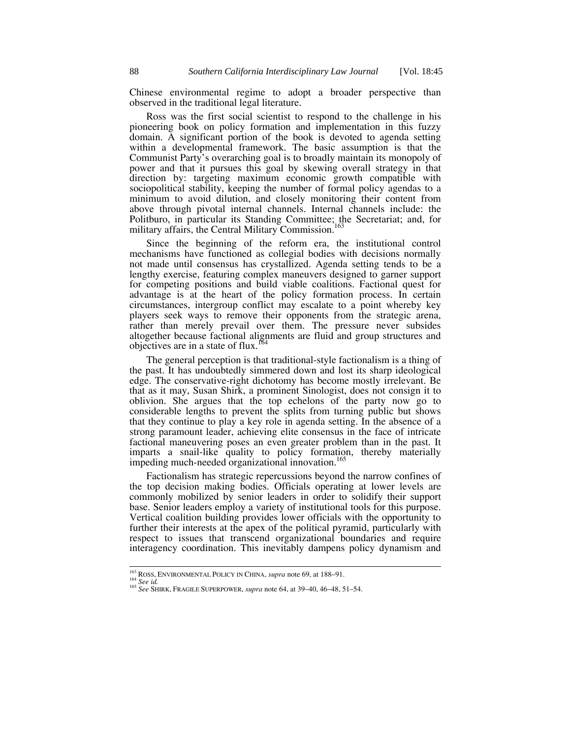Chinese environmental regime to adopt a broader perspective than observed in the traditional legal literature.

Ross was the first social scientist to respond to the challenge in his pioneering book on policy formation and implementation in this fuzzy domain. A significant portion of the book is devoted to agenda setting within a developmental framework. The basic assumption is that the Communist Party's overarching goal is to broadly maintain its monopoly of power and that it pursues this goal by skewing overall strategy in that direction by: targeting maximum economic growth compatible with sociopolitical stability, keeping the number of formal policy agendas to a minimum to avoid dilution, and closely monitoring their content from above through pivotal internal channels. Internal channels include: the Politburo, in particular its Standing Committee; the Secretariat; and, for military affairs, the Central Military Commission.[163]

Since the beginning of the reform era, the institutional control mechanisms have functioned as collegial bodies with decisions normally not made until consensus has crystallized. Agenda setting tends to be a lengthy exercise, featuring complex maneuvers designed to garner support for competing positions and build viable coalitions. Factional quest for advantage is at the heart of the policy formation process. In certain circumstances, intergroup conflict may escalate to a point whereby key players seek ways to remove their opponents from the strategic arena, rather than merely prevail over them. The pressure never subsides altogether because factional alignments are fluid and group structures and objectives are in a state of flux.[164]

The general perception is that traditional-style factionalism is a thing of the past. It has undoubtedly simmered down and lost its sharp ideological edge. The conservative-right dichotomy has become mostly irrelevant. Be that as it may, Susan Shirk, a prominent Sinologist, does not consign it to oblivion. She argues that the top echelons of the party now go to considerable lengths to prevent the splits from turning public but shows that they continue to play a key role in agenda setting. In the absence of a strong paramount leader, achieving elite consensus in the face of intricate factional maneuvering poses an even greater problem than in the past. It imparts a snail-like quality to policy formation, thereby materially impeding much-needed organizational innovation.[165]

Factionalism has strategic repercussions beyond the narrow confines of the top decision making bodies. Officials operating at lower levels are commonly mobilized by senior leaders in order to solidify their support base. Senior leaders employ a variety of institutional tools for this purpose. Vertical coalition building provides lower officials with the opportunity to further their interests at the apex of the political pyramid, particularly with respect to issues that transcend organizational boundaries and require interagency coordination. This inevitably dampens policy dynamism and

---

[163] ROSS, ENVIRONMENTAL POLICY IN CHINA, *supra* note 69, at 188–91.

[164] *See id.*

[165] *See* SHIRK, FRAGILE SUPERPOWER, *supra* note 64, at 39–40, 46–48, 51–54.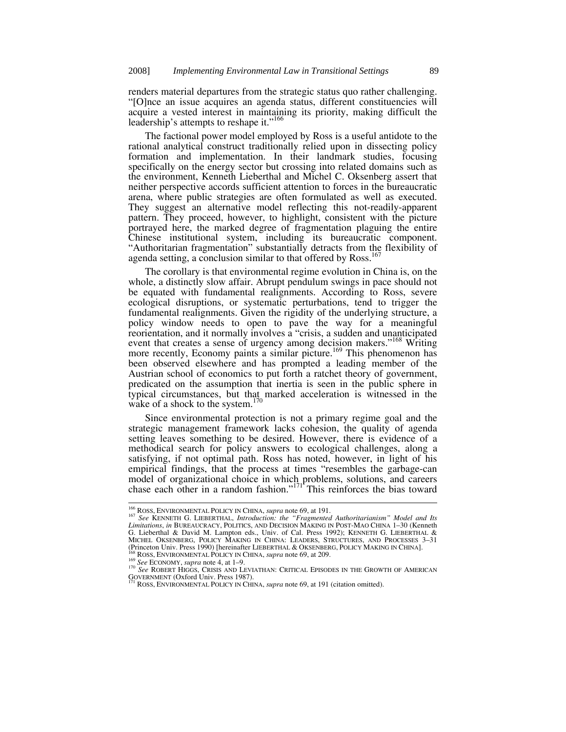renders material departures from the strategic status quo rather challenging. "[O]nce an issue acquires an agenda status, different constituencies will acquire a vested interest in maintaining its priority, making difficult the leadership's attempts to reshape it."[166]

The factional power model employed by Ross is a useful antidote to the rational analytical construct traditionally relied upon in dissecting policy formation and implementation. In their landmark studies, focusing specifically on the energy sector but crossing into related domains such as the environment, Kenneth Lieberthal and Michel C. Oksenberg assert that neither perspective accords sufficient attention to forces in the bureaucratic arena, where public strategies are often formulated as well as executed. They suggest an alternative model reflecting this not-readily-apparent pattern. They proceed, however, to highlight, consistent with the picture portrayed here, the marked degree of fragmentation plaguing the entire Chinese institutional system, including its bureaucratic component. "Authoritarian fragmentation" substantially detracts from the flexibility of agenda setting, a conclusion similar to that offered by Ross.[167]

The corollary is that environmental regime evolution in China is, on the whole, a distinctly slow affair. Abrupt pendulum swings in pace should not be equated with fundamental realignments. According to Ross, severe ecological disruptions, or systematic perturbations, tend to trigger the fundamental realignments. Given the rigidity of the underlying structure, a policy window needs to open to pave the way for a meaningful reorientation, and it normally involves a "crisis, a sudden and unanticipated event that creates a sense of urgency among decision makers."[168] Writing more recently, Economy paints a similar picture.[169] This phenomenon has been observed elsewhere and has prompted a leading member of the Austrian school of economics to put forth a ratchet theory of government, predicated on the assumption that inertia is seen in the public sphere in typical circumstances, but that marked acceleration is witnessed in the wake of a shock to the system.[170]

Since environmental protection is not a primary regime goal and the strategic management framework lacks cohesion, the quality of agenda setting leaves something to be desired. However, there is evidence of a methodical search for policy answers to ecological challenges, along a satisfying, if not optimal path. Ross has noted, however, in light of his empirical findings, that the process at times "resembles the garbage-can model of organizational choice in which problems, solutions, and careers chase each other in a random fashion."[171] This reinforces the bias toward

---

[166] ROSS, ENVIRONMENTAL POLICY IN CHINA, *supra* note 69, at 191.

[167] *See* KENNETH G. LIEBERTHAL, *Introduction: the "Fragmented Authoritarianism" Model and Its Limitations*, *in* BUREAUCRACY, POLITICS, AND DECISION MAKING IN POST-MAO CHINA 1–30 (Kenneth G. Lieberthal & David M. Lampton eds., Univ. of Cal. Press 1992); KENNETH G. LIEBERTHAL & MICHEL OKSENBERG, POLICY MAKING IN CHINA: LEADERS, STRUCTURES, AND PROCESSES 3–31 (Princeton Univ. Press 1990) [hereinafter LIEBERTHAL & OKSENBERG, POLICY MAKING IN CHINA].

[168] ROSS, ENVIRONMENTAL POLICY IN CHINA, *supra* note 69, at 209.

[169] *See* ECONOMY, *supra* note 4, at 1–9.

[170] *See* ROBERT HIGGS, CRISIS AND LEVIATHAN: CRITICAL EPISODES IN THE GROWTH OF AMERICAN GOVERNMENT (Oxford Univ. Press 1987).

[171] ROSS, ENVIRONMENTAL POLICY IN CHINA, *supra* note 69, at 191 (citation omitted).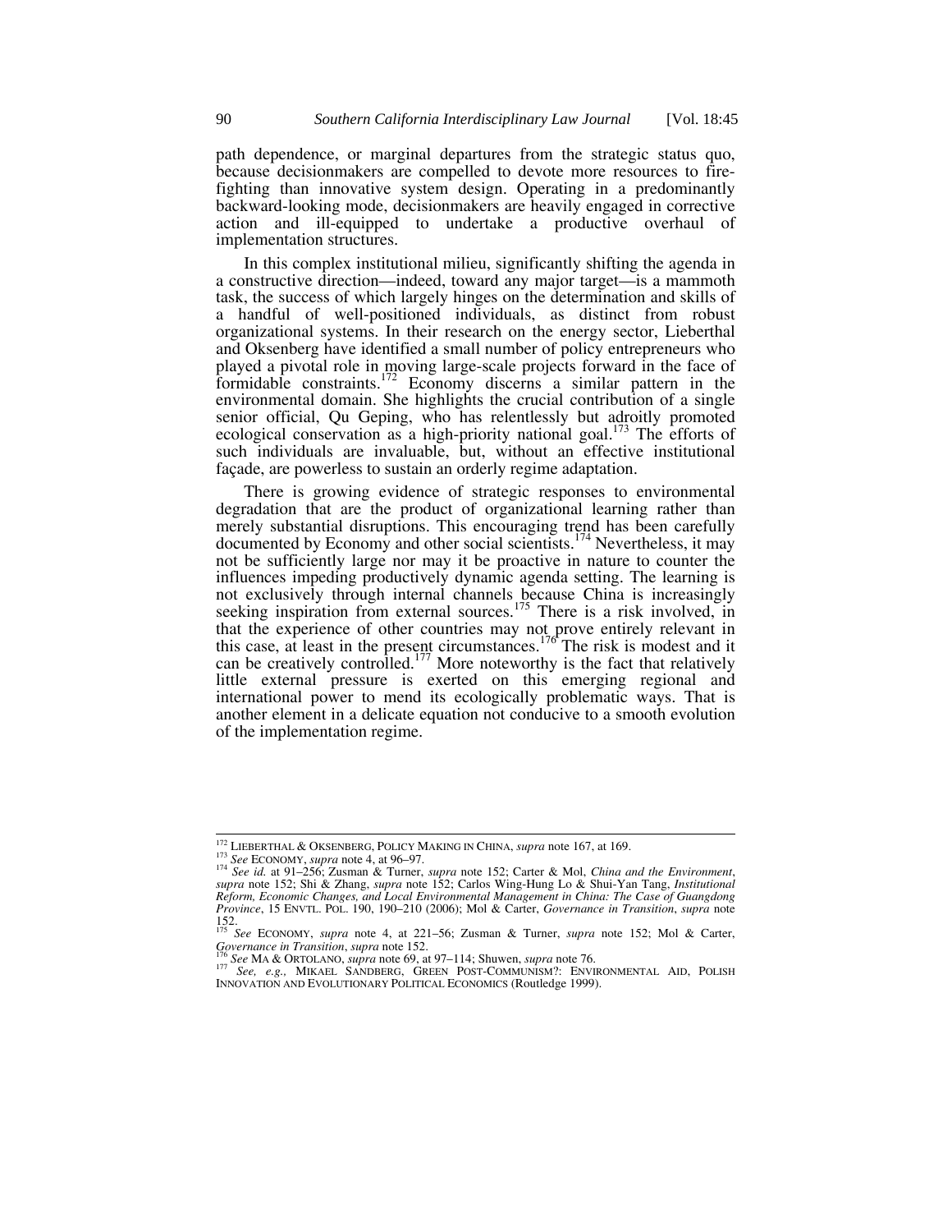path dependence, or marginal departures from the strategic status quo, because decisionmakers are compelled to devote more resources to fire-fighting than innovative system design. Operating in a predominantly backward-looking mode, decisionmakers are heavily engaged in corrective action and ill-equipped to undertake a productive overhaul of implementation structures.

In this complex institutional milieu, significantly shifting the agenda in a constructive direction—indeed, toward any major target—is a mammoth task, the success of which largely hinges on the determination and skills of a handful of well-positioned individuals, as distinct from robust organizational systems. In their research on the energy sector, Lieberthal and Oksenberg have identified a small number of policy entrepreneurs who played a pivotal role in moving large-scale projects forward in the face of formidable constraints.[172] Economy discerns a similar pattern in the environmental domain. She highlights the crucial contribution of a single senior official, Qu Geping, who has relentlessly but adroitly promoted ecological conservation as a high-priority national goal.[173] The efforts of such individuals are invaluable, but, without an effective institutional façade, are powerless to sustain an orderly regime adaptation.

There is growing evidence of strategic responses to environmental degradation that are the product of organizational learning rather than merely substantial disruptions. This encouraging trend has been carefully documented by Economy and other social scientists.[174] Nevertheless, it may not be sufficiently large nor may it be proactive in nature to counter the influences impeding productively dynamic agenda setting. The learning is not exclusively through internal channels because China is increasingly seeking inspiration from external sources.[175] There is a risk involved, in that the experience of other countries may not prove entirely relevant in this case, at least in the present circumstances.[176] The risk is modest and it can be creatively controlled.[177] More noteworthy is the fact that relatively little external pressure is exerted on this emerging regional and international power to mend its ecologically problematic ways. That is another element in a delicate equation not conducive to a smooth evolution of the implementation regime.

---

[172] LIEBERTHAL & OKSENBERG, POLICY MAKING IN CHINA, *supra* note 167, at 169.

[173] *See* ECONOMY, *supra* note 4, at 96–97.

[174] *See id.* at 91–256; Zusman & Turner, *supra* note 152; Carter & Mol, *China and the Environment*, *supra* note 152; Shi & Zhang, *supra* note 152; Carlos Wing-Hung Lo & Shui-Yan Tang, *Institutional Reform, Economic Changes, and Local Environmental Management in China: The Case of Guangdong Province*, 15 ENVTL. POL. 190, 190–210 (2006); Mol & Carter, *Governance in Transition*, *supra* note 152.

[175] *See* ECONOMY, *supra* note 4, at 221–56; Zusman & Turner, *supra* note 152; Mol & Carter, *Governance in Transition*, *supra* note 152.

[176] *See* MA & ORTOLANO, *supra* note 69, at 97–114; Shuwen, *supra* note 76.

[177] *See, e.g.*, MIKAEL SANDBERG, GREEN POST-COMMUNISM?: ENVIRONMENTAL AID, POLISH INNOVATION AND EVOLUTIONARY POLITICAL ECONOMICS (Routledge 1999).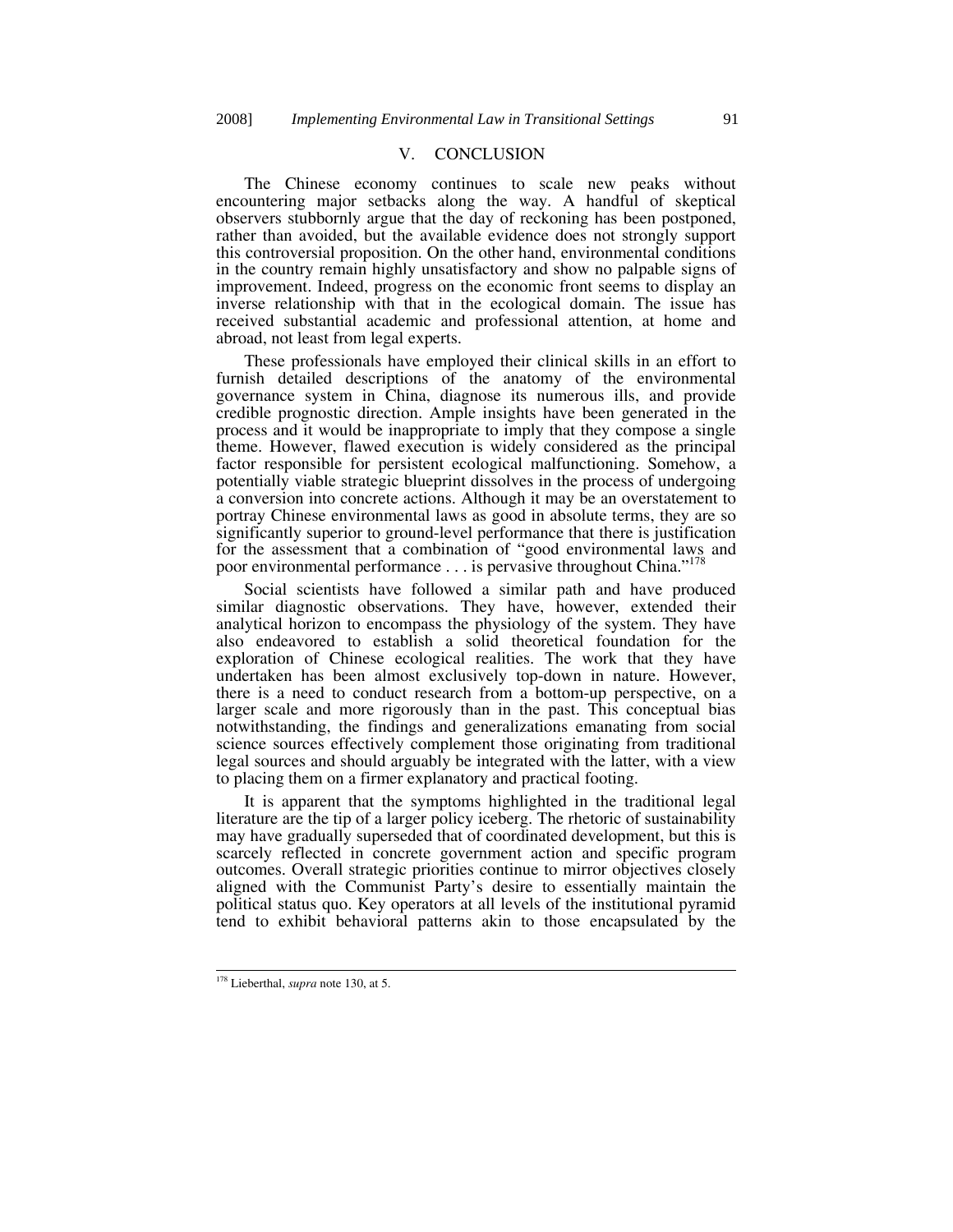## V. CONCLUSION

The Chinese economy continues to scale new peaks without encountering major setbacks along the way. A handful of skeptical observers stubbornly argue that the day of reckoning has been postponed, rather than avoided, but the available evidence does not strongly support this controversial proposition. On the other hand, environmental conditions in the country remain highly unsatisfactory and show no palpable signs of improvement. Indeed, progress on the economic front seems to display an inverse relationship with that in the ecological domain. The issue has received substantial academic and professional attention, at home and abroad, not least from legal experts.

These professionals have employed their clinical skills in an effort to furnish detailed descriptions of the anatomy of the environmental governance system in China, diagnose its numerous ills, and provide credible prognostic direction. Ample insights have been generated in the process and it would be inappropriate to imply that they compose a single theme. However, flawed execution is widely considered as the principal factor responsible for persistent ecological malfunctioning. Somehow, a potentially viable strategic blueprint dissolves in the process of undergoing a conversion into concrete actions. Although it may be an overstatement to portray Chinese environmental laws as good in absolute terms, they are so significantly superior to ground-level performance that there is justification for the assessment that a combination of "good environmental laws and poor environmental performance . . . is pervasive throughout China."[178]

Social scientists have followed a similar path and have produced similar diagnostic observations. They have, however, extended their analytical horizon to encompass the physiology of the system. They have also endeavored to establish a solid theoretical foundation for the exploration of Chinese ecological realities. The work that they have undertaken has been almost exclusively top-down in nature. However, there is a need to conduct research from a bottom-up perspective, on a larger scale and more rigorously than in the past. This conceptual bias notwithstanding, the findings and generalizations emanating from social science sources effectively complement those originating from traditional legal sources and should arguably be integrated with the latter, with a view to placing them on a firmer explanatory and practical footing.

It is apparent that the symptoms highlighted in the traditional legal literature are the tip of a larger policy iceberg. The rhetoric of sustainability may have gradually superseded that of coordinated development, but this is scarcely reflected in concrete government action and specific program outcomes. Overall strategic priorities continue to mirror objectives closely aligned with the Communist Party's desire to essentially maintain the political status quo. Key operators at all levels of the institutional pyramid tend to exhibit behavioral patterns akin to those encapsulated by the

---

[178] Lieberthal, *supra* note 130, at 5.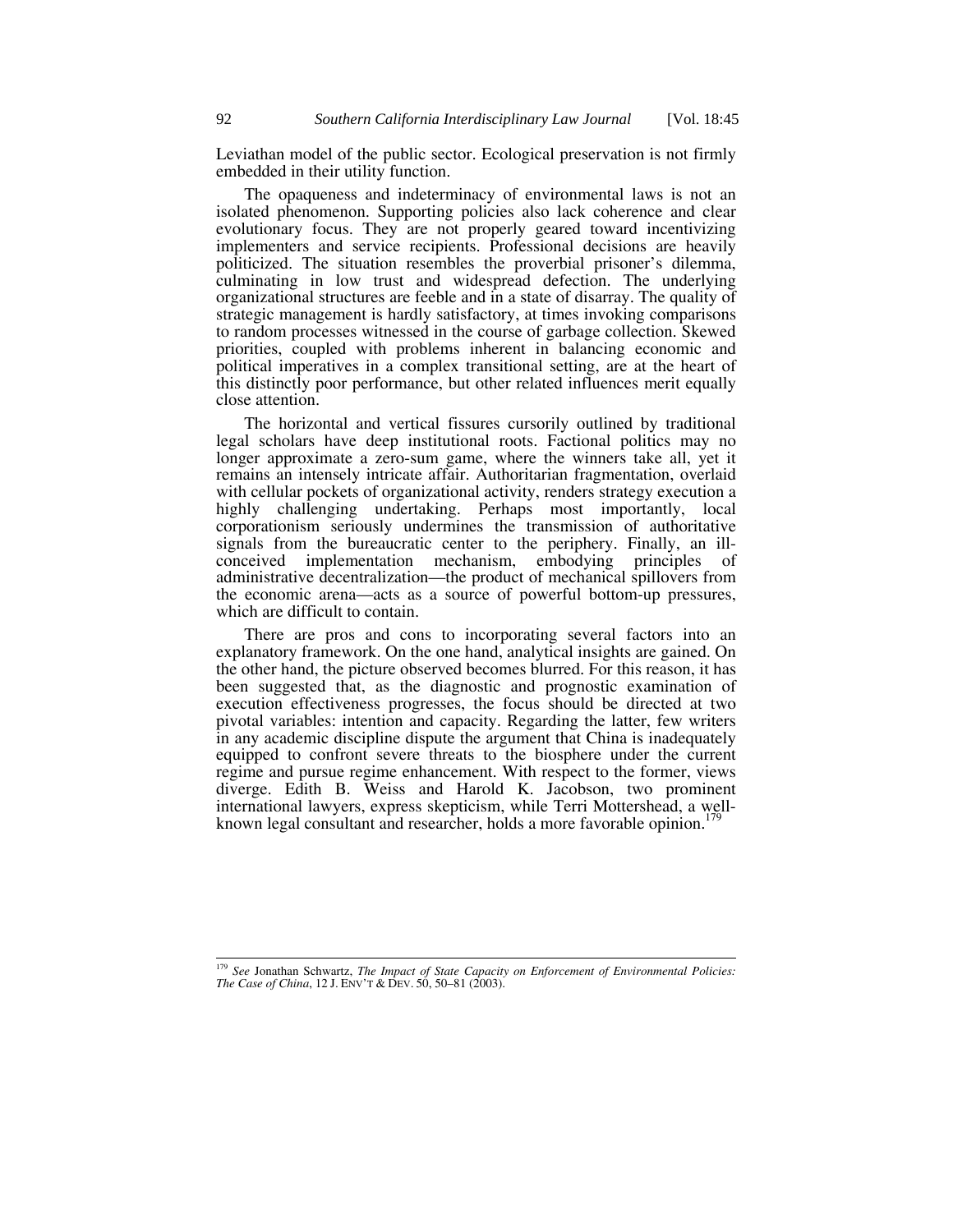Leviathan model of the public sector. Ecological preservation is not firmly embedded in their utility function.

The opaqueness and indeterminacy of environmental laws is not an isolated phenomenon. Supporting policies also lack coherence and clear evolutionary focus. They are not properly geared toward incentivizing implementers and service recipients. Professional decisions are heavily politicized. The situation resembles the proverbial prisoner's dilemma, culminating in low trust and widespread defection. The underlying organizational structures are feeble and in a state of disarray. The quality of strategic management is hardly satisfactory, at times invoking comparisons to random processes witnessed in the course of garbage collection. Skewed priorities, coupled with problems inherent in balancing economic and political imperatives in a complex transitional setting, are at the heart of this distinctly poor performance, but other related influences merit equally close attention.

The horizontal and vertical fissures cursorily outlined by traditional legal scholars have deep institutional roots. Factional politics may no longer approximate a zero-sum game, where the winners take all, yet it remains an intensely intricate affair. Authoritarian fragmentation, overlaid with cellular pockets of organizational activity, renders strategy execution a highly challenging undertaking. Perhaps most importantly, local corporationism seriously undermines the transmission of authoritative signals from the bureaucratic center to the periphery. Finally, an ill-conceived implementation mechanism, embodying principles of administrative decentralization—the product of mechanical spillovers from the economic arena—acts as a source of powerful bottom-up pressures, which are difficult to contain.

There are pros and cons to incorporating several factors into an explanatory framework. On the one hand, analytical insights are gained. On the other hand, the picture observed becomes blurred. For this reason, it has been suggested that, as the diagnostic and prognostic examination of execution effectiveness progresses, the focus should be directed at two pivotal variables: intention and capacity. Regarding the latter, few writers in any academic discipline dispute the argument that China is inadequately equipped to confront severe threats to the biosphere under the current regime and pursue regime enhancement. With respect to the former, views diverge. Edith B. Weiss and Harold K. Jacobson, two prominent international lawyers, express skepticism, while Terri Mottershead, a well-known legal consultant and researcher, holds a more favorable opinion.[179]

---

[179] *See* Jonathan Schwartz, *The Impact of State Capacity on Enforcement of Environmental Policies: The Case of China*, 12 J. ENV'T & DEV. 50, 50–81 (2003).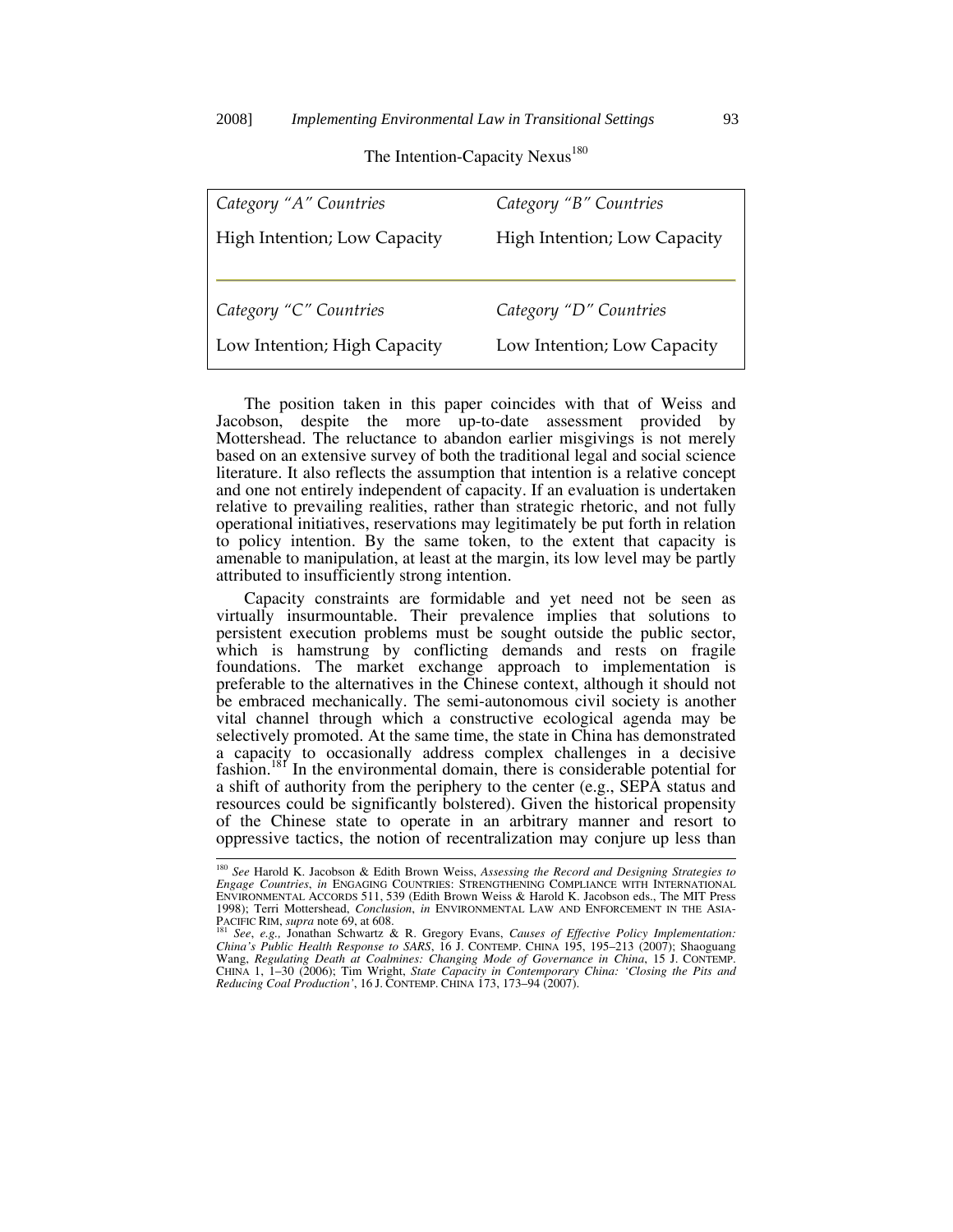The Intention-Capacity Nexus[180]

| *Category "A" Countries* | *Category "B" Countries* |
|---|---|
| High Intention; Low Capacity | High Intention; Low Capacity |
| *Category "C" Countries* | *Category "D" Countries* |
| Low Intention; High Capacity | Low Intention; Low Capacity |

The position taken in this paper coincides with that of Weiss and Jacobson, despite the more up-to-date assessment provided by Mottershead. The reluctance to abandon earlier misgivings is not merely based on an extensive survey of both the traditional legal and social science literature. It also reflects the assumption that intention is a relative concept and one not entirely independent of capacity. If an evaluation is undertaken relative to prevailing realities, rather than strategic rhetoric, and not fully operational initiatives, reservations may legitimately be put forth in relation to policy intention. By the same token, to the extent that capacity is amenable to manipulation, at least at the margin, its low level may be partly attributed to insufficiently strong intention.

Capacity constraints are formidable and yet need not be seen as virtually insurmountable. Their prevalence implies that solutions to persistent execution problems must be sought outside the public sector, which is hamstrung by conflicting demands and rests on fragile foundations. The market exchange approach to implementation is preferable to the alternatives in the Chinese context, although it should not be embraced mechanically. The semi-autonomous civil society is another vital channel through which a constructive ecological agenda may be selectively promoted. At the same time, the state in China has demonstrated a capacity to occasionally address complex challenges in a decisive fashion.[181] In the environmental domain, there is considerable potential for a shift of authority from the periphery to the center (e.g., SEPA status and resources could be significantly bolstered). Given the historical propensity of the Chinese state to operate in an arbitrary manner and resort to oppressive tactics, the notion of recentralization may conjure up less than

---

[180] *See* Harold K. Jacobson & Edith Brown Weiss, *Assessing the Record and Designing Strategies to Engage Countries*, *in* ENGAGING COUNTRIES: STRENGTHENING COMPLIANCE WITH INTERNATIONAL ENVIRONMENTAL ACCORDS 511, 539 (Edith Brown Weiss & Harold K. Jacobson eds., The MIT Press 1998); Terri Mottershead, *Conclusion*, *in* ENVIRONMENTAL LAW AND ENFORCEMENT IN THE ASIA-PACIFIC RIM, *supra* note 69, at 608.

[181] *See*, *e.g.*, Jonathan Schwartz & R. Gregory Evans, *Causes of Effective Policy Implementation: China's Public Health Response to SARS*, 16 J. CONTEMP. CHINA 195, 195–213 (2007); Shaoguang Wang, *Regulating Death at Coalmines: Changing Mode of Governance in China*, 15 J. CONTEMP. CHINA 1, 1–30 (2006); Tim Wright, *State Capacity in Contemporary China: 'Closing the Pits and Reducing Coal Production'*, 16 J. CONTEMP. CHINA 173, 173–94 (2007).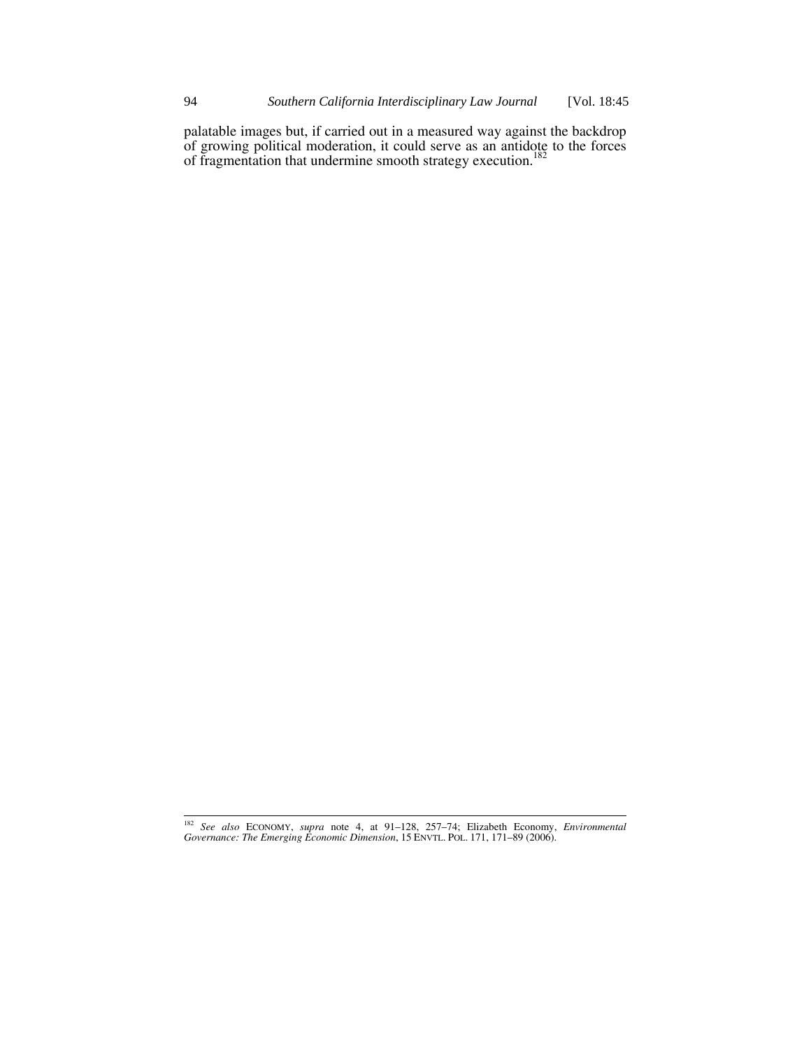palatable images but, if carried out in a measured way against the backdrop of growing political moderation, it could serve as an antidote to the forces of fragmentation that undermine smooth strategy execution.[182]

---

[182] *See also* ECONOMY, *supra* note 4, at 91–128, 257–74; Elizabeth Economy, *Environmental Governance: The Emerging Economic Dimension*, 15 ENVTL. POL. 171, 171–89 (2006).